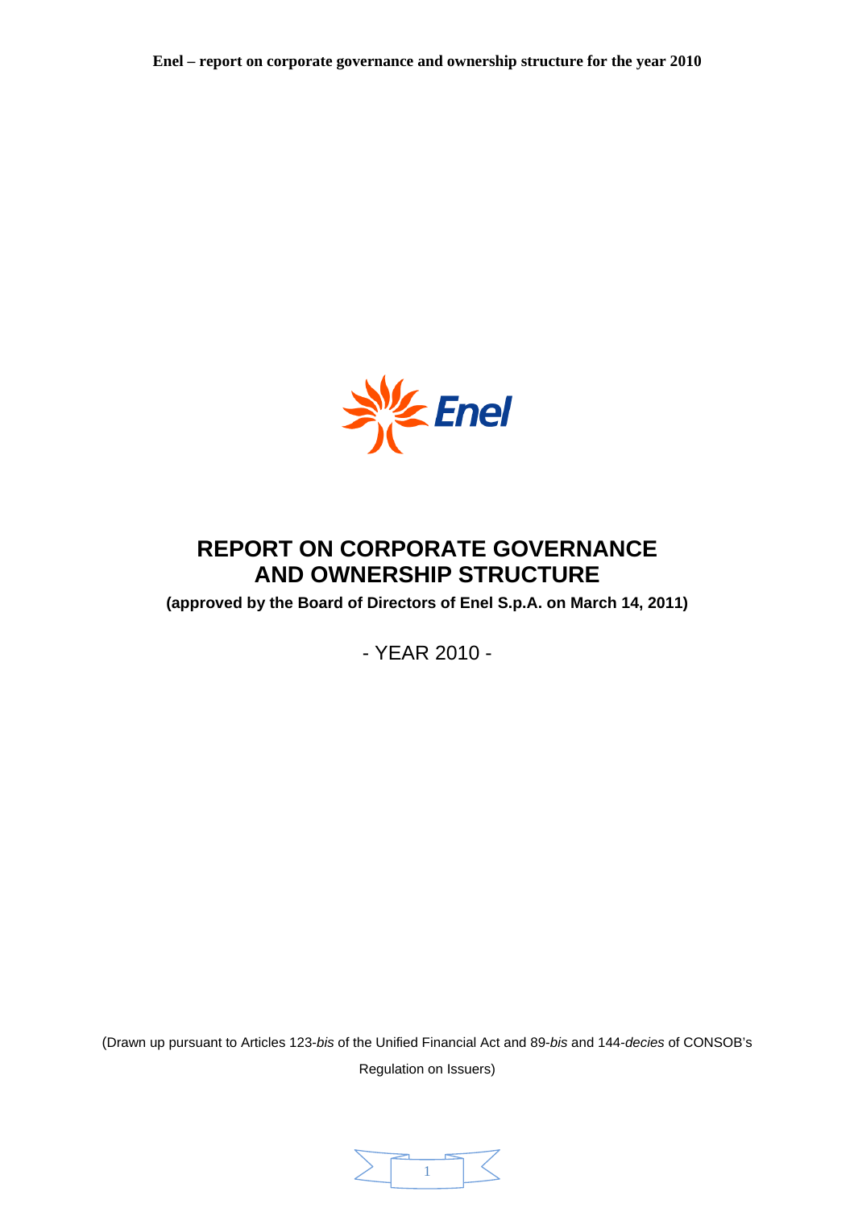# REPORT ON CORPORATE GOVERNANCE AND OWNERSHIP STRUCTURE

**(approved by the Board of Directors of Enel S.p.A. on March 14, 2011)**

- YEAR 2010 -

(Drawn up pursuant to Articles 123-*bis* of the Unified Financial Act and 89-*bis* and 144-*decies* of CONSOB's Regulation on Issuers)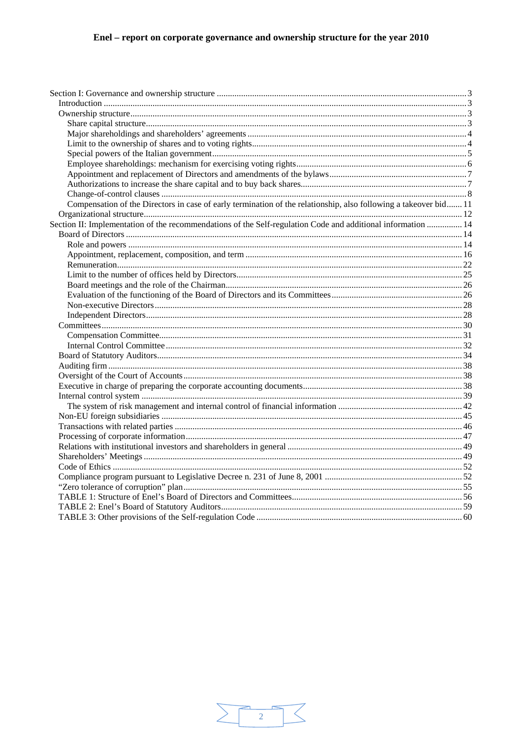Enel – report on corporate governance and ownership structure for the year 2010

- Section I: Governance and ownership structure ... 3
  - Introduction ... 3
  - Ownership structure ... 3
    - Share capital structure ... 3
    - Major shareholdings and shareholders' agreements ... 4
    - Limit to the ownership of shares and to voting rights ... 4
    - Special powers of the Italian government ... 5
    - Employee shareholdings: mechanism for exercising voting rights ... 6
    - Appointment and replacement of Directors and amendments of the bylaws ... 7
    - Authorizations to increase the share capital and to buy back shares ... 7
    - Change-of-control clauses ... 8
    - Compensation of the Directors in case of early termination of the relationship, also following a takeover bid ... 11
  - Organizational structure ... 12
- Section II: Implementation of the recommendations of the Self-regulation Code and additional information ... 14
  - Board of Directors ... 14
    - Role and powers ... 14
    - Appointment, replacement, composition, and term ... 16
    - Remuneration ... 22
    - Limit to the number of offices held by Directors ... 25
    - Board meetings and the role of the Chairman ... 26
    - Evaluation of the functioning of the Board of Directors and its Committees ... 26
    - Non-executive Directors ... 28
    - Independent Directors ... 28
  - Committees ... 30
    - Compensation Committee ... 31
    - Internal Control Committee ... 32
  - Board of Statutory Auditors ... 34
  - Auditing firm ... 38
  - Oversight of the Court of Accounts ... 38
  - Executive in charge of preparing the corporate accounting documents ... 38
  - Internal control system ... 39
    - The system of risk management and internal control of financial information ... 42
  - Non-EU foreign subsidiaries ... 45
  - Transactions with related parties ... 46
  - Processing of corporate information ... 47
  - Relations with institutional investors and shareholders in general ... 49
  - Shareholders' Meetings ... 49
  - Code of Ethics ... 52
  - Compliance program pursuant to Legislative Decree n. 231 of June 8, 2001 ... 52
  - "Zero tolerance of corruption" plan ... 55
  - TABLE 1: Structure of Enel's Board of Directors and Committees ... 56
  - TABLE 2: Enel's Board of Statutory Auditors ... 59
  - TABLE 3: Other provisions of the Self-regulation Code ... 60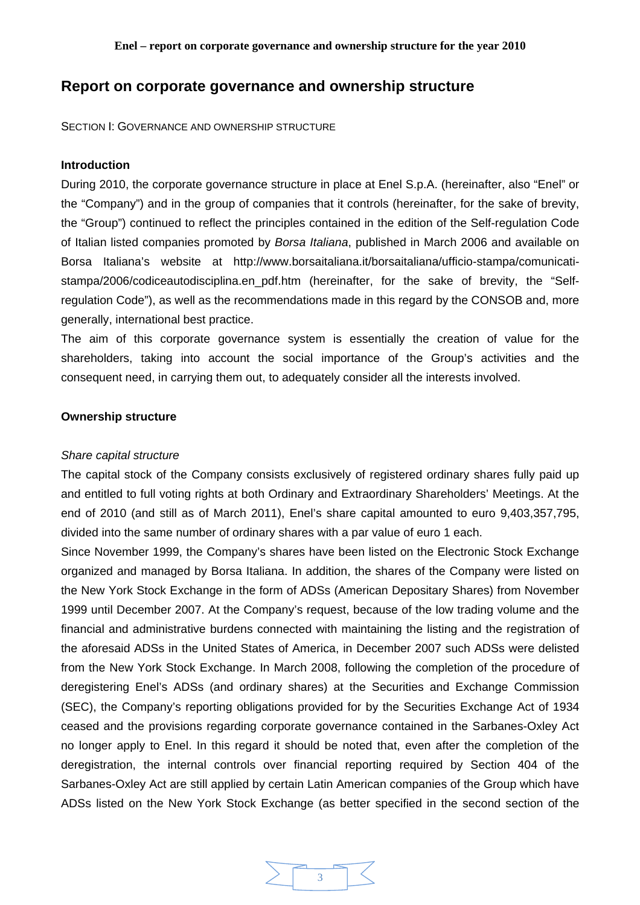# Report on corporate governance and ownership structure

SECTION I: GOVERNANCE AND OWNERSHIP STRUCTURE

### Introduction

During 2010, the corporate governance structure in place at Enel S.p.A. (hereinafter, also "Enel" or the "Company") and in the group of companies that it controls (hereinafter, for the sake of brevity, the "Group") continued to reflect the principles contained in the edition of the Self-regulation Code of Italian listed companies promoted by *Borsa Italiana*, published in March 2006 and available on Borsa Italiana's website at http://www.borsaitaliana.it/borsaitaliana/ufficio-stampa/comunicati-stampa/2006/codiceautodisciplina.en_pdf.htm (hereinafter, for the sake of brevity, the "Self-regulation Code"), as well as the recommendations made in this regard by the CONSOB and, more generally, international best practice.

The aim of this corporate governance system is essentially the creation of value for the shareholders, taking into account the social importance of the Group's activities and the consequent need, in carrying them out, to adequately consider all the interests involved.

### Ownership structure

*Share capital structure*

The capital stock of the Company consists exclusively of registered ordinary shares fully paid up and entitled to full voting rights at both Ordinary and Extraordinary Shareholders' Meetings. At the end of 2010 (and still as of March 2011), Enel's share capital amounted to euro 9,403,357,795, divided into the same number of ordinary shares with a par value of euro 1 each.

Since November 1999, the Company's shares have been listed on the Electronic Stock Exchange organized and managed by Borsa Italiana. In addition, the shares of the Company were listed on the New York Stock Exchange in the form of ADSs (American Depositary Shares) from November 1999 until December 2007. At the Company's request, because of the low trading volume and the financial and administrative burdens connected with maintaining the listing and the registration of the aforesaid ADSs in the United States of America, in December 2007 such ADSs were delisted from the New York Stock Exchange. In March 2008, following the completion of the procedure of deregistering Enel's ADSs (and ordinary shares) at the Securities and Exchange Commission (SEC), the Company's reporting obligations provided for by the Securities Exchange Act of 1934 ceased and the provisions regarding corporate governance contained in the Sarbanes-Oxley Act no longer apply to Enel. In this regard it should be noted that, even after the completion of the deregistration, the internal controls over financial reporting required by Section 404 of the Sarbanes-Oxley Act are still applied by certain Latin American companies of the Group which have ADSs listed on the New York Stock Exchange (as better specified in the second section of the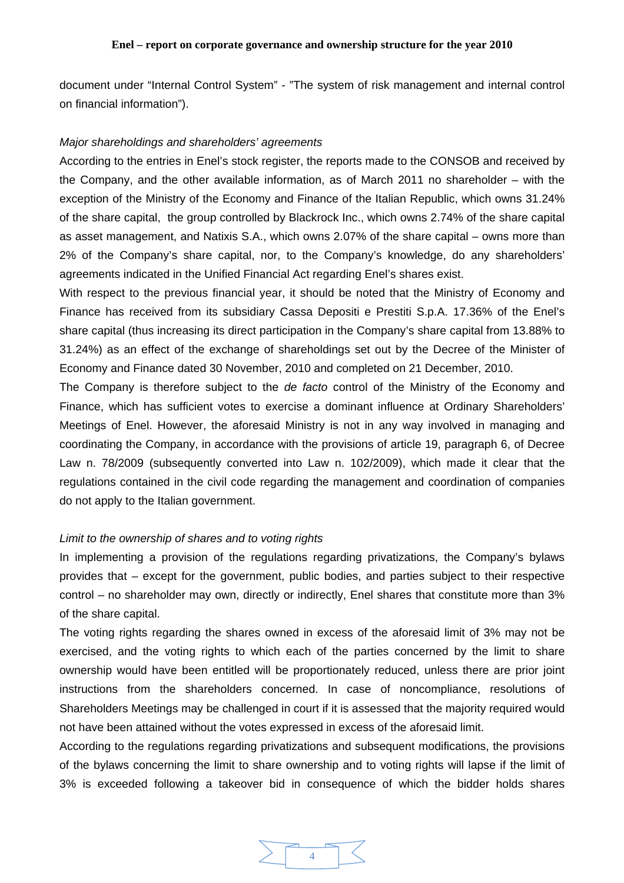document under "Internal Control System" - "The system of risk management and internal control on financial information").

*Major shareholdings and shareholders' agreements*

According to the entries in Enel's stock register, the reports made to the CONSOB and received by the Company, and the other available information, as of March 2011 no shareholder – with the exception of the Ministry of the Economy and Finance of the Italian Republic, which owns 31.24% of the share capital, the group controlled by Blackrock Inc., which owns 2.74% of the share capital as asset management, and Natixis S.A., which owns 2.07% of the share capital – owns more than 2% of the Company's share capital, nor, to the Company's knowledge, do any shareholders' agreements indicated in the Unified Financial Act regarding Enel's shares exist.

With respect to the previous financial year, it should be noted that the Ministry of Economy and Finance has received from its subsidiary Cassa Depositi e Prestiti S.p.A. 17.36% of the Enel's share capital (thus increasing its direct participation in the Company's share capital from 13.88% to 31.24%) as an effect of the exchange of shareholdings set out by the Decree of the Minister of Economy and Finance dated 30 November, 2010 and completed on 21 December, 2010.

The Company is therefore subject to the *de facto* control of the Ministry of the Economy and Finance, which has sufficient votes to exercise a dominant influence at Ordinary Shareholders' Meetings of Enel. However, the aforesaid Ministry is not in any way involved in managing and coordinating the Company, in accordance with the provisions of article 19, paragraph 6, of Decree Law n. 78/2009 (subsequently converted into Law n. 102/2009), which made it clear that the regulations contained in the civil code regarding the management and coordination of companies do not apply to the Italian government.

*Limit to the ownership of shares and to voting rights*

In implementing a provision of the regulations regarding privatizations, the Company's bylaws provides that – except for the government, public bodies, and parties subject to their respective control – no shareholder may own, directly or indirectly, Enel shares that constitute more than 3% of the share capital.

The voting rights regarding the shares owned in excess of the aforesaid limit of 3% may not be exercised, and the voting rights to which each of the parties concerned by the limit to share ownership would have been entitled will be proportionately reduced, unless there are prior joint instructions from the shareholders concerned. In case of noncompliance, resolutions of Shareholders Meetings may be challenged in court if it is assessed that the majority required would not have been attained without the votes expressed in excess of the aforesaid limit.

According to the regulations regarding privatizations and subsequent modifications, the provisions of the bylaws concerning the limit to share ownership and to voting rights will lapse if the limit of 3% is exceeded following a takeover bid in consequence of which the bidder holds shares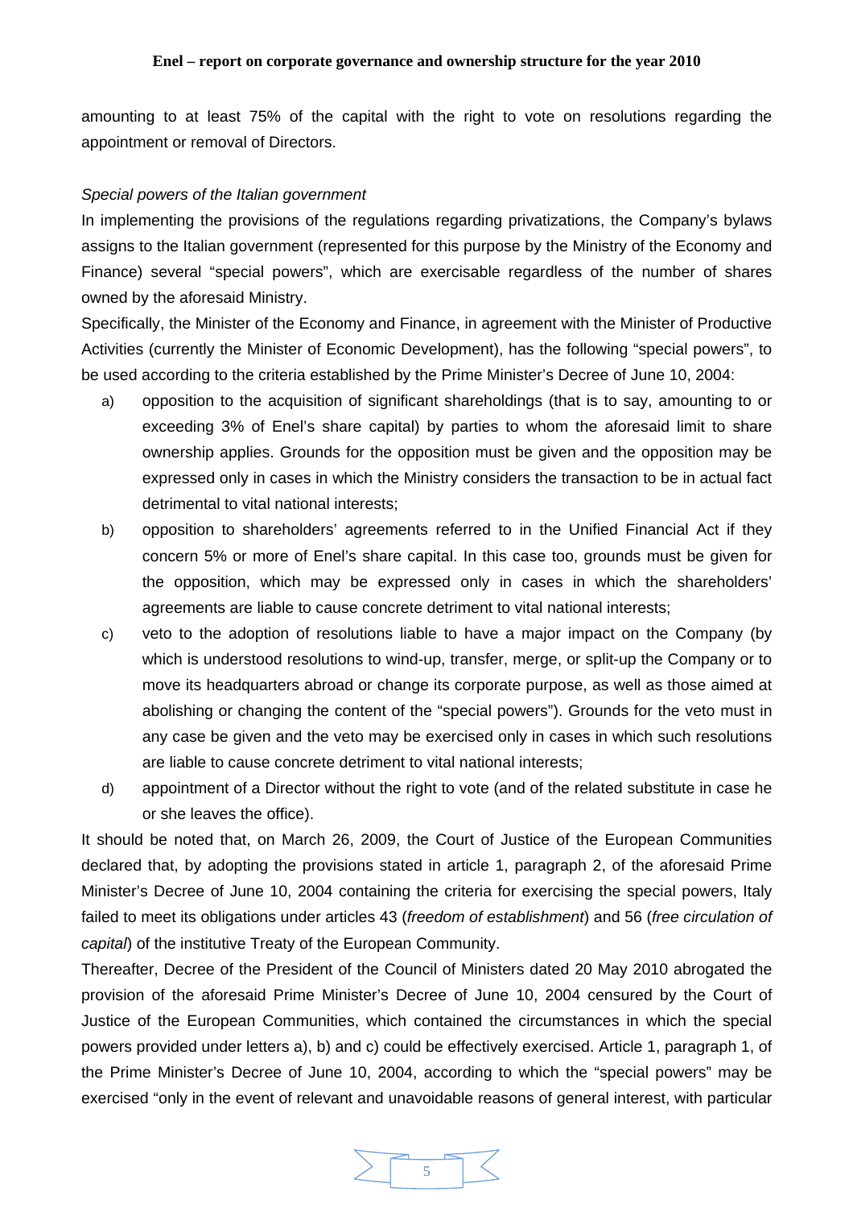amounting to at least 75% of the capital with the right to vote on resolutions regarding the appointment or removal of Directors.

*Special powers of the Italian government*

In implementing the provisions of the regulations regarding privatizations, the Company's bylaws assigns to the Italian government (represented for this purpose by the Ministry of the Economy and Finance) several "special powers", which are exercisable regardless of the number of shares owned by the aforesaid Ministry.

Specifically, the Minister of the Economy and Finance, in agreement with the Minister of Productive Activities (currently the Minister of Economic Development), has the following "special powers", to be used according to the criteria established by the Prime Minister's Decree of June 10, 2004:

a) opposition to the acquisition of significant shareholdings (that is to say, amounting to or exceeding 3% of Enel's share capital) by parties to whom the aforesaid limit to share ownership applies. Grounds for the opposition must be given and the opposition may be expressed only in cases in which the Ministry considers the transaction to be in actual fact detrimental to vital national interests;

b) opposition to shareholders' agreements referred to in the Unified Financial Act if they concern 5% or more of Enel's share capital. In this case too, grounds must be given for the opposition, which may be expressed only in cases in which the shareholders' agreements are liable to cause concrete detriment to vital national interests;

c) veto to the adoption of resolutions liable to have a major impact on the Company (by which is understood resolutions to wind-up, transfer, merge, or split-up the Company or to move its headquarters abroad or change its corporate purpose, as well as those aimed at abolishing or changing the content of the "special powers"). Grounds for the veto must in any case be given and the veto may be exercised only in cases in which such resolutions are liable to cause concrete detriment to vital national interests;

d) appointment of a Director without the right to vote (and of the related substitute in case he or she leaves the office).

It should be noted that, on March 26, 2009, the Court of Justice of the European Communities declared that, by adopting the provisions stated in article 1, paragraph 2, of the aforesaid Prime Minister's Decree of June 10, 2004 containing the criteria for exercising the special powers, Italy failed to meet its obligations under articles 43 (*freedom of establishment*) and 56 (*free circulation of capital*) of the institutive Treaty of the European Community.

Thereafter, Decree of the President of the Council of Ministers dated 20 May 2010 abrogated the provision of the aforesaid Prime Minister's Decree of June 10, 2004 censured by the Court of Justice of the European Communities, which contained the circumstances in which the special powers provided under letters a), b) and c) could be effectively exercised. Article 1, paragraph 1, of the Prime Minister's Decree of June 10, 2004, according to which the "special powers" may be exercised "only in the event of relevant and unavoidable reasons of general interest, with particular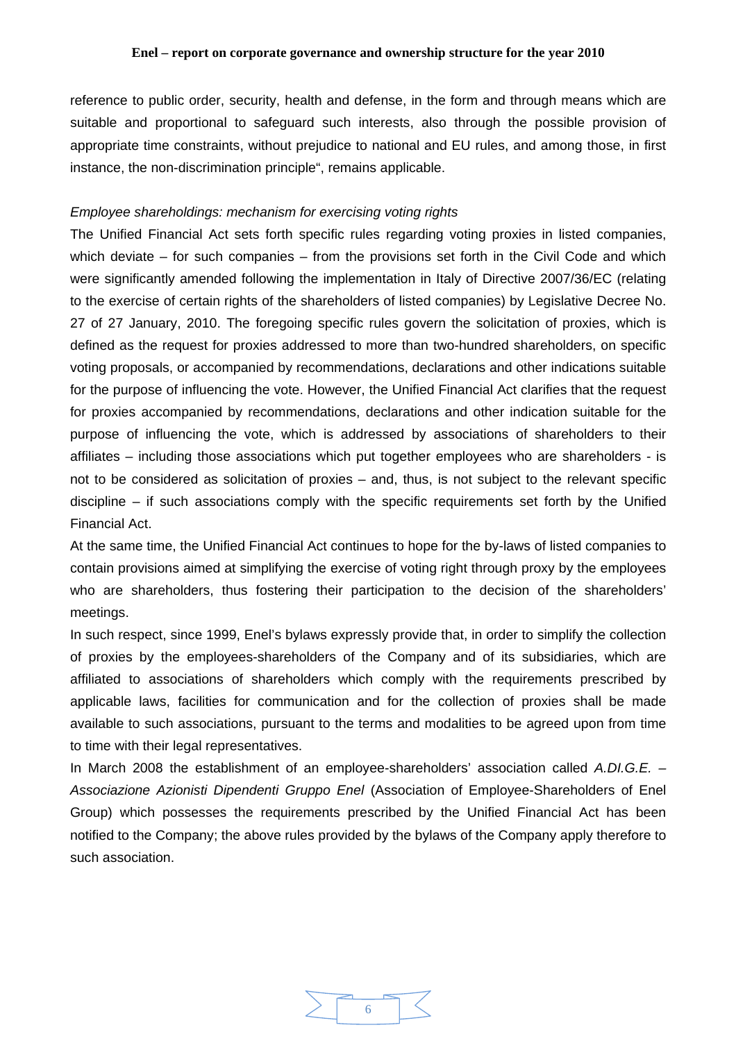reference to public order, security, health and defense, in the form and through means which are suitable and proportional to safeguard such interests, also through the possible provision of appropriate time constraints, without prejudice to national and EU rules, and among those, in first instance, the non-discrimination principle", remains applicable.

*Employee shareholdings: mechanism for exercising voting rights*

The Unified Financial Act sets forth specific rules regarding voting proxies in listed companies, which deviate – for such companies – from the provisions set forth in the Civil Code and which were significantly amended following the implementation in Italy of Directive 2007/36/EC (relating to the exercise of certain rights of the shareholders of listed companies) by Legislative Decree No. 27 of 27 January, 2010. The foregoing specific rules govern the solicitation of proxies, which is defined as the request for proxies addressed to more than two-hundred shareholders, on specific voting proposals, or accompanied by recommendations, declarations and other indications suitable for the purpose of influencing the vote. However, the Unified Financial Act clarifies that the request for proxies accompanied by recommendations, declarations and other indication suitable for the purpose of influencing the vote, which is addressed by associations of shareholders to their affiliates – including those associations which put together employees who are shareholders - is not to be considered as solicitation of proxies – and, thus, is not subject to the relevant specific discipline – if such associations comply with the specific requirements set forth by the Unified Financial Act.

At the same time, the Unified Financial Act continues to hope for the by-laws of listed companies to contain provisions aimed at simplifying the exercise of voting right through proxy by the employees who are shareholders, thus fostering their participation to the decision of the shareholders' meetings.

In such respect, since 1999, Enel's bylaws expressly provide that, in order to simplify the collection of proxies by the employees-shareholders of the Company and of its subsidiaries, which are affiliated to associations of shareholders which comply with the requirements prescribed by applicable laws, facilities for communication and for the collection of proxies shall be made available to such associations, pursuant to the terms and modalities to be agreed upon from time to time with their legal representatives.

In March 2008 the establishment of an employee-shareholders' association called *A.DI.G.E. – Associazione Azionisti Dipendenti Gruppo Enel* (Association of Employee-Shareholders of Enel Group) which possesses the requirements prescribed by the Unified Financial Act has been notified to the Company; the above rules provided by the bylaws of the Company apply therefore to such association.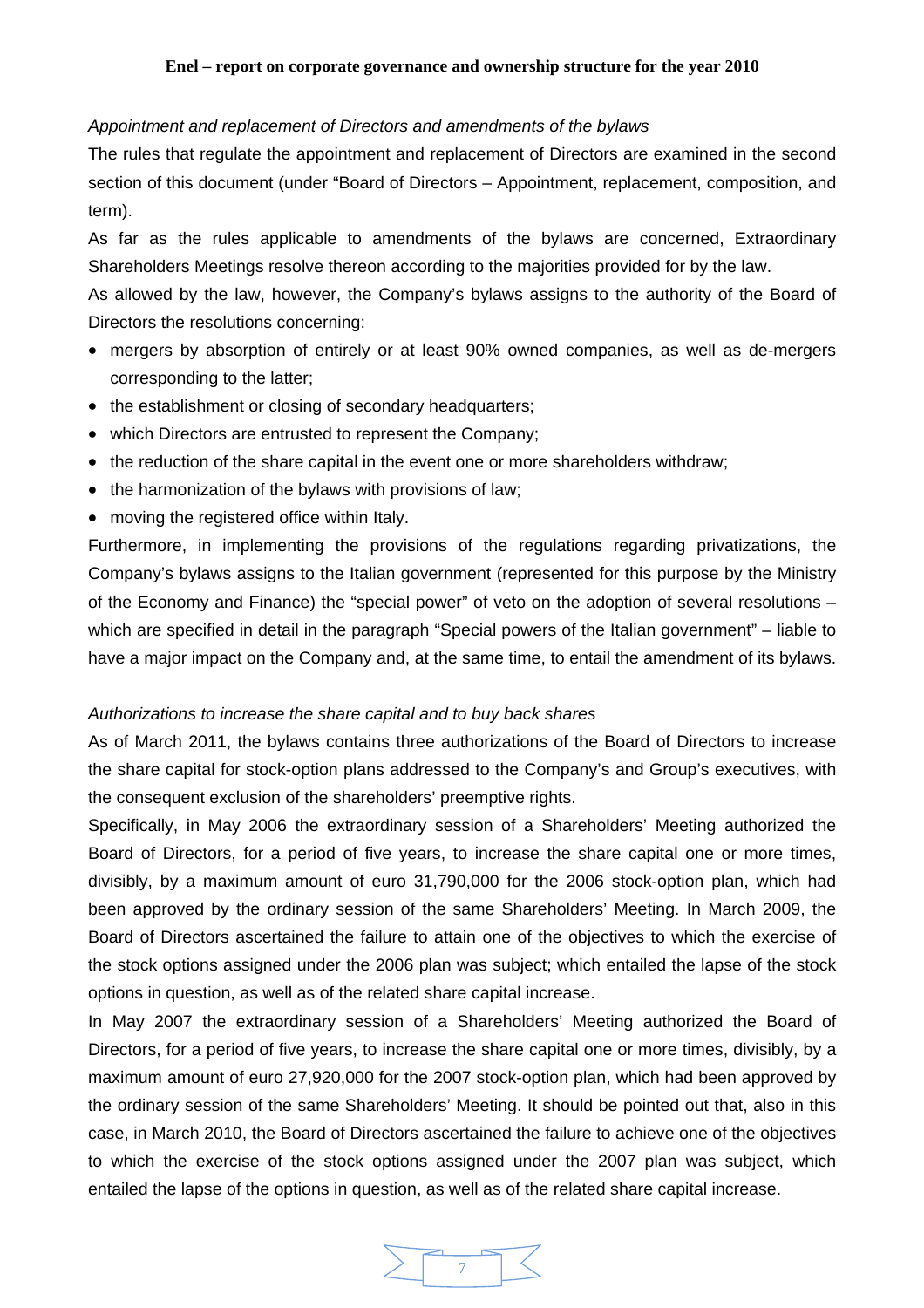*Appointment and replacement of Directors and amendments of the bylaws*

The rules that regulate the appointment and replacement of Directors are examined in the second section of this document (under "Board of Directors – Appointment, replacement, composition, and term).

As far as the rules applicable to amendments of the bylaws are concerned, Extraordinary Shareholders Meetings resolve thereon according to the majorities provided for by the law.

As allowed by the law, however, the Company's bylaws assigns to the authority of the Board of Directors the resolutions concerning:

- mergers by absorption of entirely or at least 90% owned companies, as well as de-mergers corresponding to the latter;
- the establishment or closing of secondary headquarters;
- which Directors are entrusted to represent the Company;
- the reduction of the share capital in the event one or more shareholders withdraw;
- the harmonization of the bylaws with provisions of law;
- moving the registered office within Italy.

Furthermore, in implementing the provisions of the regulations regarding privatizations, the Company's bylaws assigns to the Italian government (represented for this purpose by the Ministry of the Economy and Finance) the "special power" of veto on the adoption of several resolutions – which are specified in detail in the paragraph "Special powers of the Italian government" – liable to have a major impact on the Company and, at the same time, to entail the amendment of its bylaws.

*Authorizations to increase the share capital and to buy back shares*

As of March 2011, the bylaws contains three authorizations of the Board of Directors to increase the share capital for stock-option plans addressed to the Company's and Group's executives, with the consequent exclusion of the shareholders' preemptive rights.

Specifically, in May 2006 the extraordinary session of a Shareholders' Meeting authorized the Board of Directors, for a period of five years, to increase the share capital one or more times, divisibly, by a maximum amount of euro 31,790,000 for the 2006 stock-option plan, which had been approved by the ordinary session of the same Shareholders' Meeting. In March 2009, the Board of Directors ascertained the failure to attain one of the objectives to which the exercise of the stock options assigned under the 2006 plan was subject; which entailed the lapse of the stock options in question, as well as of the related share capital increase.

In May 2007 the extraordinary session of a Shareholders' Meeting authorized the Board of Directors, for a period of five years, to increase the share capital one or more times, divisibly, by a maximum amount of euro 27,920,000 for the 2007 stock-option plan, which had been approved by the ordinary session of the same Shareholders' Meeting. It should be pointed out that, also in this case, in March 2010, the Board of Directors ascertained the failure to achieve one of the objectives to which the exercise of the stock options assigned under the 2007 plan was subject, which entailed the lapse of the options in question, as well as of the related share capital increase.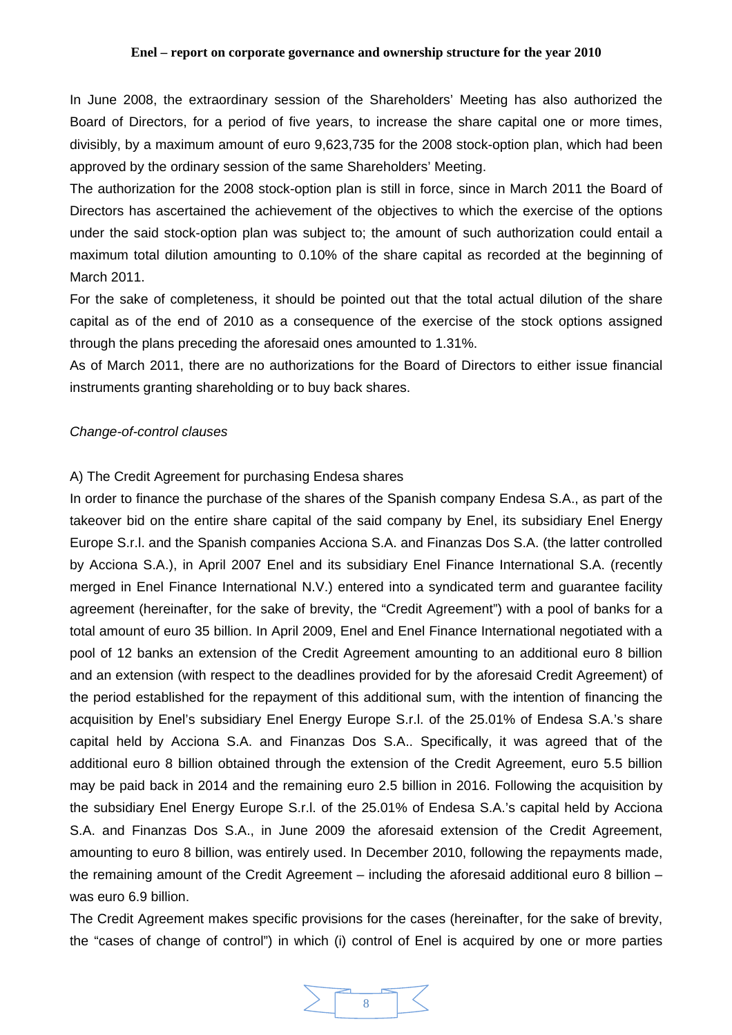In June 2008, the extraordinary session of the Shareholders' Meeting has also authorized the Board of Directors, for a period of five years, to increase the share capital one or more times, divisibly, by a maximum amount of euro 9,623,735 for the 2008 stock-option plan, which had been approved by the ordinary session of the same Shareholders' Meeting.
The authorization for the 2008 stock-option plan is still in force, since in March 2011 the Board of Directors has ascertained the achievement of the objectives to which the exercise of the options under the said stock-option plan was subject to; the amount of such authorization could entail a maximum total dilution amounting to 0.10% of the share capital as recorded at the beginning of March 2011.
For the sake of completeness, it should be pointed out that the total actual dilution of the share capital as of the end of 2010 as a consequence of the exercise of the stock options assigned through the plans preceding the aforesaid ones amounted to 1.31%.
As of March 2011, there are no authorizations for the Board of Directors to either issue financial instruments granting shareholding or to buy back shares.

*Change-of-control clauses*

A) The Credit Agreement for purchasing Endesa shares
In order to finance the purchase of the shares of the Spanish company Endesa S.A., as part of the takeover bid on the entire share capital of the said company by Enel, its subsidiary Enel Energy Europe S.r.l. and the Spanish companies Acciona S.A. and Finanzas Dos S.A. (the latter controlled by Acciona S.A.), in April 2007 Enel and its subsidiary Enel Finance International S.A. (recently merged in Enel Finance International N.V.) entered into a syndicated term and guarantee facility agreement (hereinafter, for the sake of brevity, the "Credit Agreement") with a pool of banks for a total amount of euro 35 billion. In April 2009, Enel and Enel Finance International negotiated with a pool of 12 banks an extension of the Credit Agreement amounting to an additional euro 8 billion and an extension (with respect to the deadlines provided for by the aforesaid Credit Agreement) of the period established for the repayment of this additional sum, with the intention of financing the acquisition by Enel's subsidiary Enel Energy Europe S.r.l. of the 25.01% of Endesa S.A.'s share capital held by Acciona S.A. and Finanzas Dos S.A.. Specifically, it was agreed that of the additional euro 8 billion obtained through the extension of the Credit Agreement, euro 5.5 billion may be paid back in 2014 and the remaining euro 2.5 billion in 2016. Following the acquisition by the subsidiary Enel Energy Europe S.r.l. of the 25.01% of Endesa S.A.'s capital held by Acciona S.A. and Finanzas Dos S.A., in June 2009 the aforesaid extension of the Credit Agreement, amounting to euro 8 billion, was entirely used. In December 2010, following the repayments made, the remaining amount of the Credit Agreement – including the aforesaid additional euro 8 billion – was euro 6.9 billion.
The Credit Agreement makes specific provisions for the cases (hereinafter, for the sake of brevity, the "cases of change of control") in which (i) control of Enel is acquired by one or more parties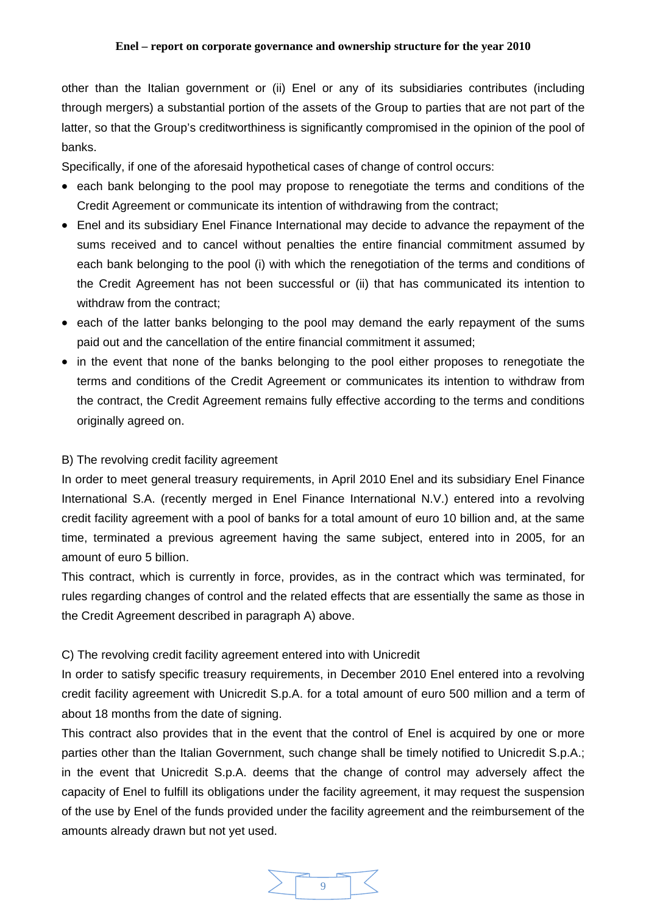other than the Italian government or (ii) Enel or any of its subsidiaries contributes (including through mergers) a substantial portion of the assets of the Group to parties that are not part of the latter, so that the Group's creditworthiness is significantly compromised in the opinion of the pool of banks.

Specifically, if one of the aforesaid hypothetical cases of change of control occurs:

- each bank belonging to the pool may propose to renegotiate the terms and conditions of the Credit Agreement or communicate its intention of withdrawing from the contract;
- Enel and its subsidiary Enel Finance International may decide to advance the repayment of the sums received and to cancel without penalties the entire financial commitment assumed by each bank belonging to the pool (i) with which the renegotiation of the terms and conditions of the Credit Agreement has not been successful or (ii) that has communicated its intention to withdraw from the contract;
- each of the latter banks belonging to the pool may demand the early repayment of the sums paid out and the cancellation of the entire financial commitment it assumed;
- in the event that none of the banks belonging to the pool either proposes to renegotiate the terms and conditions of the Credit Agreement or communicates its intention to withdraw from the contract, the Credit Agreement remains fully effective according to the terms and conditions originally agreed on.

B) The revolving credit facility agreement

In order to meet general treasury requirements, in April 2010 Enel and its subsidiary Enel Finance International S.A. (recently merged in Enel Finance International N.V.) entered into a revolving credit facility agreement with a pool of banks for a total amount of euro 10 billion and, at the same time, terminated a previous agreement having the same subject, entered into in 2005, for an amount of euro 5 billion.

This contract, which is currently in force, provides, as in the contract which was terminated, for rules regarding changes of control and the related effects that are essentially the same as those in the Credit Agreement described in paragraph A) above.

C) The revolving credit facility agreement entered into with Unicredit

In order to satisfy specific treasury requirements, in December 2010 Enel entered into a revolving credit facility agreement with Unicredit S.p.A. for a total amount of euro 500 million and a term of about 18 months from the date of signing.

This contract also provides that in the event that the control of Enel is acquired by one or more parties other than the Italian Government, such change shall be timely notified to Unicredit S.p.A.; in the event that Unicredit S.p.A. deems that the change of control may adversely affect the capacity of Enel to fulfill its obligations under the facility agreement, it may request the suspension of the use by Enel of the funds provided under the facility agreement and the reimbursement of the amounts already drawn but not yet used.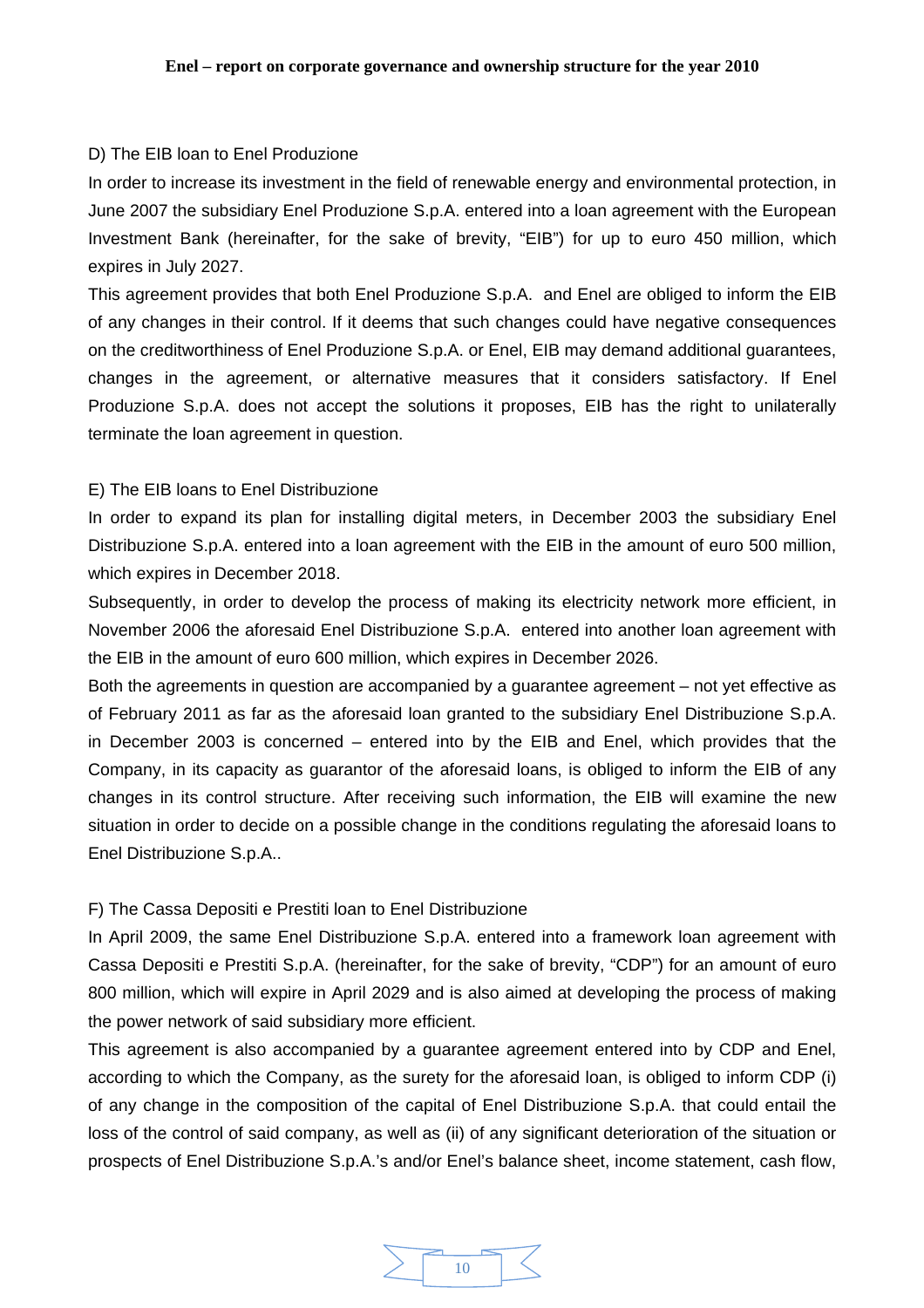D) The EIB loan to Enel Produzione

In order to increase its investment in the field of renewable energy and environmental protection, in June 2007 the subsidiary Enel Produzione S.p.A. entered into a loan agreement with the European Investment Bank (hereinafter, for the sake of brevity, "EIB") for up to euro 450 million, which expires in July 2027.

This agreement provides that both Enel Produzione S.p.A. and Enel are obliged to inform the EIB of any changes in their control. If it deems that such changes could have negative consequences on the creditworthiness of Enel Produzione S.p.A. or Enel, EIB may demand additional guarantees, changes in the agreement, or alternative measures that it considers satisfactory. If Enel Produzione S.p.A. does not accept the solutions it proposes, EIB has the right to unilaterally terminate the loan agreement in question.

E) The EIB loans to Enel Distribuzione

In order to expand its plan for installing digital meters, in December 2003 the subsidiary Enel Distribuzione S.p.A. entered into a loan agreement with the EIB in the amount of euro 500 million, which expires in December 2018.

Subsequently, in order to develop the process of making its electricity network more efficient, in November 2006 the aforesaid Enel Distribuzione S.p.A. entered into another loan agreement with the EIB in the amount of euro 600 million, which expires in December 2026.

Both the agreements in question are accompanied by a guarantee agreement – not yet effective as of February 2011 as far as the aforesaid loan granted to the subsidiary Enel Distribuzione S.p.A. in December 2003 is concerned – entered into by the EIB and Enel, which provides that the Company, in its capacity as guarantor of the aforesaid loans, is obliged to inform the EIB of any changes in its control structure. After receiving such information, the EIB will examine the new situation in order to decide on a possible change in the conditions regulating the aforesaid loans to Enel Distribuzione S.p.A..

F) The Cassa Depositi e Prestiti loan to Enel Distribuzione

In April 2009, the same Enel Distribuzione S.p.A. entered into a framework loan agreement with Cassa Depositi e Prestiti S.p.A. (hereinafter, for the sake of brevity, "CDP") for an amount of euro 800 million, which will expire in April 2029 and is also aimed at developing the process of making the power network of said subsidiary more efficient.

This agreement is also accompanied by a guarantee agreement entered into by CDP and Enel, according to which the Company, as the surety for the aforesaid loan, is obliged to inform CDP (i) of any change in the composition of the capital of Enel Distribuzione S.p.A. that could entail the loss of the control of said company, as well as (ii) of any significant deterioration of the situation or prospects of Enel Distribuzione S.p.A.'s and/or Enel's balance sheet, income statement, cash flow,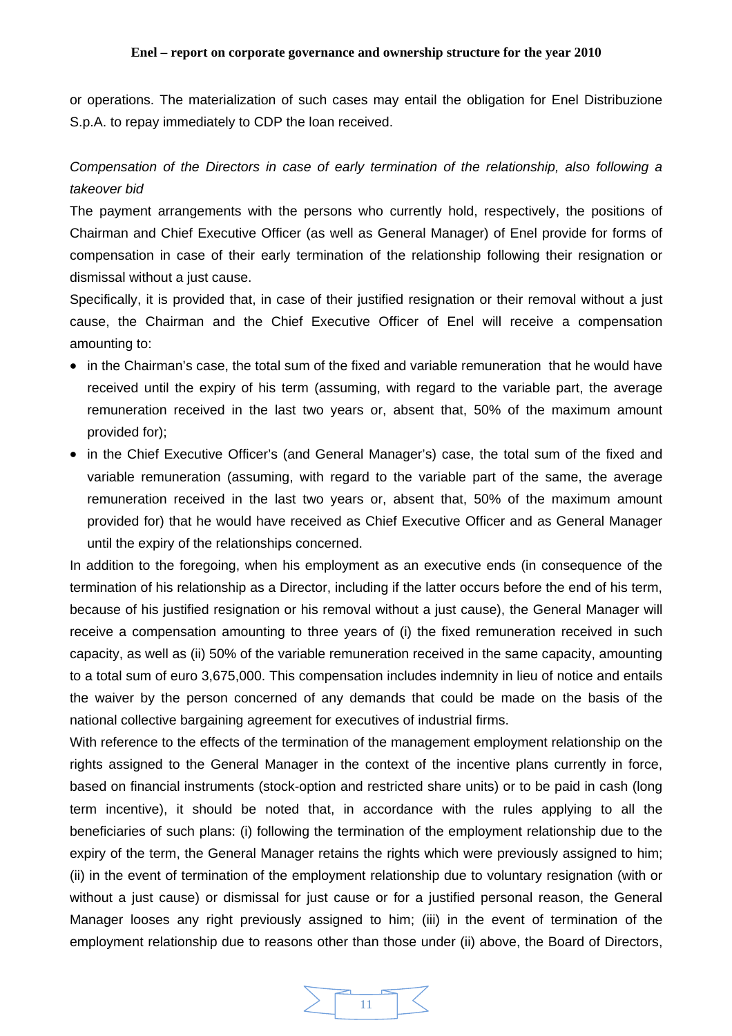or operations. The materialization of such cases may entail the obligation for Enel Distribuzione S.p.A. to repay immediately to CDP the loan received.

*Compensation of the Directors in case of early termination of the relationship, also following a takeover bid*

The payment arrangements with the persons who currently hold, respectively, the positions of Chairman and Chief Executive Officer (as well as General Manager) of Enel provide for forms of compensation in case of their early termination of the relationship following their resignation or dismissal without a just cause.

Specifically, it is provided that, in case of their justified resignation or their removal without a just cause, the Chairman and the Chief Executive Officer of Enel will receive a compensation amounting to:

- in the Chairman's case, the total sum of the fixed and variable remuneration that he would have received until the expiry of his term (assuming, with regard to the variable part, the average remuneration received in the last two years or, absent that, 50% of the maximum amount provided for);
- in the Chief Executive Officer's (and General Manager's) case, the total sum of the fixed and variable remuneration (assuming, with regard to the variable part of the same, the average remuneration received in the last two years or, absent that, 50% of the maximum amount provided for) that he would have received as Chief Executive Officer and as General Manager until the expiry of the relationships concerned.

In addition to the foregoing, when his employment as an executive ends (in consequence of the termination of his relationship as a Director, including if the latter occurs before the end of his term, because of his justified resignation or his removal without a just cause), the General Manager will receive a compensation amounting to three years of (i) the fixed remuneration received in such capacity, as well as (ii) 50% of the variable remuneration received in the same capacity, amounting to a total sum of euro 3,675,000. This compensation includes indemnity in lieu of notice and entails the waiver by the person concerned of any demands that could be made on the basis of the national collective bargaining agreement for executives of industrial firms.

With reference to the effects of the termination of the management employment relationship on the rights assigned to the General Manager in the context of the incentive plans currently in force, based on financial instruments (stock-option and restricted share units) or to be paid in cash (long term incentive), it should be noted that, in accordance with the rules applying to all the beneficiaries of such plans: (i) following the termination of the employment relationship due to the expiry of the term, the General Manager retains the rights which were previously assigned to him; (ii) in the event of termination of the employment relationship due to voluntary resignation (with or without a just cause) or dismissal for just cause or for a justified personal reason, the General Manager looses any right previously assigned to him; (iii) in the event of termination of the employment relationship due to reasons other than those under (ii) above, the Board of Directors,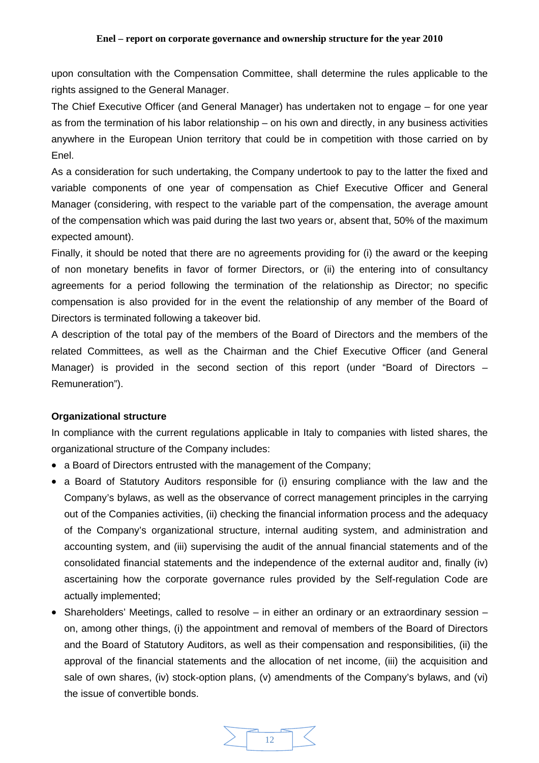upon consultation with the Compensation Committee, shall determine the rules applicable to the rights assigned to the General Manager.

The Chief Executive Officer (and General Manager) has undertaken not to engage – for one year as from the termination of his labor relationship – on his own and directly, in any business activities anywhere in the European Union territory that could be in competition with those carried on by Enel.

As a consideration for such undertaking, the Company undertook to pay to the latter the fixed and variable components of one year of compensation as Chief Executive Officer and General Manager (considering, with respect to the variable part of the compensation, the average amount of the compensation which was paid during the last two years or, absent that, 50% of the maximum expected amount).

Finally, it should be noted that there are no agreements providing for (i) the award or the keeping of non monetary benefits in favor of former Directors, or (ii) the entering into of consultancy agreements for a period following the termination of the relationship as Director; no specific compensation is also provided for in the event the relationship of any member of the Board of Directors is terminated following a takeover bid.

A description of the total pay of the members of the Board of Directors and the members of the related Committees, as well as the Chairman and the Chief Executive Officer (and General Manager) is provided in the second section of this report (under "Board of Directors – Remuneration").

**Organizational structure**

In compliance with the current regulations applicable in Italy to companies with listed shares, the organizational structure of the Company includes:

- a Board of Directors entrusted with the management of the Company;
- a Board of Statutory Auditors responsible for (i) ensuring compliance with the law and the Company's bylaws, as well as the observance of correct management principles in the carrying out of the Companies activities, (ii) checking the financial information process and the adequacy of the Company's organizational structure, internal auditing system, and administration and accounting system, and (iii) supervising the audit of the annual financial statements and of the consolidated financial statements and the independence of the external auditor and, finally (iv) ascertaining how the corporate governance rules provided by the Self-regulation Code are actually implemented;
- Shareholders' Meetings, called to resolve – in either an ordinary or an extraordinary session – on, among other things, (i) the appointment and removal of members of the Board of Directors and the Board of Statutory Auditors, as well as their compensation and responsibilities, (ii) the approval of the financial statements and the allocation of net income, (iii) the acquisition and sale of own shares, (iv) stock-option plans, (v) amendments of the Company's bylaws, and (vi) the issue of convertible bonds.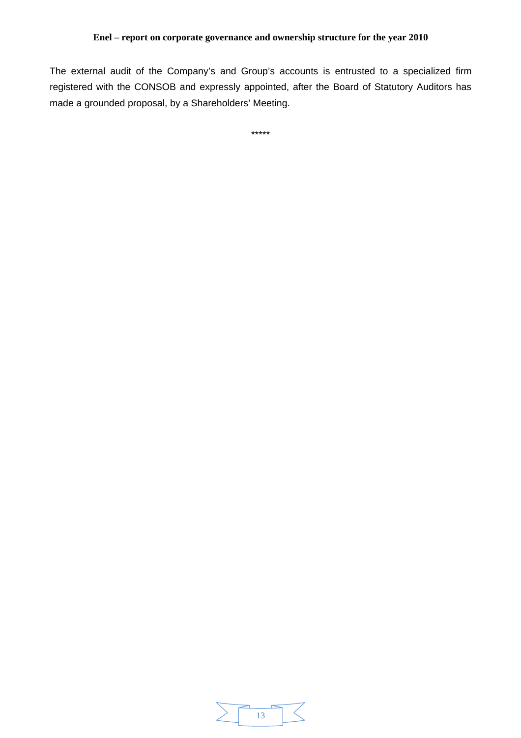The external audit of the Company's and Group's accounts is entrusted to a specialized firm registered with the CONSOB and expressly appointed, after the Board of Statutory Auditors has made a grounded proposal, by a Shareholders' Meeting.

*****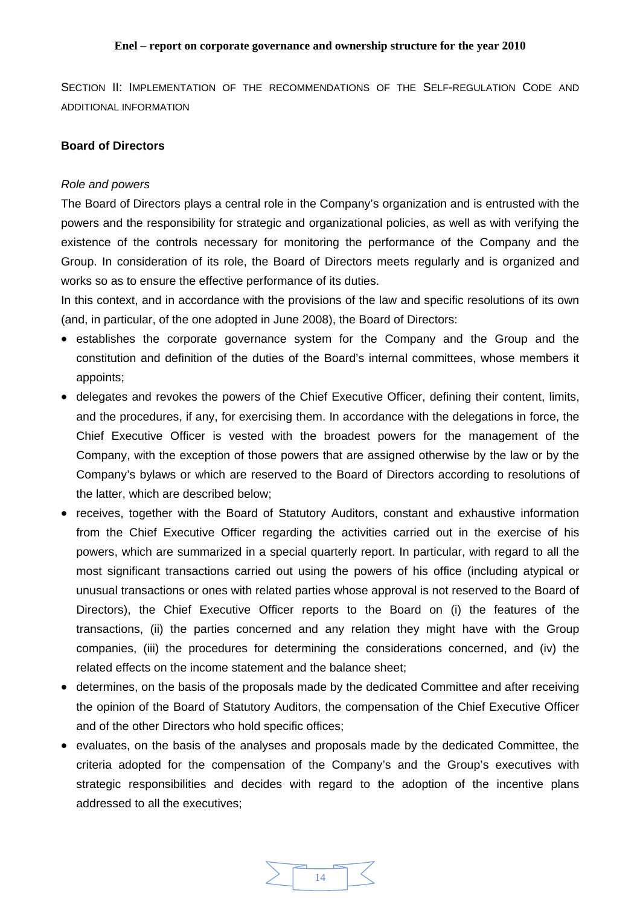SECTION II: IMPLEMENTATION OF THE RECOMMENDATIONS OF THE SELF-REGULATION CODE AND ADDITIONAL INFORMATION

## Board of Directors

*Role and powers*

The Board of Directors plays a central role in the Company's organization and is entrusted with the powers and the responsibility for strategic and organizational policies, as well as with verifying the existence of the controls necessary for monitoring the performance of the Company and the Group. In consideration of its role, the Board of Directors meets regularly and is organized and works so as to ensure the effective performance of its duties.

In this context, and in accordance with the provisions of the law and specific resolutions of its own (and, in particular, of the one adopted in June 2008), the Board of Directors:

- establishes the corporate governance system for the Company and the Group and the constitution and definition of the duties of the Board's internal committees, whose members it appoints;
- delegates and revokes the powers of the Chief Executive Officer, defining their content, limits, and the procedures, if any, for exercising them. In accordance with the delegations in force, the Chief Executive Officer is vested with the broadest powers for the management of the Company, with the exception of those powers that are assigned otherwise by the law or by the Company's bylaws or which are reserved to the Board of Directors according to resolutions of the latter, which are described below;
- receives, together with the Board of Statutory Auditors, constant and exhaustive information from the Chief Executive Officer regarding the activities carried out in the exercise of his powers, which are summarized in a special quarterly report. In particular, with regard to all the most significant transactions carried out using the powers of his office (including atypical or unusual transactions or ones with related parties whose approval is not reserved to the Board of Directors), the Chief Executive Officer reports to the Board on (i) the features of the transactions, (ii) the parties concerned and any relation they might have with the Group companies, (iii) the procedures for determining the considerations concerned, and (iv) the related effects on the income statement and the balance sheet;
- determines, on the basis of the proposals made by the dedicated Committee and after receiving the opinion of the Board of Statutory Auditors, the compensation of the Chief Executive Officer and of the other Directors who hold specific offices;
- evaluates, on the basis of the analyses and proposals made by the dedicated Committee, the criteria adopted for the compensation of the Company's and the Group's executives with strategic responsibilities and decides with regard to the adoption of the incentive plans addressed to all the executives;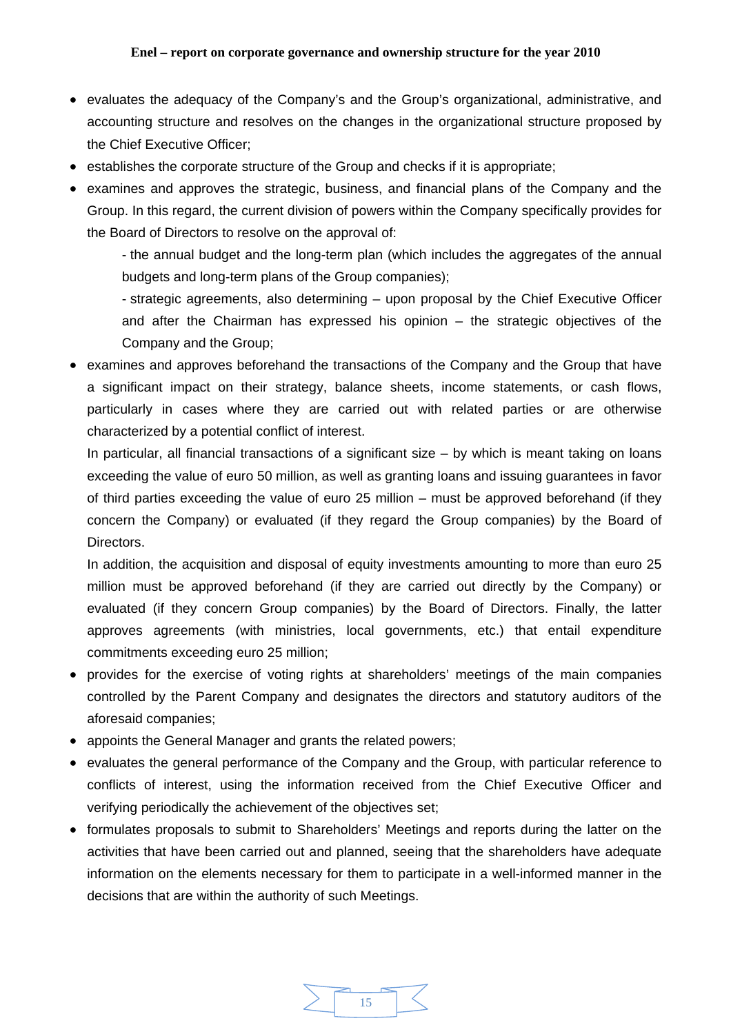- evaluates the adequacy of the Company's and the Group's organizational, administrative, and accounting structure and resolves on the changes in the organizational structure proposed by the Chief Executive Officer;
- establishes the corporate structure of the Group and checks if it is appropriate;
- examines and approves the strategic, business, and financial plans of the Company and the Group. In this regard, the current division of powers within the Company specifically provides for the Board of Directors to resolve on the approval of:

  - the annual budget and the long-term plan (which includes the aggregates of the annual budgets and long-term plans of the Group companies);

  - strategic agreements, also determining – upon proposal by the Chief Executive Officer and after the Chairman has expressed his opinion – the strategic objectives of the Company and the Group;
- examines and approves beforehand the transactions of the Company and the Group that have a significant impact on their strategy, balance sheets, income statements, or cash flows, particularly in cases where they are carried out with related parties or are otherwise characterized by a potential conflict of interest.

  In particular, all financial transactions of a significant size – by which is meant taking on loans exceeding the value of euro 50 million, as well as granting loans and issuing guarantees in favor of third parties exceeding the value of euro 25 million – must be approved beforehand (if they concern the Company) or evaluated (if they regard the Group companies) by the Board of Directors.

  In addition, the acquisition and disposal of equity investments amounting to more than euro 25 million must be approved beforehand (if they are carried out directly by the Company) or evaluated (if they concern Group companies) by the Board of Directors. Finally, the latter approves agreements (with ministries, local governments, etc.) that entail expenditure commitments exceeding euro 25 million;
- provides for the exercise of voting rights at shareholders' meetings of the main companies controlled by the Parent Company and designates the directors and statutory auditors of the aforesaid companies;
- appoints the General Manager and grants the related powers;
- evaluates the general performance of the Company and the Group, with particular reference to conflicts of interest, using the information received from the Chief Executive Officer and verifying periodically the achievement of the objectives set;
- formulates proposals to submit to Shareholders' Meetings and reports during the latter on the activities that have been carried out and planned, seeing that the shareholders have adequate information on the elements necessary for them to participate in a well-informed manner in the decisions that are within the authority of such Meetings.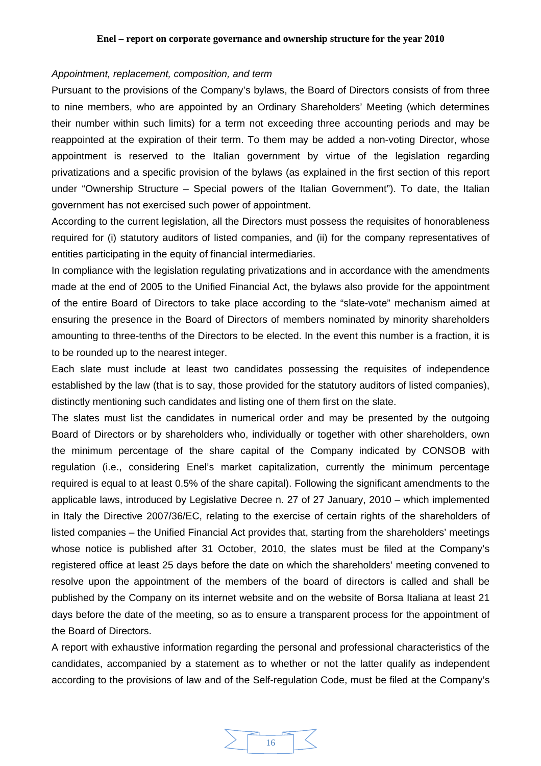*Appointment, replacement, composition, and term*

Pursuant to the provisions of the Company's bylaws, the Board of Directors consists of from three to nine members, who are appointed by an Ordinary Shareholders' Meeting (which determines their number within such limits) for a term not exceeding three accounting periods and may be reappointed at the expiration of their term. To them may be added a non-voting Director, whose appointment is reserved to the Italian government by virtue of the legislation regarding privatizations and a specific provision of the bylaws (as explained in the first section of this report under "Ownership Structure – Special powers of the Italian Government"). To date, the Italian government has not exercised such power of appointment.

According to the current legislation, all the Directors must possess the requisites of honorableness required for (i) statutory auditors of listed companies, and (ii) for the company representatives of entities participating in the equity of financial intermediaries.

In compliance with the legislation regulating privatizations and in accordance with the amendments made at the end of 2005 to the Unified Financial Act, the bylaws also provide for the appointment of the entire Board of Directors to take place according to the "slate-vote" mechanism aimed at ensuring the presence in the Board of Directors of members nominated by minority shareholders amounting to three-tenths of the Directors to be elected. In the event this number is a fraction, it is to be rounded up to the nearest integer.

Each slate must include at least two candidates possessing the requisites of independence established by the law (that is to say, those provided for the statutory auditors of listed companies), distinctly mentioning such candidates and listing one of them first on the slate.

The slates must list the candidates in numerical order and may be presented by the outgoing Board of Directors or by shareholders who, individually or together with other shareholders, own the minimum percentage of the share capital of the Company indicated by CONSOB with regulation (i.e., considering Enel's market capitalization, currently the minimum percentage required is equal to at least 0.5% of the share capital). Following the significant amendments to the applicable laws, introduced by Legislative Decree n. 27 of 27 January, 2010 – which implemented in Italy the Directive 2007/36/EC, relating to the exercise of certain rights of the shareholders of listed companies – the Unified Financial Act provides that, starting from the shareholders' meetings whose notice is published after 31 October, 2010, the slates must be filed at the Company's registered office at least 25 days before the date on which the shareholders' meeting convened to resolve upon the appointment of the members of the board of directors is called and shall be published by the Company on its internet website and on the website of Borsa Italiana at least 21 days before the date of the meeting, so as to ensure a transparent process for the appointment of the Board of Directors.

A report with exhaustive information regarding the personal and professional characteristics of the candidates, accompanied by a statement as to whether or not the latter qualify as independent according to the provisions of law and of the Self-regulation Code, must be filed at the Company's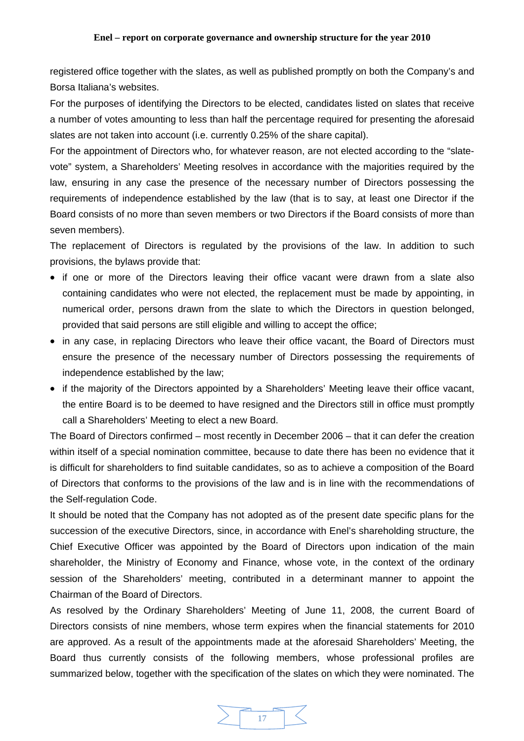registered office together with the slates, as well as published promptly on both the Company's and Borsa Italiana's websites.

For the purposes of identifying the Directors to be elected, candidates listed on slates that receive a number of votes amounting to less than half the percentage required for presenting the aforesaid slates are not taken into account (i.e. currently 0.25% of the share capital).

For the appointment of Directors who, for whatever reason, are not elected according to the "slate-vote" system, a Shareholders' Meeting resolves in accordance with the majorities required by the law, ensuring in any case the presence of the necessary number of Directors possessing the requirements of independence established by the law (that is to say, at least one Director if the Board consists of no more than seven members or two Directors if the Board consists of more than seven members).

The replacement of Directors is regulated by the provisions of the law. In addition to such provisions, the bylaws provide that:

- if one or more of the Directors leaving their office vacant were drawn from a slate also containing candidates who were not elected, the replacement must be made by appointing, in numerical order, persons drawn from the slate to which the Directors in question belonged, provided that said persons are still eligible and willing to accept the office;
- in any case, in replacing Directors who leave their office vacant, the Board of Directors must ensure the presence of the necessary number of Directors possessing the requirements of independence established by the law;
- if the majority of the Directors appointed by a Shareholders' Meeting leave their office vacant, the entire Board is to be deemed to have resigned and the Directors still in office must promptly call a Shareholders' Meeting to elect a new Board.

The Board of Directors confirmed – most recently in December 2006 – that it can defer the creation within itself of a special nomination committee, because to date there has been no evidence that it is difficult for shareholders to find suitable candidates, so as to achieve a composition of the Board of Directors that conforms to the provisions of the law and is in line with the recommendations of the Self-regulation Code.

It should be noted that the Company has not adopted as of the present date specific plans for the succession of the executive Directors, since, in accordance with Enel's shareholding structure, the Chief Executive Officer was appointed by the Board of Directors upon indication of the main shareholder, the Ministry of Economy and Finance, whose vote, in the context of the ordinary session of the Shareholders' meeting, contributed in a determinant manner to appoint the Chairman of the Board of Directors.

As resolved by the Ordinary Shareholders' Meeting of June 11, 2008, the current Board of Directors consists of nine members, whose term expires when the financial statements for 2010 are approved. As a result of the appointments made at the aforesaid Shareholders' Meeting, the Board thus currently consists of the following members, whose professional profiles are summarized below, together with the specification of the slates on which they were nominated. The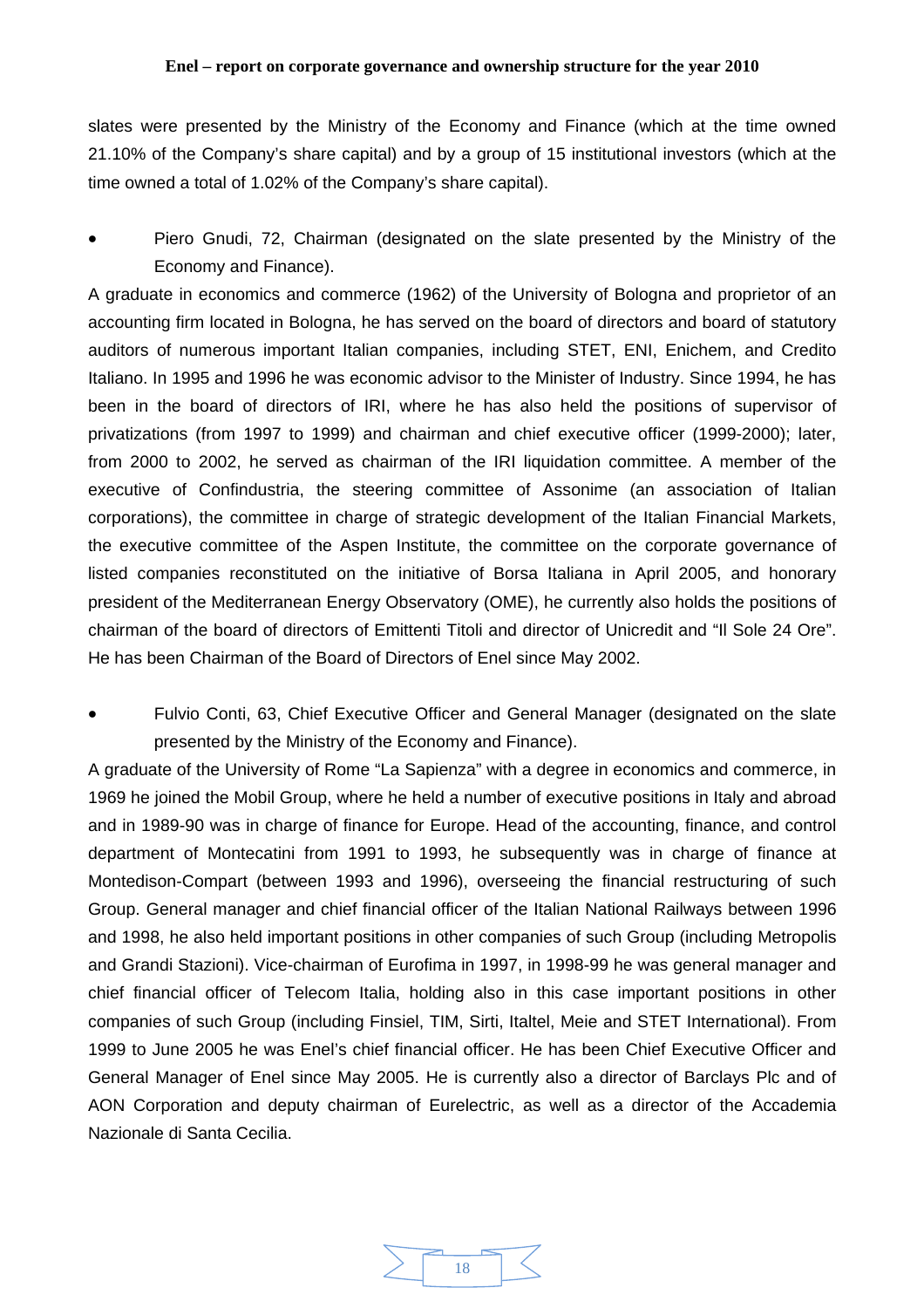slates were presented by the Ministry of the Economy and Finance (which at the time owned 21.10% of the Company's share capital) and by a group of 15 institutional investors (which at the time owned a total of 1.02% of the Company's share capital).

- Piero Gnudi, 72, Chairman (designated on the slate presented by the Ministry of the Economy and Finance).

A graduate in economics and commerce (1962) of the University of Bologna and proprietor of an accounting firm located in Bologna, he has served on the board of directors and board of statutory auditors of numerous important Italian companies, including STET, ENI, Enichem, and Credito Italiano. In 1995 and 1996 he was economic advisor to the Minister of Industry. Since 1994, he has been in the board of directors of IRI, where he has also held the positions of supervisor of privatizations (from 1997 to 1999) and chairman and chief executive officer (1999-2000); later, from 2000 to 2002, he served as chairman of the IRI liquidation committee. A member of the executive of Confindustria, the steering committee of Assonime (an association of Italian corporations), the committee in charge of strategic development of the Italian Financial Markets, the executive committee of the Aspen Institute, the committee on the corporate governance of listed companies reconstituted on the initiative of Borsa Italiana in April 2005, and honorary president of the Mediterranean Energy Observatory (OME), he currently also holds the positions of chairman of the board of directors of Emittenti Titoli and director of Unicredit and "Il Sole 24 Ore". He has been Chairman of the Board of Directors of Enel since May 2002.

- Fulvio Conti, 63, Chief Executive Officer and General Manager (designated on the slate presented by the Ministry of the Economy and Finance).

A graduate of the University of Rome "La Sapienza" with a degree in economics and commerce, in 1969 he joined the Mobil Group, where he held a number of executive positions in Italy and abroad and in 1989-90 was in charge of finance for Europe. Head of the accounting, finance, and control department of Montecatini from 1991 to 1993, he subsequently was in charge of finance at Montedison-Compart (between 1993 and 1996), overseeing the financial restructuring of such Group. General manager and chief financial officer of the Italian National Railways between 1996 and 1998, he also held important positions in other companies of such Group (including Metropolis and Grandi Stazioni). Vice-chairman of Eurofima in 1997, in 1998-99 he was general manager and chief financial officer of Telecom Italia, holding also in this case important positions in other companies of such Group (including Finsiel, TIM, Sirti, Italtel, Meie and STET International). From 1999 to June 2005 he was Enel's chief financial officer. He has been Chief Executive Officer and General Manager of Enel since May 2005. He is currently also a director of Barclays Plc and of AON Corporation and deputy chairman of Eurelectric, as well as a director of the Accademia Nazionale di Santa Cecilia.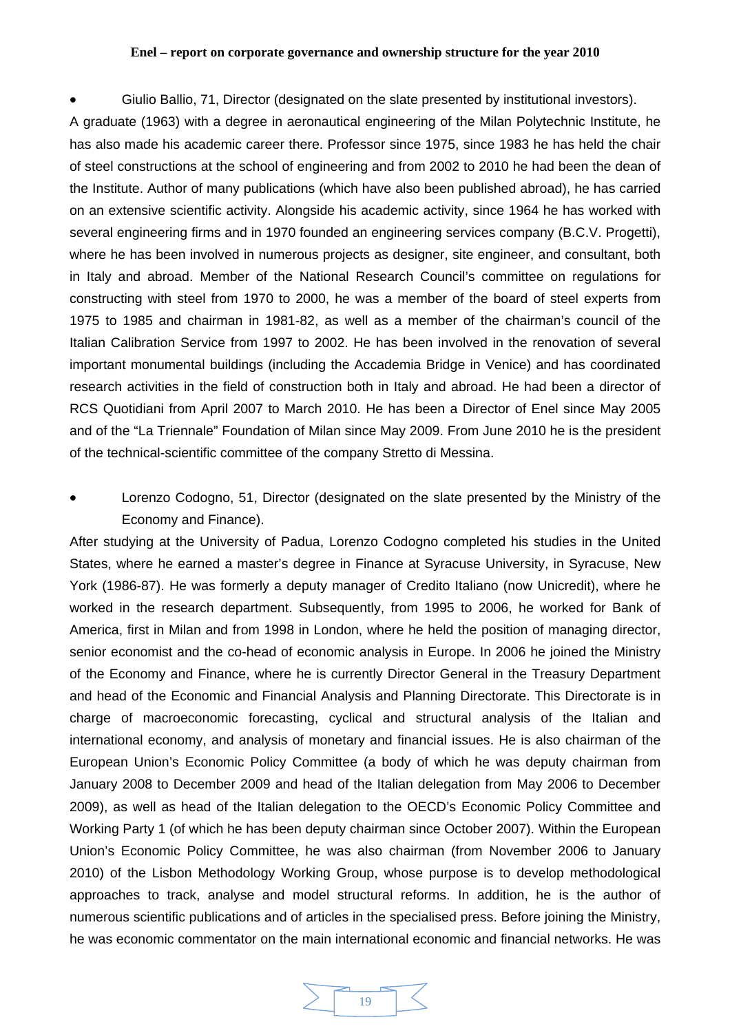- Giulio Ballio, 71, Director (designated on the slate presented by institutional investors).

A graduate (1963) with a degree in aeronautical engineering of the Milan Polytechnic Institute, he has also made his academic career there. Professor since 1975, since 1983 he has held the chair of steel constructions at the school of engineering and from 2002 to 2010 he had been the dean of the Institute. Author of many publications (which have also been published abroad), he has carried on an extensive scientific activity. Alongside his academic activity, since 1964 he has worked with several engineering firms and in 1970 founded an engineering services company (B.C.V. Progetti), where he has been involved in numerous projects as designer, site engineer, and consultant, both in Italy and abroad. Member of the National Research Council's committee on regulations for constructing with steel from 1970 to 2000, he was a member of the board of steel experts from 1975 to 1985 and chairman in 1981-82, as well as a member of the chairman's council of the Italian Calibration Service from 1997 to 2002. He has been involved in the renovation of several important monumental buildings (including the Accademia Bridge in Venice) and has coordinated research activities in the field of construction both in Italy and abroad. He had been a director of RCS Quotidiani from April 2007 to March 2010. He has been a Director of Enel since May 2005 and of the "La Triennale" Foundation of Milan since May 2009. From June 2010 he is the president of the technical-scientific committee of the company Stretto di Messina.

- Lorenzo Codogno, 51, Director (designated on the slate presented by the Ministry of the Economy and Finance).

After studying at the University of Padua, Lorenzo Codogno completed his studies in the United States, where he earned a master's degree in Finance at Syracuse University, in Syracuse, New York (1986-87). He was formerly a deputy manager of Credito Italiano (now Unicredit), where he worked in the research department. Subsequently, from 1995 to 2006, he worked for Bank of America, first in Milan and from 1998 in London, where he held the position of managing director, senior economist and the co-head of economic analysis in Europe. In 2006 he joined the Ministry of the Economy and Finance, where he is currently Director General in the Treasury Department and head of the Economic and Financial Analysis and Planning Directorate. This Directorate is in charge of macroeconomic forecasting, cyclical and structural analysis of the Italian and international economy, and analysis of monetary and financial issues. He is also chairman of the European Union's Economic Policy Committee (a body of which he was deputy chairman from January 2008 to December 2009 and head of the Italian delegation from May 2006 to December 2009), as well as head of the Italian delegation to the OECD's Economic Policy Committee and Working Party 1 (of which he has been deputy chairman since October 2007). Within the European Union's Economic Policy Committee, he was also chairman (from November 2006 to January 2010) of the Lisbon Methodology Working Group, whose purpose is to develop methodological approaches to track, analyse and model structural reforms. In addition, he is the author of numerous scientific publications and of articles in the specialised press. Before joining the Ministry, he was economic commentator on the main international economic and financial networks. He was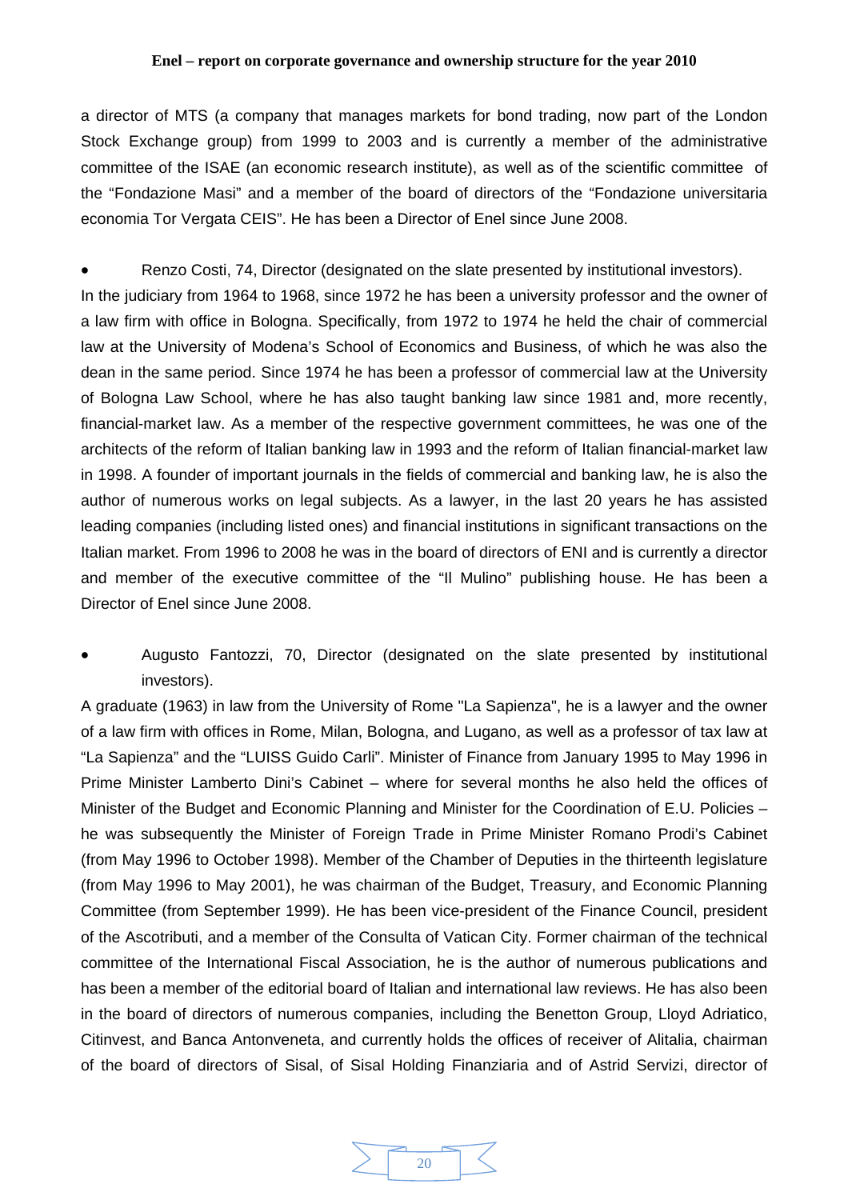a director of MTS (a company that manages markets for bond trading, now part of the London Stock Exchange group) from 1999 to 2003 and is currently a member of the administrative committee of the ISAE (an economic research institute), as well as of the scientific committee of the "Fondazione Masi" and a member of the board of directors of the "Fondazione universitaria economia Tor Vergata CEIS". He has been a Director of Enel since June 2008.

- Renzo Costi, 74, Director (designated on the slate presented by institutional investors).

In the judiciary from 1964 to 1968, since 1972 he has been a university professor and the owner of a law firm with office in Bologna. Specifically, from 1972 to 1974 he held the chair of commercial law at the University of Modena's School of Economics and Business, of which he was also the dean in the same period. Since 1974 he has been a professor of commercial law at the University of Bologna Law School, where he has also taught banking law since 1981 and, more recently, financial-market law. As a member of the respective government committees, he was one of the architects of the reform of Italian banking law in 1993 and the reform of Italian financial-market law in 1998. A founder of important journals in the fields of commercial and banking law, he is also the author of numerous works on legal subjects. As a lawyer, in the last 20 years he has assisted leading companies (including listed ones) and financial institutions in significant transactions on the Italian market. From 1996 to 2008 he was in the board of directors of ENI and is currently a director and member of the executive committee of the "Il Mulino" publishing house. He has been a Director of Enel since June 2008.

- Augusto Fantozzi, 70, Director (designated on the slate presented by institutional investors).

A graduate (1963) in law from the University of Rome "La Sapienza", he is a lawyer and the owner of a law firm with offices in Rome, Milan, Bologna, and Lugano, as well as a professor of tax law at "La Sapienza" and the "LUISS Guido Carli". Minister of Finance from January 1995 to May 1996 in Prime Minister Lamberto Dini's Cabinet – where for several months he also held the offices of Minister of the Budget and Economic Planning and Minister for the Coordination of E.U. Policies – he was subsequently the Minister of Foreign Trade in Prime Minister Romano Prodi's Cabinet (from May 1996 to October 1998). Member of the Chamber of Deputies in the thirteenth legislature (from May 1996 to May 2001), he was chairman of the Budget, Treasury, and Economic Planning Committee (from September 1999). He has been vice-president of the Finance Council, president of the Ascotributi, and a member of the Consulta of Vatican City. Former chairman of the technical committee of the International Fiscal Association, he is the author of numerous publications and has been a member of the editorial board of Italian and international law reviews. He has also been in the board of directors of numerous companies, including the Benetton Group, Lloyd Adriatico, Citinvest, and Banca Antonveneta, and currently holds the offices of receiver of Alitalia, chairman of the board of directors of Sisal, of Sisal Holding Finanziaria and of Astrid Servizi, director of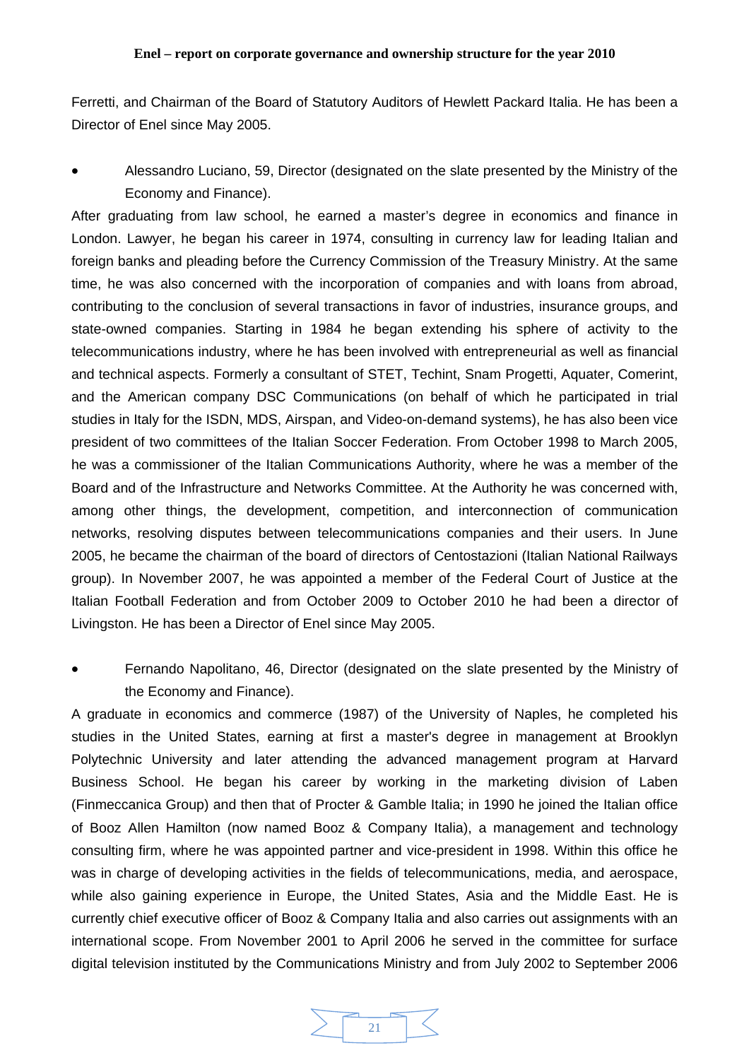Ferretti, and Chairman of the Board of Statutory Auditors of Hewlett Packard Italia. He has been a Director of Enel since May 2005.

- Alessandro Luciano, 59, Director (designated on the slate presented by the Ministry of the Economy and Finance).

After graduating from law school, he earned a master's degree in economics and finance in London. Lawyer, he began his career in 1974, consulting in currency law for leading Italian and foreign banks and pleading before the Currency Commission of the Treasury Ministry. At the same time, he was also concerned with the incorporation of companies and with loans from abroad, contributing to the conclusion of several transactions in favor of industries, insurance groups, and state-owned companies. Starting in 1984 he began extending his sphere of activity to the telecommunications industry, where he has been involved with entrepreneurial as well as financial and technical aspects. Formerly a consultant of STET, Techint, Snam Progetti, Aquater, Comerint, and the American company DSC Communications (on behalf of which he participated in trial studies in Italy for the ISDN, MDS, Airspan, and Video-on-demand systems), he has also been vice president of two committees of the Italian Soccer Federation. From October 1998 to March 2005, he was a commissioner of the Italian Communications Authority, where he was a member of the Board and of the Infrastructure and Networks Committee. At the Authority he was concerned with, among other things, the development, competition, and interconnection of communication networks, resolving disputes between telecommunications companies and their users. In June 2005, he became the chairman of the board of directors of Centostazioni (Italian National Railways group). In November 2007, he was appointed a member of the Federal Court of Justice at the Italian Football Federation and from October 2009 to October 2010 he had been a director of Livingston. He has been a Director of Enel since May 2005.

- Fernando Napolitano, 46, Director (designated on the slate presented by the Ministry of the Economy and Finance).

A graduate in economics and commerce (1987) of the University of Naples, he completed his studies in the United States, earning at first a master's degree in management at Brooklyn Polytechnic University and later attending the advanced management program at Harvard Business School. He began his career by working in the marketing division of Laben (Finmeccanica Group) and then that of Procter & Gamble Italia; in 1990 he joined the Italian office of Booz Allen Hamilton (now named Booz & Company Italia), a management and technology consulting firm, where he was appointed partner and vice-president in 1998. Within this office he was in charge of developing activities in the fields of telecommunications, media, and aerospace, while also gaining experience in Europe, the United States, Asia and the Middle East. He is currently chief executive officer of Booz & Company Italia and also carries out assignments with an international scope. From November 2001 to April 2006 he served in the committee for surface digital television instituted by the Communications Ministry and from July 2002 to September 2006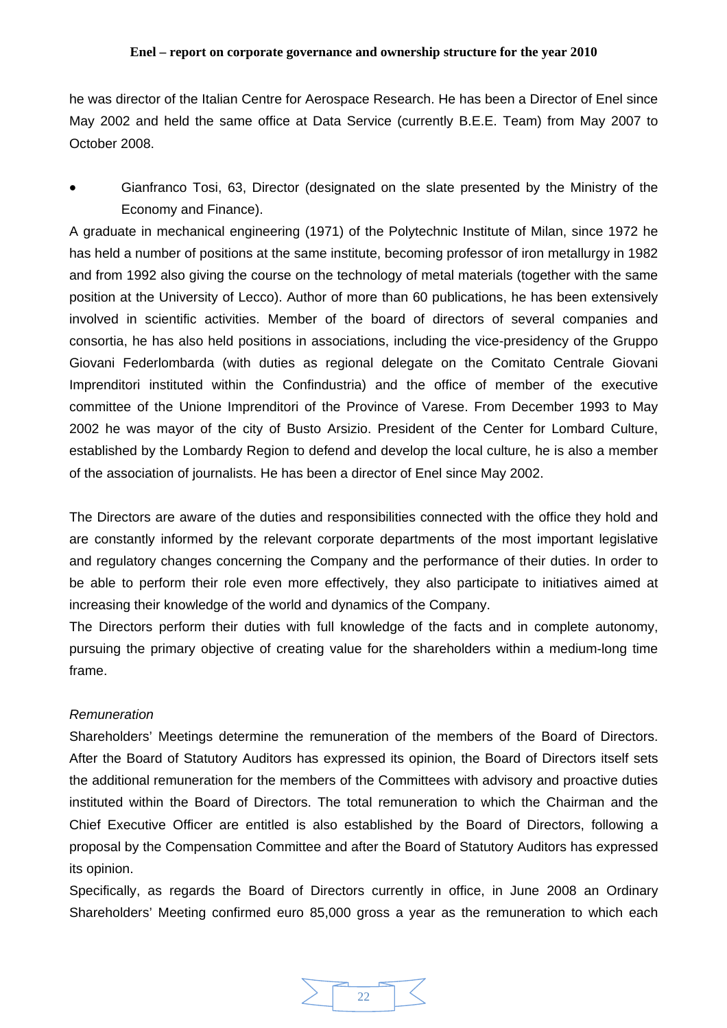he was director of the Italian Centre for Aerospace Research. He has been a Director of Enel since May 2002 and held the same office at Data Service (currently B.E.E. Team) from May 2007 to October 2008.

- Gianfranco Tosi, 63, Director (designated on the slate presented by the Ministry of the Economy and Finance).

A graduate in mechanical engineering (1971) of the Polytechnic Institute of Milan, since 1972 he has held a number of positions at the same institute, becoming professor of iron metallurgy in 1982 and from 1992 also giving the course on the technology of metal materials (together with the same position at the University of Lecco). Author of more than 60 publications, he has been extensively involved in scientific activities. Member of the board of directors of several companies and consortia, he has also held positions in associations, including the vice-presidency of the Gruppo Giovani Federlombarda (with duties as regional delegate on the Comitato Centrale Giovani Imprenditori instituted within the Confindustria) and the office of member of the executive committee of the Unione Imprenditori of the Province of Varese. From December 1993 to May 2002 he was mayor of the city of Busto Arsizio. President of the Center for Lombard Culture, established by the Lombardy Region to defend and develop the local culture, he is also a member of the association of journalists. He has been a director of Enel since May 2002.

The Directors are aware of the duties and responsibilities connected with the office they hold and are constantly informed by the relevant corporate departments of the most important legislative and regulatory changes concerning the Company and the performance of their duties. In order to be able to perform their role even more effectively, they also participate to initiatives aimed at increasing their knowledge of the world and dynamics of the Company.

The Directors perform their duties with full knowledge of the facts and in complete autonomy, pursuing the primary objective of creating value for the shareholders within a medium-long time frame.

*Remuneration*

Shareholders' Meetings determine the remuneration of the members of the Board of Directors. After the Board of Statutory Auditors has expressed its opinion, the Board of Directors itself sets the additional remuneration for the members of the Committees with advisory and proactive duties instituted within the Board of Directors. The total remuneration to which the Chairman and the Chief Executive Officer are entitled is also established by the Board of Directors, following a proposal by the Compensation Committee and after the Board of Statutory Auditors has expressed its opinion.

Specifically, as regards the Board of Directors currently in office, in June 2008 an Ordinary Shareholders' Meeting confirmed euro 85,000 gross a year as the remuneration to which each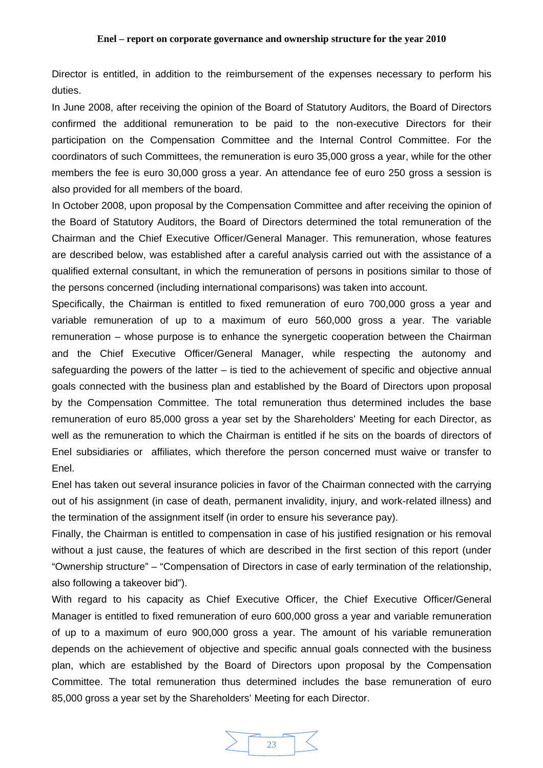Director is entitled, in addition to the reimbursement of the expenses necessary to perform his duties.

In June 2008, after receiving the opinion of the Board of Statutory Auditors, the Board of Directors confirmed the additional remuneration to be paid to the non-executive Directors for their participation on the Compensation Committee and the Internal Control Committee. For the coordinators of such Committees, the remuneration is euro 35,000 gross a year, while for the other members the fee is euro 30,000 gross a year. An attendance fee of euro 250 gross a session is also provided for all members of the board.

In October 2008, upon proposal by the Compensation Committee and after receiving the opinion of the Board of Statutory Auditors, the Board of Directors determined the total remuneration of the Chairman and the Chief Executive Officer/General Manager. This remuneration, whose features are described below, was established after a careful analysis carried out with the assistance of a qualified external consultant, in which the remuneration of persons in positions similar to those of the persons concerned (including international comparisons) was taken into account.

Specifically, the Chairman is entitled to fixed remuneration of euro 700,000 gross a year and variable remuneration of up to a maximum of euro 560,000 gross a year. The variable remuneration – whose purpose is to enhance the synergetic cooperation between the Chairman and the Chief Executive Officer/General Manager, while respecting the autonomy and safeguarding the powers of the latter – is tied to the achievement of specific and objective annual goals connected with the business plan and established by the Board of Directors upon proposal by the Compensation Committee. The total remuneration thus determined includes the base remuneration of euro 85,000 gross a year set by the Shareholders' Meeting for each Director, as well as the remuneration to which the Chairman is entitled if he sits on the boards of directors of Enel subsidiaries or affiliates, which therefore the person concerned must waive or transfer to Enel.

Enel has taken out several insurance policies in favor of the Chairman connected with the carrying out of his assignment (in case of death, permanent invalidity, injury, and work-related illness) and the termination of the assignment itself (in order to ensure his severance pay).

Finally, the Chairman is entitled to compensation in case of his justified resignation or his removal without a just cause, the features of which are described in the first section of this report (under "Ownership structure" – "Compensation of Directors in case of early termination of the relationship, also following a takeover bid").

With regard to his capacity as Chief Executive Officer, the Chief Executive Officer/General Manager is entitled to fixed remuneration of euro 600,000 gross a year and variable remuneration of up to a maximum of euro 900,000 gross a year. The amount of his variable remuneration depends on the achievement of objective and specific annual goals connected with the business plan, which are established by the Board of Directors upon proposal by the Compensation Committee. The total remuneration thus determined includes the base remuneration of euro 85,000 gross a year set by the Shareholders' Meeting for each Director.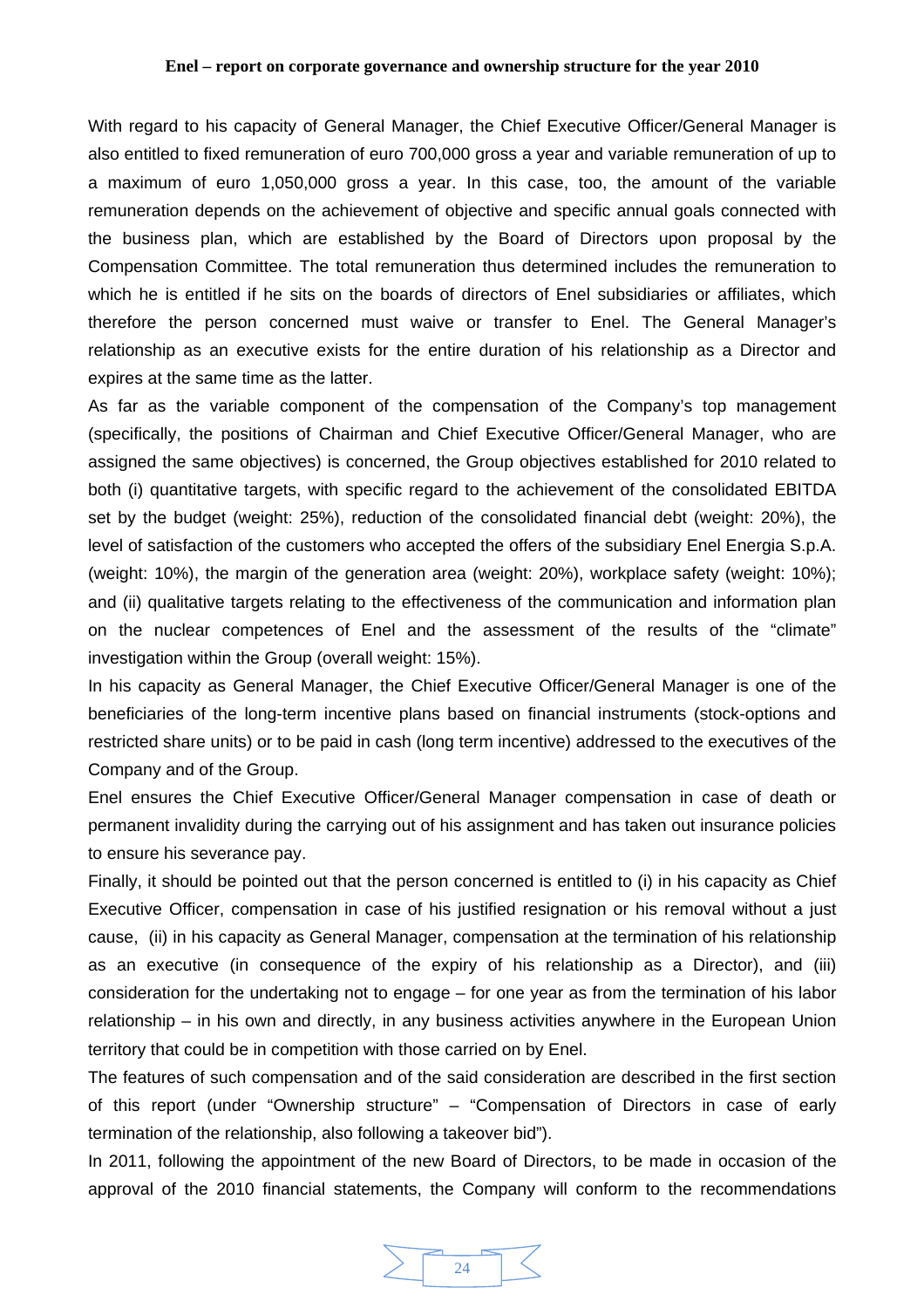With regard to his capacity of General Manager, the Chief Executive Officer/General Manager is also entitled to fixed remuneration of euro 700,000 gross a year and variable remuneration of up to a maximum of euro 1,050,000 gross a year. In this case, too, the amount of the variable remuneration depends on the achievement of objective and specific annual goals connected with the business plan, which are established by the Board of Directors upon proposal by the Compensation Committee. The total remuneration thus determined includes the remuneration to which he is entitled if he sits on the boards of directors of Enel subsidiaries or affiliates, which therefore the person concerned must waive or transfer to Enel. The General Manager's relationship as an executive exists for the entire duration of his relationship as a Director and expires at the same time as the latter.

As far as the variable component of the compensation of the Company's top management (specifically, the positions of Chairman and Chief Executive Officer/General Manager, who are assigned the same objectives) is concerned, the Group objectives established for 2010 related to both (i) quantitative targets, with specific regard to the achievement of the consolidated EBITDA set by the budget (weight: 25%), reduction of the consolidated financial debt (weight: 20%), the level of satisfaction of the customers who accepted the offers of the subsidiary Enel Energia S.p.A. (weight: 10%), the margin of the generation area (weight: 20%), workplace safety (weight: 10%); and (ii) qualitative targets relating to the effectiveness of the communication and information plan on the nuclear competences of Enel and the assessment of the results of the "climate" investigation within the Group (overall weight: 15%).

In his capacity as General Manager, the Chief Executive Officer/General Manager is one of the beneficiaries of the long-term incentive plans based on financial instruments (stock-options and restricted share units) or to be paid in cash (long term incentive) addressed to the executives of the Company and of the Group.

Enel ensures the Chief Executive Officer/General Manager compensation in case of death or permanent invalidity during the carrying out of his assignment and has taken out insurance policies to ensure his severance pay.

Finally, it should be pointed out that the person concerned is entitled to (i) in his capacity as Chief Executive Officer, compensation in case of his justified resignation or his removal without a just cause, (ii) in his capacity as General Manager, compensation at the termination of his relationship as an executive (in consequence of the expiry of his relationship as a Director), and (iii) consideration for the undertaking not to engage – for one year as from the termination of his labor relationship – in his own and directly, in any business activities anywhere in the European Union territory that could be in competition with those carried on by Enel.

The features of such compensation and of the said consideration are described in the first section of this report (under "Ownership structure" – "Compensation of Directors in case of early termination of the relationship, also following a takeover bid").

In 2011, following the appointment of the new Board of Directors, to be made in occasion of the approval of the 2010 financial statements, the Company will conform to the recommendations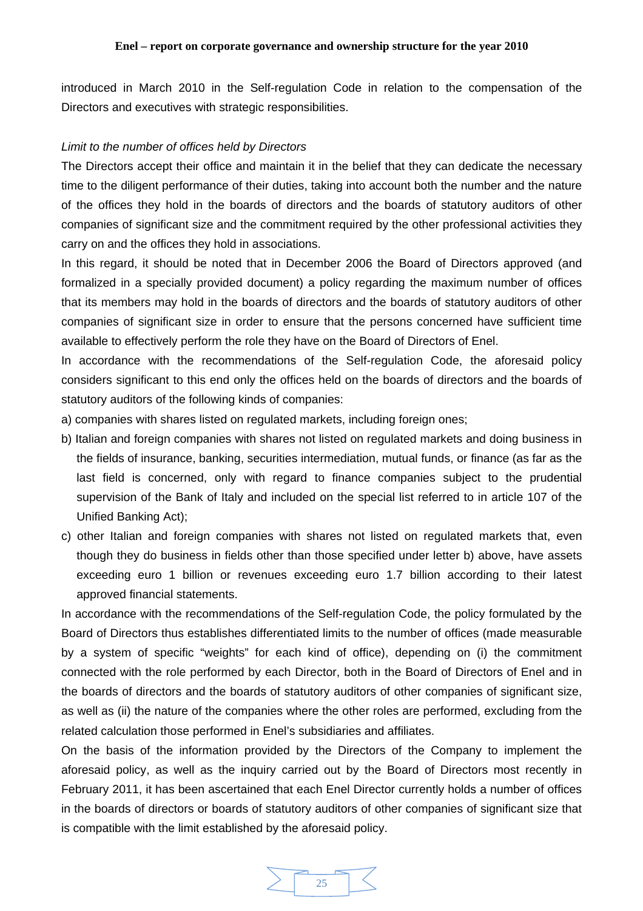introduced in March 2010 in the Self-regulation Code in relation to the compensation of the Directors and executives with strategic responsibilities.

*Limit to the number of offices held by Directors*

The Directors accept their office and maintain it in the belief that they can dedicate the necessary time to the diligent performance of their duties, taking into account both the number and the nature of the offices they hold in the boards of directors and the boards of statutory auditors of other companies of significant size and the commitment required by the other professional activities they carry on and the offices they hold in associations.

In this regard, it should be noted that in December 2006 the Board of Directors approved (and formalized in a specially provided document) a policy regarding the maximum number of offices that its members may hold in the boards of directors and the boards of statutory auditors of other companies of significant size in order to ensure that the persons concerned have sufficient time available to effectively perform the role they have on the Board of Directors of Enel.

In accordance with the recommendations of the Self-regulation Code, the aforesaid policy considers significant to this end only the offices held on the boards of directors and the boards of statutory auditors of the following kinds of companies:

a) companies with shares listed on regulated markets, including foreign ones;

b) Italian and foreign companies with shares not listed on regulated markets and doing business in the fields of insurance, banking, securities intermediation, mutual funds, or finance (as far as the last field is concerned, only with regard to finance companies subject to the prudential supervision of the Bank of Italy and included on the special list referred to in article 107 of the Unified Banking Act);

c) other Italian and foreign companies with shares not listed on regulated markets that, even though they do business in fields other than those specified under letter b) above, have assets exceeding euro 1 billion or revenues exceeding euro 1.7 billion according to their latest approved financial statements.

In accordance with the recommendations of the Self-regulation Code, the policy formulated by the Board of Directors thus establishes differentiated limits to the number of offices (made measurable by a system of specific "weights" for each kind of office), depending on (i) the commitment connected with the role performed by each Director, both in the Board of Directors of Enel and in the boards of directors and the boards of statutory auditors of other companies of significant size, as well as (ii) the nature of the companies where the other roles are performed, excluding from the related calculation those performed in Enel's subsidiaries and affiliates.

On the basis of the information provided by the Directors of the Company to implement the aforesaid policy, as well as the inquiry carried out by the Board of Directors most recently in February 2011, it has been ascertained that each Enel Director currently holds a number of offices in the boards of directors or boards of statutory auditors of other companies of significant size that is compatible with the limit established by the aforesaid policy.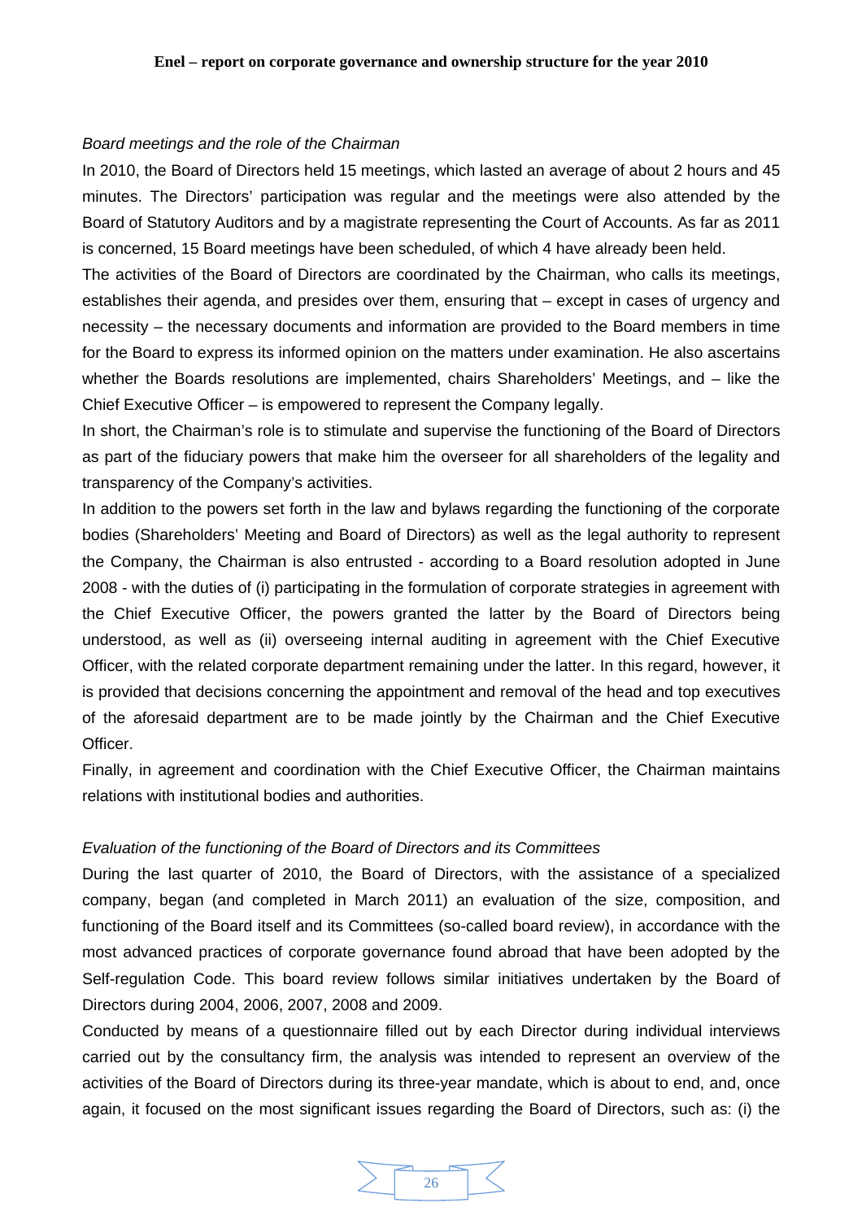*Board meetings and the role of the Chairman*

In 2010, the Board of Directors held 15 meetings, which lasted an average of about 2 hours and 45 minutes. The Directors' participation was regular and the meetings were also attended by the Board of Statutory Auditors and by a magistrate representing the Court of Accounts. As far as 2011 is concerned, 15 Board meetings have been scheduled, of which 4 have already been held.

The activities of the Board of Directors are coordinated by the Chairman, who calls its meetings, establishes their agenda, and presides over them, ensuring that – except in cases of urgency and necessity – the necessary documents and information are provided to the Board members in time for the Board to express its informed opinion on the matters under examination. He also ascertains whether the Boards resolutions are implemented, chairs Shareholders' Meetings, and – like the Chief Executive Officer – is empowered to represent the Company legally.

In short, the Chairman's role is to stimulate and supervise the functioning of the Board of Directors as part of the fiduciary powers that make him the overseer for all shareholders of the legality and transparency of the Company's activities.

In addition to the powers set forth in the law and bylaws regarding the functioning of the corporate bodies (Shareholders' Meeting and Board of Directors) as well as the legal authority to represent the Company, the Chairman is also entrusted - according to a Board resolution adopted in June 2008 - with the duties of (i) participating in the formulation of corporate strategies in agreement with the Chief Executive Officer, the powers granted the latter by the Board of Directors being understood, as well as (ii) overseeing internal auditing in agreement with the Chief Executive Officer, with the related corporate department remaining under the latter. In this regard, however, it is provided that decisions concerning the appointment and removal of the head and top executives of the aforesaid department are to be made jointly by the Chairman and the Chief Executive Officer.

Finally, in agreement and coordination with the Chief Executive Officer, the Chairman maintains relations with institutional bodies and authorities.

*Evaluation of the functioning of the Board of Directors and its Committees*

During the last quarter of 2010, the Board of Directors, with the assistance of a specialized company, began (and completed in March 2011) an evaluation of the size, composition, and functioning of the Board itself and its Committees (so-called board review), in accordance with the most advanced practices of corporate governance found abroad that have been adopted by the Self-regulation Code. This board review follows similar initiatives undertaken by the Board of Directors during 2004, 2006, 2007, 2008 and 2009.

Conducted by means of a questionnaire filled out by each Director during individual interviews carried out by the consultancy firm, the analysis was intended to represent an overview of the activities of the Board of Directors during its three-year mandate, which is about to end, and, once again, it focused on the most significant issues regarding the Board of Directors, such as: (i) the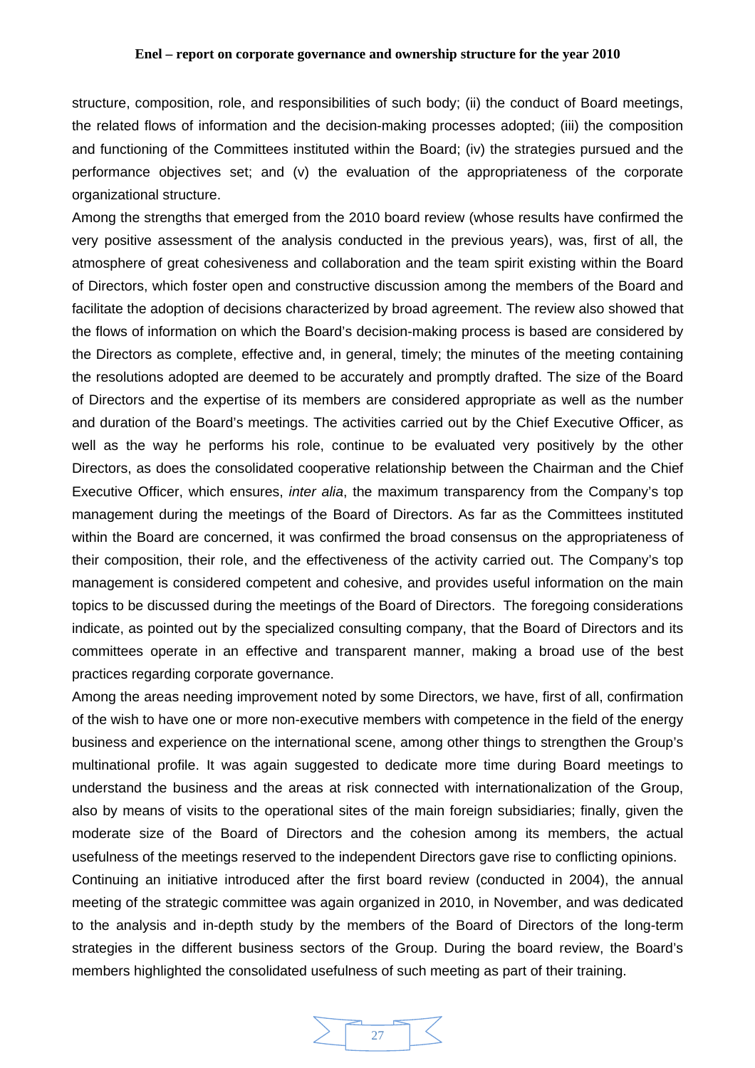structure, composition, role, and responsibilities of such body; (ii) the conduct of Board meetings, the related flows of information and the decision-making processes adopted; (iii) the composition and functioning of the Committees instituted within the Board; (iv) the strategies pursued and the performance objectives set; and (v) the evaluation of the appropriateness of the corporate organizational structure.

Among the strengths that emerged from the 2010 board review (whose results have confirmed the very positive assessment of the analysis conducted in the previous years), was, first of all, the atmosphere of great cohesiveness and collaboration and the team spirit existing within the Board of Directors, which foster open and constructive discussion among the members of the Board and facilitate the adoption of decisions characterized by broad agreement. The review also showed that the flows of information on which the Board's decision-making process is based are considered by the Directors as complete, effective and, in general, timely; the minutes of the meeting containing the resolutions adopted are deemed to be accurately and promptly drafted. The size of the Board of Directors and the expertise of its members are considered appropriate as well as the number and duration of the Board's meetings. The activities carried out by the Chief Executive Officer, as well as the way he performs his role, continue to be evaluated very positively by the other Directors, as does the consolidated cooperative relationship between the Chairman and the Chief Executive Officer, which ensures, *inter alia*, the maximum transparency from the Company's top management during the meetings of the Board of Directors. As far as the Committees instituted within the Board are concerned, it was confirmed the broad consensus on the appropriateness of their composition, their role, and the effectiveness of the activity carried out. The Company's top management is considered competent and cohesive, and provides useful information on the main topics to be discussed during the meetings of the Board of Directors. The foregoing considerations indicate, as pointed out by the specialized consulting company, that the Board of Directors and its committees operate in an effective and transparent manner, making a broad use of the best practices regarding corporate governance.

Among the areas needing improvement noted by some Directors, we have, first of all, confirmation of the wish to have one or more non-executive members with competence in the field of the energy business and experience on the international scene, among other things to strengthen the Group's multinational profile. It was again suggested to dedicate more time during Board meetings to understand the business and the areas at risk connected with internationalization of the Group, also by means of visits to the operational sites of the main foreign subsidiaries; finally, given the moderate size of the Board of Directors and the cohesion among its members, the actual usefulness of the meetings reserved to the independent Directors gave rise to conflicting opinions.

Continuing an initiative introduced after the first board review (conducted in 2004), the annual meeting of the strategic committee was again organized in 2010, in November, and was dedicated to the analysis and in-depth study by the members of the Board of Directors of the long-term strategies in the different business sectors of the Group. During the board review, the Board's members highlighted the consolidated usefulness of such meeting as part of their training.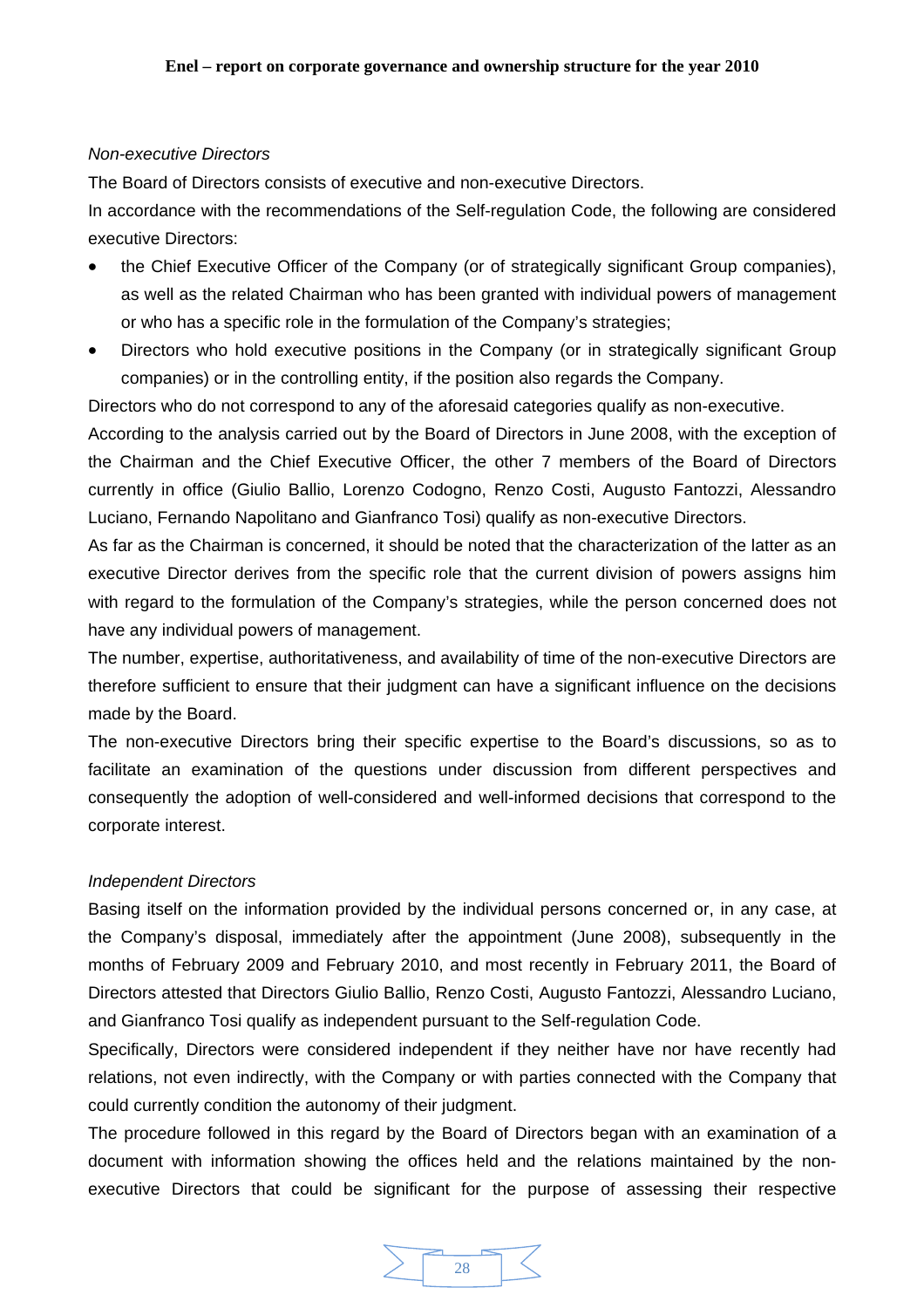*Non-executive Directors*

The Board of Directors consists of executive and non-executive Directors.

In accordance with the recommendations of the Self-regulation Code, the following are considered executive Directors:

- the Chief Executive Officer of the Company (or of strategically significant Group companies), as well as the related Chairman who has been granted with individual powers of management or who has a specific role in the formulation of the Company's strategies;
- Directors who hold executive positions in the Company (or in strategically significant Group companies) or in the controlling entity, if the position also regards the Company.

Directors who do not correspond to any of the aforesaid categories qualify as non-executive.

According to the analysis carried out by the Board of Directors in June 2008, with the exception of the Chairman and the Chief Executive Officer, the other 7 members of the Board of Directors currently in office (Giulio Ballio, Lorenzo Codogno, Renzo Costi, Augusto Fantozzi, Alessandro Luciano, Fernando Napolitano and Gianfranco Tosi) qualify as non-executive Directors.

As far as the Chairman is concerned, it should be noted that the characterization of the latter as an executive Director derives from the specific role that the current division of powers assigns him with regard to the formulation of the Company's strategies, while the person concerned does not have any individual powers of management.

The number, expertise, authoritativeness, and availability of time of the non-executive Directors are therefore sufficient to ensure that their judgment can have a significant influence on the decisions made by the Board.

The non-executive Directors bring their specific expertise to the Board's discussions, so as to facilitate an examination of the questions under discussion from different perspectives and consequently the adoption of well-considered and well-informed decisions that correspond to the corporate interest.

*Independent Directors*

Basing itself on the information provided by the individual persons concerned or, in any case, at the Company's disposal, immediately after the appointment (June 2008), subsequently in the months of February 2009 and February 2010, and most recently in February 2011, the Board of Directors attested that Directors Giulio Ballio, Renzo Costi, Augusto Fantozzi, Alessandro Luciano, and Gianfranco Tosi qualify as independent pursuant to the Self-regulation Code.

Specifically, Directors were considered independent if they neither have nor have recently had relations, not even indirectly, with the Company or with parties connected with the Company that could currently condition the autonomy of their judgment.

The procedure followed in this regard by the Board of Directors began with an examination of a document with information showing the offices held and the relations maintained by the non-executive Directors that could be significant for the purpose of assessing their respective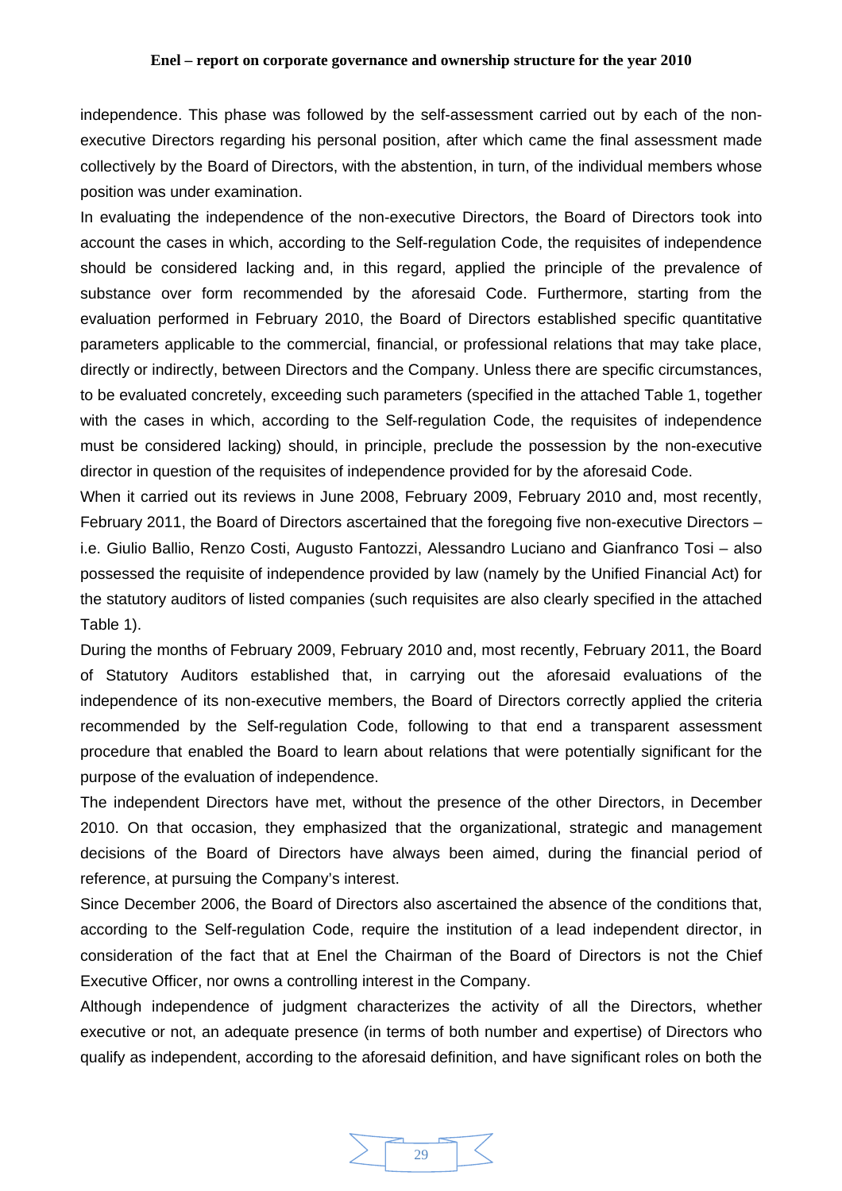independence. This phase was followed by the self-assessment carried out by each of the non-executive Directors regarding his personal position, after which came the final assessment made collectively by the Board of Directors, with the abstention, in turn, of the individual members whose position was under examination.

In evaluating the independence of the non-executive Directors, the Board of Directors took into account the cases in which, according to the Self-regulation Code, the requisites of independence should be considered lacking and, in this regard, applied the principle of the prevalence of substance over form recommended by the aforesaid Code. Furthermore, starting from the evaluation performed in February 2010, the Board of Directors established specific quantitative parameters applicable to the commercial, financial, or professional relations that may take place, directly or indirectly, between Directors and the Company. Unless there are specific circumstances, to be evaluated concretely, exceeding such parameters (specified in the attached Table 1, together with the cases in which, according to the Self-regulation Code, the requisites of independence must be considered lacking) should, in principle, preclude the possession by the non-executive director in question of the requisites of independence provided for by the aforesaid Code.

When it carried out its reviews in June 2008, February 2009, February 2010 and, most recently, February 2011, the Board of Directors ascertained that the foregoing five non-executive Directors – i.e. Giulio Ballio, Renzo Costi, Augusto Fantozzi, Alessandro Luciano and Gianfranco Tosi – also possessed the requisite of independence provided by law (namely by the Unified Financial Act) for the statutory auditors of listed companies (such requisites are also clearly specified in the attached Table 1).

During the months of February 2009, February 2010 and, most recently, February 2011, the Board of Statutory Auditors established that, in carrying out the aforesaid evaluations of the independence of its non-executive members, the Board of Directors correctly applied the criteria recommended by the Self-regulation Code, following to that end a transparent assessment procedure that enabled the Board to learn about relations that were potentially significant for the purpose of the evaluation of independence.

The independent Directors have met, without the presence of the other Directors, in December 2010. On that occasion, they emphasized that the organizational, strategic and management decisions of the Board of Directors have always been aimed, during the financial period of reference, at pursuing the Company's interest.

Since December 2006, the Board of Directors also ascertained the absence of the conditions that, according to the Self-regulation Code, require the institution of a lead independent director, in consideration of the fact that at Enel the Chairman of the Board of Directors is not the Chief Executive Officer, nor owns a controlling interest in the Company.

Although independence of judgment characterizes the activity of all the Directors, whether executive or not, an adequate presence (in terms of both number and expertise) of Directors who qualify as independent, according to the aforesaid definition, and have significant roles on both the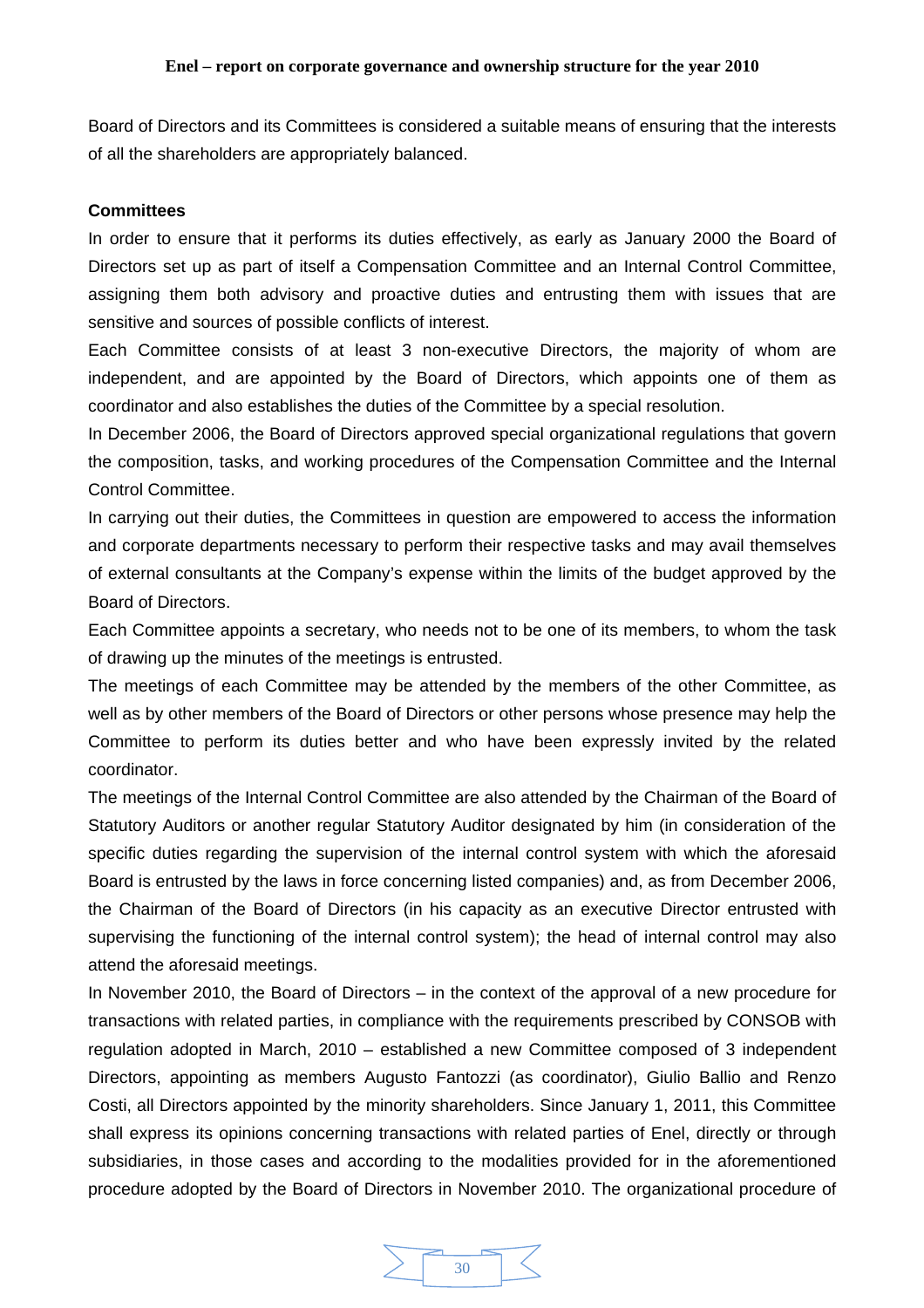Board of Directors and its Committees is considered a suitable means of ensuring that the interests of all the shareholders are appropriately balanced.

**Committees**

In order to ensure that it performs its duties effectively, as early as January 2000 the Board of Directors set up as part of itself a Compensation Committee and an Internal Control Committee, assigning them both advisory and proactive duties and entrusting them with issues that are sensitive and sources of possible conflicts of interest.

Each Committee consists of at least 3 non-executive Directors, the majority of whom are independent, and are appointed by the Board of Directors, which appoints one of them as coordinator and also establishes the duties of the Committee by a special resolution.

In December 2006, the Board of Directors approved special organizational regulations that govern the composition, tasks, and working procedures of the Compensation Committee and the Internal Control Committee.

In carrying out their duties, the Committees in question are empowered to access the information and corporate departments necessary to perform their respective tasks and may avail themselves of external consultants at the Company's expense within the limits of the budget approved by the Board of Directors.

Each Committee appoints a secretary, who needs not to be one of its members, to whom the task of drawing up the minutes of the meetings is entrusted.

The meetings of each Committee may be attended by the members of the other Committee, as well as by other members of the Board of Directors or other persons whose presence may help the Committee to perform its duties better and who have been expressly invited by the related coordinator.

The meetings of the Internal Control Committee are also attended by the Chairman of the Board of Statutory Auditors or another regular Statutory Auditor designated by him (in consideration of the specific duties regarding the supervision of the internal control system with which the aforesaid Board is entrusted by the laws in force concerning listed companies) and, as from December 2006, the Chairman of the Board of Directors (in his capacity as an executive Director entrusted with supervising the functioning of the internal control system); the head of internal control may also attend the aforesaid meetings.

In November 2010, the Board of Directors – in the context of the approval of a new procedure for transactions with related parties, in compliance with the requirements prescribed by CONSOB with regulation adopted in March, 2010 – established a new Committee composed of 3 independent Directors, appointing as members Augusto Fantozzi (as coordinator), Giulio Ballio and Renzo Costi, all Directors appointed by the minority shareholders. Since January 1, 2011, this Committee shall express its opinions concerning transactions with related parties of Enel, directly or through subsidiaries, in those cases and according to the modalities provided for in the aforementioned procedure adopted by the Board of Directors in November 2010. The organizational procedure of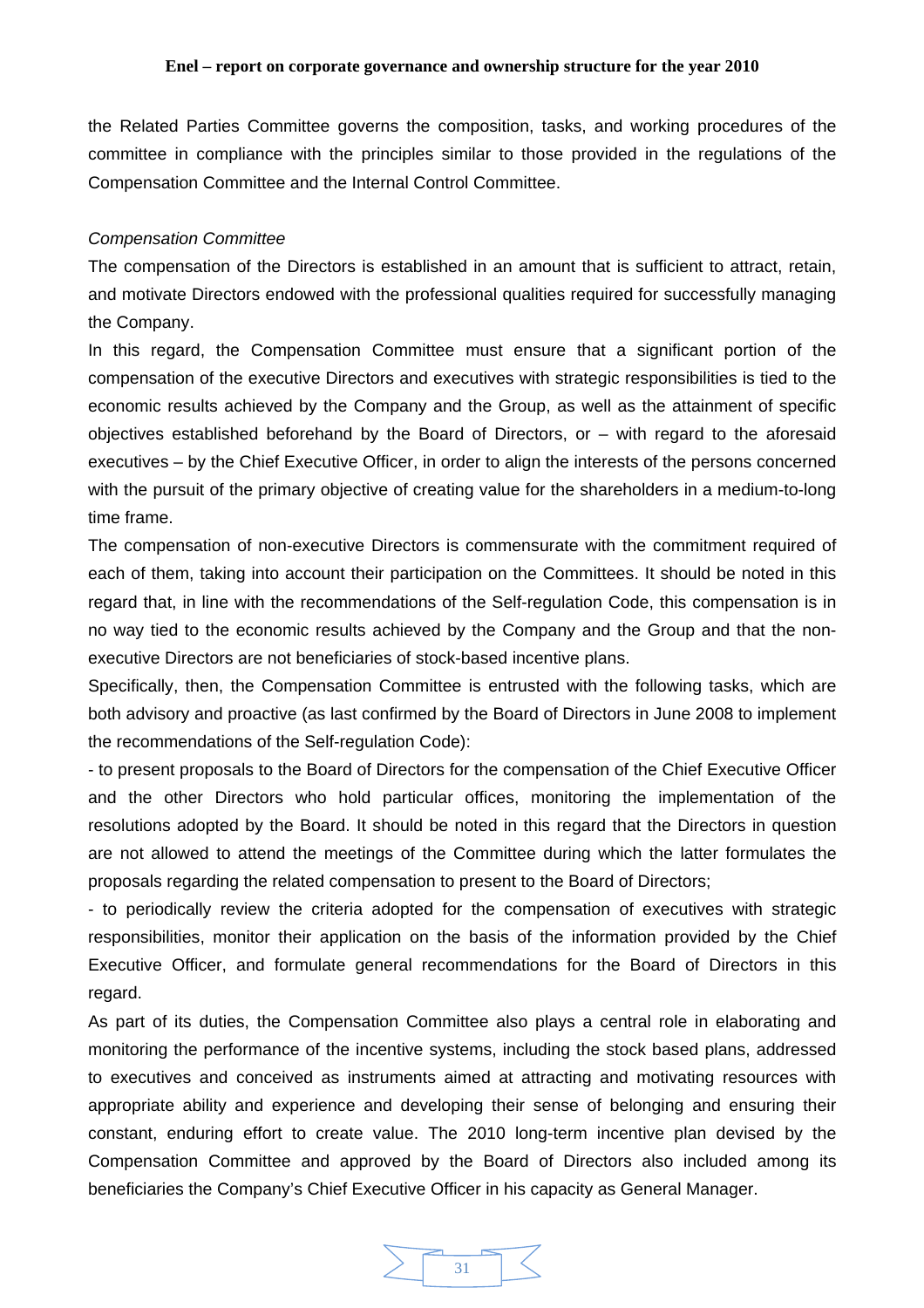the Related Parties Committee governs the composition, tasks, and working procedures of the committee in compliance with the principles similar to those provided in the regulations of the Compensation Committee and the Internal Control Committee.

*Compensation Committee*

The compensation of the Directors is established in an amount that is sufficient to attract, retain, and motivate Directors endowed with the professional qualities required for successfully managing the Company.

In this regard, the Compensation Committee must ensure that a significant portion of the compensation of the executive Directors and executives with strategic responsibilities is tied to the economic results achieved by the Company and the Group, as well as the attainment of specific objectives established beforehand by the Board of Directors, or – with regard to the aforesaid executives – by the Chief Executive Officer, in order to align the interests of the persons concerned with the pursuit of the primary objective of creating value for the shareholders in a medium-to-long time frame.

The compensation of non-executive Directors is commensurate with the commitment required of each of them, taking into account their participation on the Committees. It should be noted in this regard that, in line with the recommendations of the Self-regulation Code, this compensation is in no way tied to the economic results achieved by the Company and the Group and that the non-executive Directors are not beneficiaries of stock-based incentive plans.

Specifically, then, the Compensation Committee is entrusted with the following tasks, which are both advisory and proactive (as last confirmed by the Board of Directors in June 2008 to implement the recommendations of the Self-regulation Code):

- to present proposals to the Board of Directors for the compensation of the Chief Executive Officer and the other Directors who hold particular offices, monitoring the implementation of the resolutions adopted by the Board. It should be noted in this regard that the Directors in question are not allowed to attend the meetings of the Committee during which the latter formulates the proposals regarding the related compensation to present to the Board of Directors;
- to periodically review the criteria adopted for the compensation of executives with strategic responsibilities, monitor their application on the basis of the information provided by the Chief Executive Officer, and formulate general recommendations for the Board of Directors in this regard.

As part of its duties, the Compensation Committee also plays a central role in elaborating and monitoring the performance of the incentive systems, including the stock based plans, addressed to executives and conceived as instruments aimed at attracting and motivating resources with appropriate ability and experience and developing their sense of belonging and ensuring their constant, enduring effort to create value. The 2010 long-term incentive plan devised by the Compensation Committee and approved by the Board of Directors also included among its beneficiaries the Company's Chief Executive Officer in his capacity as General Manager.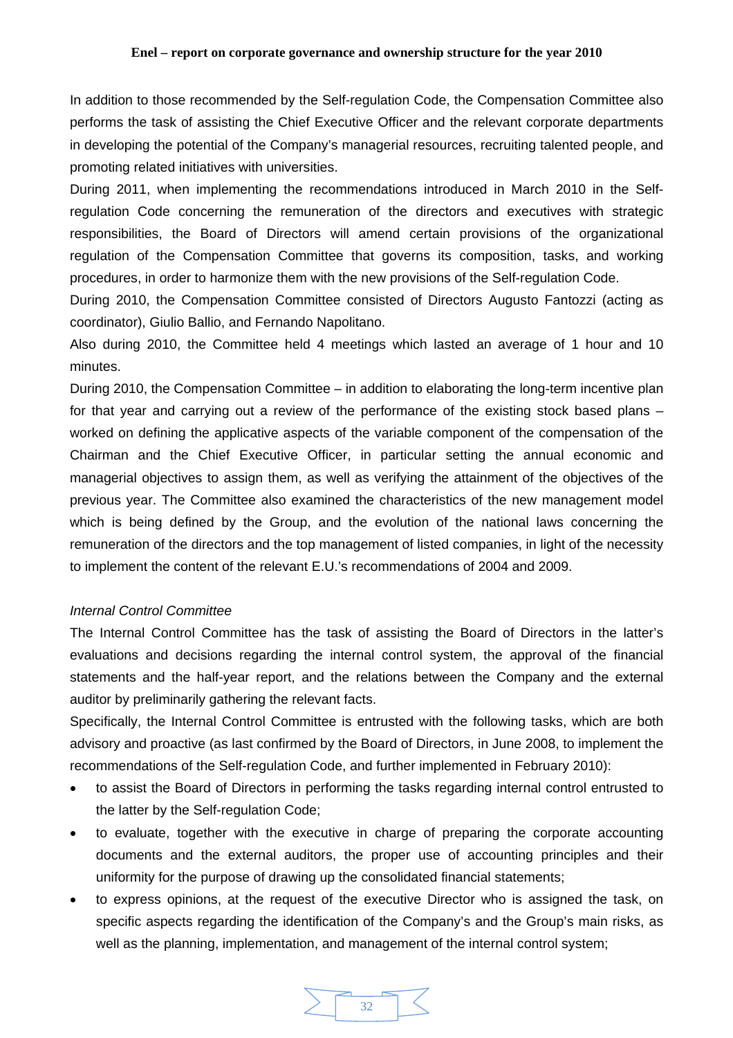In addition to those recommended by the Self-regulation Code, the Compensation Committee also performs the task of assisting the Chief Executive Officer and the relevant corporate departments in developing the potential of the Company's managerial resources, recruiting talented people, and promoting related initiatives with universities.

During 2011, when implementing the recommendations introduced in March 2010 in the Self-regulation Code concerning the remuneration of the directors and executives with strategic responsibilities, the Board of Directors will amend certain provisions of the organizational regulation of the Compensation Committee that governs its composition, tasks, and working procedures, in order to harmonize them with the new provisions of the Self-regulation Code.

During 2010, the Compensation Committee consisted of Directors Augusto Fantozzi (acting as coordinator), Giulio Ballio, and Fernando Napolitano.

Also during 2010, the Committee held 4 meetings which lasted an average of 1 hour and 10 minutes.

During 2010, the Compensation Committee – in addition to elaborating the long-term incentive plan for that year and carrying out a review of the performance of the existing stock based plans – worked on defining the applicative aspects of the variable component of the compensation of the Chairman and the Chief Executive Officer, in particular setting the annual economic and managerial objectives to assign them, as well as verifying the attainment of the objectives of the previous year. The Committee also examined the characteristics of the new management model which is being defined by the Group, and the evolution of the national laws concerning the remuneration of the directors and the top management of listed companies, in light of the necessity to implement the content of the relevant E.U.'s recommendations of 2004 and 2009.

*Internal Control Committee*

The Internal Control Committee has the task of assisting the Board of Directors in the latter's evaluations and decisions regarding the internal control system, the approval of the financial statements and the half-year report, and the relations between the Company and the external auditor by preliminarily gathering the relevant facts.

Specifically, the Internal Control Committee is entrusted with the following tasks, which are both advisory and proactive (as last confirmed by the Board of Directors, in June 2008, to implement the recommendations of the Self-regulation Code, and further implemented in February 2010):

- to assist the Board of Directors in performing the tasks regarding internal control entrusted to the latter by the Self-regulation Code;
- to evaluate, together with the executive in charge of preparing the corporate accounting documents and the external auditors, the proper use of accounting principles and their uniformity for the purpose of drawing up the consolidated financial statements;
- to express opinions, at the request of the executive Director who is assigned the task, on specific aspects regarding the identification of the Company's and the Group's main risks, as well as the planning, implementation, and management of the internal control system;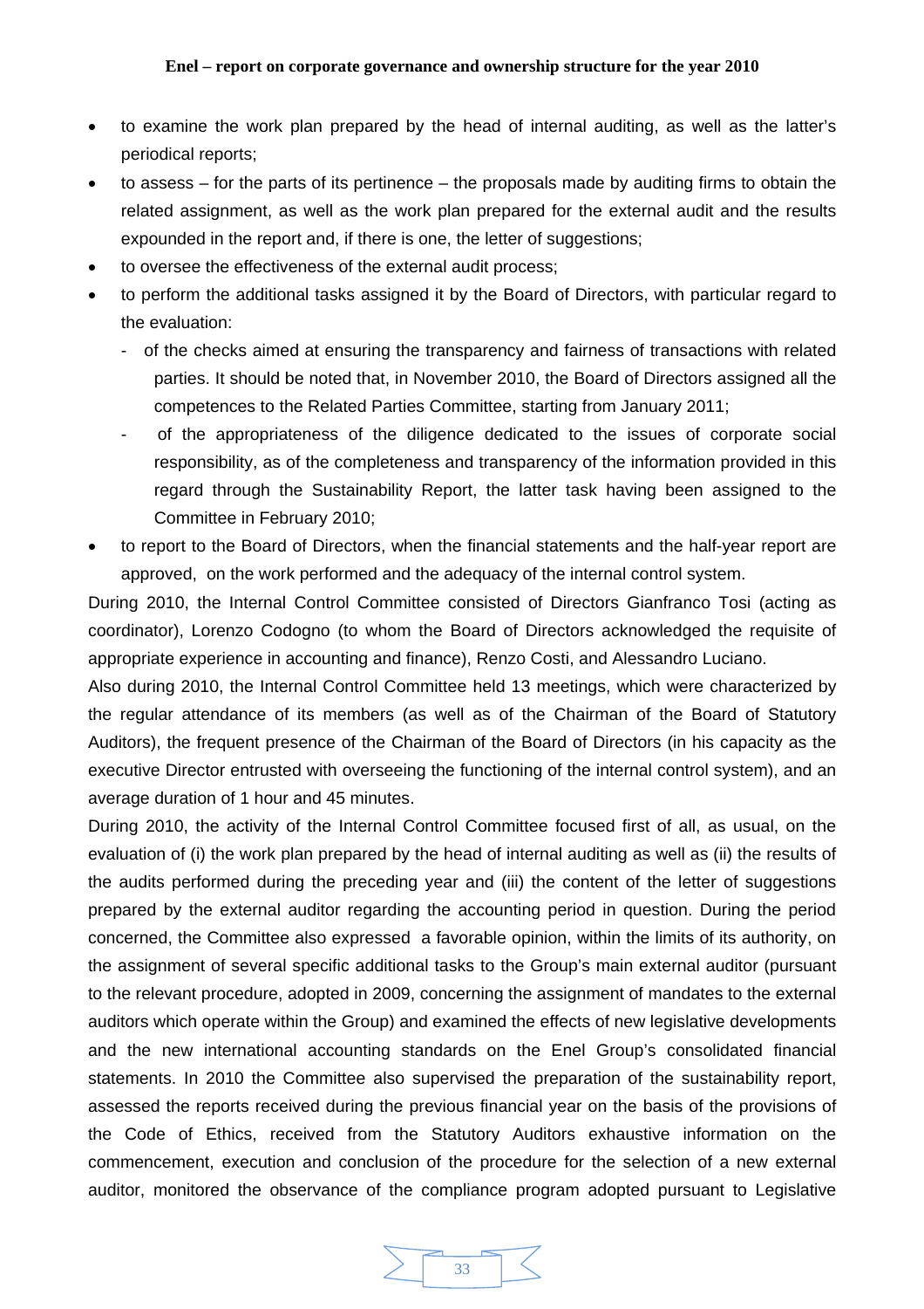- to examine the work plan prepared by the head of internal auditing, as well as the latter's periodical reports;
- to assess – for the parts of its pertinence – the proposals made by auditing firms to obtain the related assignment, as well as the work plan prepared for the external audit and the results expounded in the report and, if there is one, the letter of suggestions;
- to oversee the effectiveness of the external audit process;
- to perform the additional tasks assigned it by the Board of Directors, with particular regard to the evaluation:
  - of the checks aimed at ensuring the transparency and fairness of transactions with related parties. It should be noted that, in November 2010, the Board of Directors assigned all the competences to the Related Parties Committee, starting from January 2011;
  - of the appropriateness of the diligence dedicated to the issues of corporate social responsibility, as of the completeness and transparency of the information provided in this regard through the Sustainability Report, the latter task having been assigned to the Committee in February 2010;
- to report to the Board of Directors, when the financial statements and the half-year report are approved, on the work performed and the adequacy of the internal control system.

During 2010, the Internal Control Committee consisted of Directors Gianfranco Tosi (acting as coordinator), Lorenzo Codogno (to whom the Board of Directors acknowledged the requisite of appropriate experience in accounting and finance), Renzo Costi, and Alessandro Luciano.

Also during 2010, the Internal Control Committee held 13 meetings, which were characterized by the regular attendance of its members (as well as of the Chairman of the Board of Statutory Auditors), the frequent presence of the Chairman of the Board of Directors (in his capacity as the executive Director entrusted with overseeing the functioning of the internal control system), and an average duration of 1 hour and 45 minutes.

During 2010, the activity of the Internal Control Committee focused first of all, as usual, on the evaluation of (i) the work plan prepared by the head of internal auditing as well as (ii) the results of the audits performed during the preceding year and (iii) the content of the letter of suggestions prepared by the external auditor regarding the accounting period in question. During the period concerned, the Committee also expressed a favorable opinion, within the limits of its authority, on the assignment of several specific additional tasks to the Group's main external auditor (pursuant to the relevant procedure, adopted in 2009, concerning the assignment of mandates to the external auditors which operate within the Group) and examined the effects of new legislative developments and the new international accounting standards on the Enel Group's consolidated financial statements. In 2010 the Committee also supervised the preparation of the sustainability report, assessed the reports received during the previous financial year on the basis of the provisions of the Code of Ethics, received from the Statutory Auditors exhaustive information on the commencement, execution and conclusion of the procedure for the selection of a new external auditor, monitored the observance of the compliance program adopted pursuant to Legislative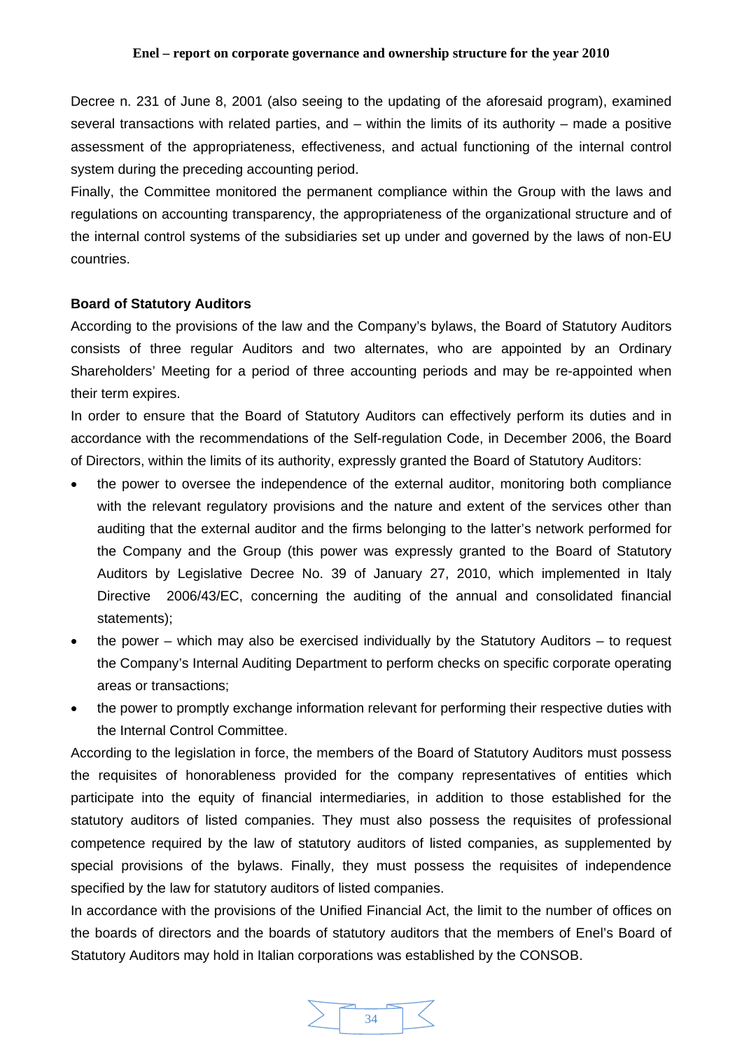Decree n. 231 of June 8, 2001 (also seeing to the updating of the aforesaid program), examined several transactions with related parties, and – within the limits of its authority – made a positive assessment of the appropriateness, effectiveness, and actual functioning of the internal control system during the preceding accounting period.

Finally, the Committee monitored the permanent compliance within the Group with the laws and regulations on accounting transparency, the appropriateness of the organizational structure and of the internal control systems of the subsidiaries set up under and governed by the laws of non-EU countries.

**Board of Statutory Auditors**

According to the provisions of the law and the Company's bylaws, the Board of Statutory Auditors consists of three regular Auditors and two alternates, who are appointed by an Ordinary Shareholders' Meeting for a period of three accounting periods and may be re-appointed when their term expires.

In order to ensure that the Board of Statutory Auditors can effectively perform its duties and in accordance with the recommendations of the Self-regulation Code, in December 2006, the Board of Directors, within the limits of its authority, expressly granted the Board of Statutory Auditors:

- the power to oversee the independence of the external auditor, monitoring both compliance with the relevant regulatory provisions and the nature and extent of the services other than auditing that the external auditor and the firms belonging to the latter's network performed for the Company and the Group (this power was expressly granted to the Board of Statutory Auditors by Legislative Decree No. 39 of January 27, 2010, which implemented in Italy Directive 2006/43/EC, concerning the auditing of the annual and consolidated financial statements);
- the power – which may also be exercised individually by the Statutory Auditors – to request the Company's Internal Auditing Department to perform checks on specific corporate operating areas or transactions;
- the power to promptly exchange information relevant for performing their respective duties with the Internal Control Committee.

According to the legislation in force, the members of the Board of Statutory Auditors must possess the requisites of honorableness provided for the company representatives of entities which participate into the equity of financial intermediaries, in addition to those established for the statutory auditors of listed companies. They must also possess the requisites of professional competence required by the law of statutory auditors of listed companies, as supplemented by special provisions of the bylaws. Finally, they must possess the requisites of independence specified by the law for statutory auditors of listed companies.

In accordance with the provisions of the Unified Financial Act, the limit to the number of offices on the boards of directors and the boards of statutory auditors that the members of Enel's Board of Statutory Auditors may hold in Italian corporations was established by the CONSOB.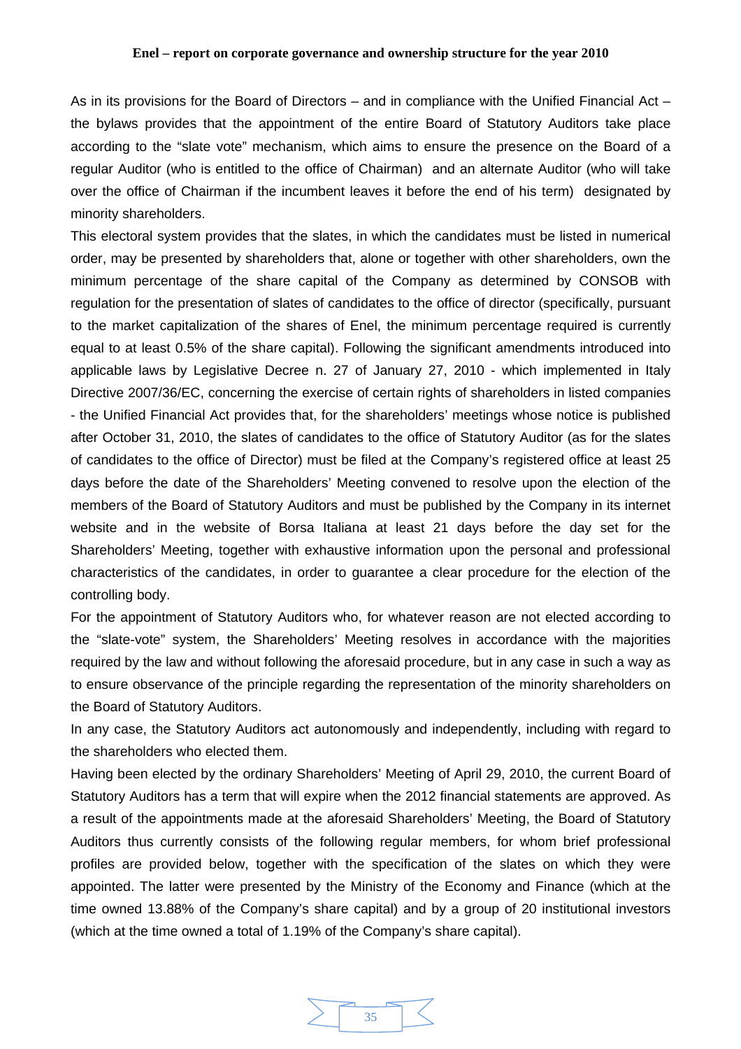As in its provisions for the Board of Directors – and in compliance with the Unified Financial Act – the bylaws provides that the appointment of the entire Board of Statutory Auditors take place according to the "slate vote" mechanism, which aims to ensure the presence on the Board of a regular Auditor (who is entitled to the office of Chairman) and an alternate Auditor (who will take over the office of Chairman if the incumbent leaves it before the end of his term) designated by minority shareholders.

This electoral system provides that the slates, in which the candidates must be listed in numerical order, may be presented by shareholders that, alone or together with other shareholders, own the minimum percentage of the share capital of the Company as determined by CONSOB with regulation for the presentation of slates of candidates to the office of director (specifically, pursuant to the market capitalization of the shares of Enel, the minimum percentage required is currently equal to at least 0.5% of the share capital). Following the significant amendments introduced into applicable laws by Legislative Decree n. 27 of January 27, 2010 - which implemented in Italy Directive 2007/36/EC, concerning the exercise of certain rights of shareholders in listed companies - the Unified Financial Act provides that, for the shareholders' meetings whose notice is published after October 31, 2010, the slates of candidates to the office of Statutory Auditor (as for the slates of candidates to the office of Director) must be filed at the Company's registered office at least 25 days before the date of the Shareholders' Meeting convened to resolve upon the election of the members of the Board of Statutory Auditors and must be published by the Company in its internet website and in the website of Borsa Italiana at least 21 days before the day set for the Shareholders' Meeting, together with exhaustive information upon the personal and professional characteristics of the candidates, in order to guarantee a clear procedure for the election of the controlling body.

For the appointment of Statutory Auditors who, for whatever reason are not elected according to the "slate-vote" system, the Shareholders' Meeting resolves in accordance with the majorities required by the law and without following the aforesaid procedure, but in any case in such a way as to ensure observance of the principle regarding the representation of the minority shareholders on the Board of Statutory Auditors.

In any case, the Statutory Auditors act autonomously and independently, including with regard to the shareholders who elected them.

Having been elected by the ordinary Shareholders' Meeting of April 29, 2010, the current Board of Statutory Auditors has a term that will expire when the 2012 financial statements are approved. As a result of the appointments made at the aforesaid Shareholders' Meeting, the Board of Statutory Auditors thus currently consists of the following regular members, for whom brief professional profiles are provided below, together with the specification of the slates on which they were appointed. The latter were presented by the Ministry of the Economy and Finance (which at the time owned 13.88% of the Company's share capital) and by a group of 20 institutional investors (which at the time owned a total of 1.19% of the Company's share capital).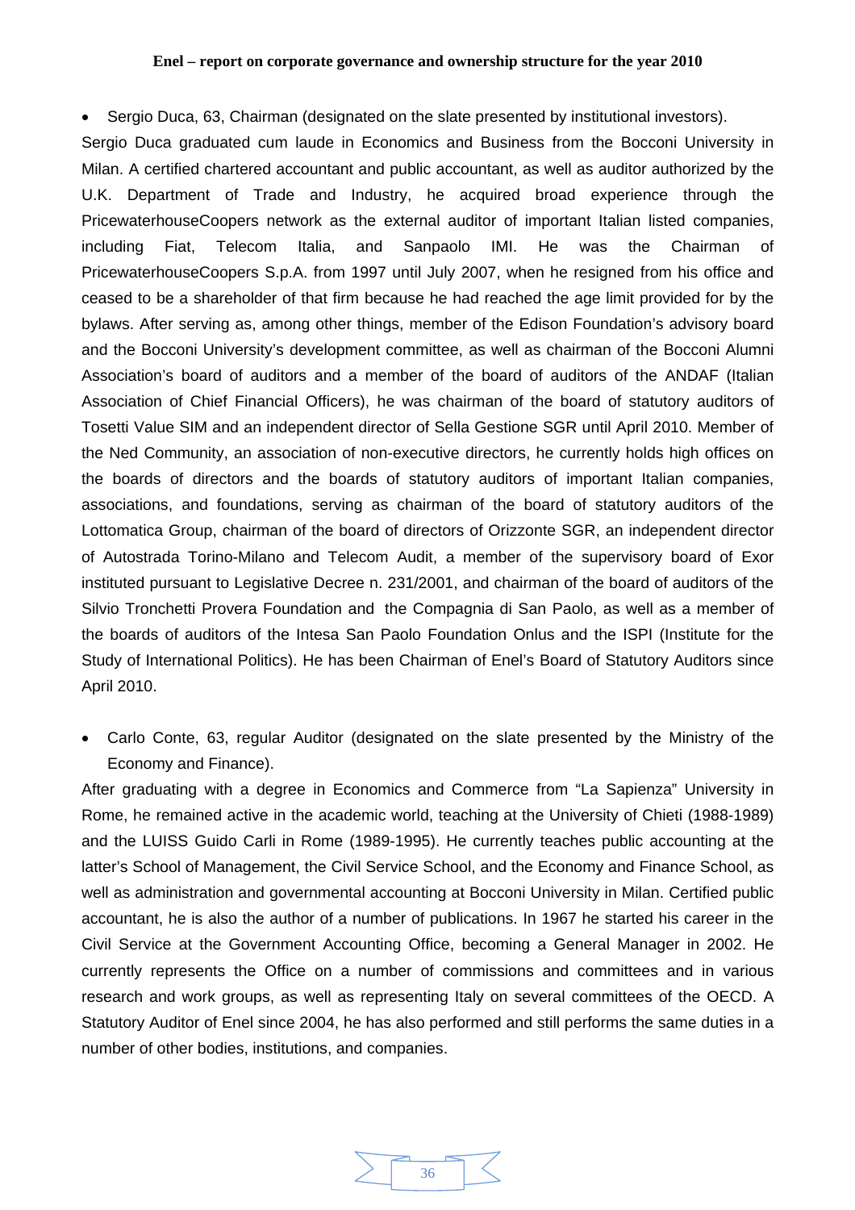- Sergio Duca, 63, Chairman (designated on the slate presented by institutional investors).

Sergio Duca graduated cum laude in Economics and Business from the Bocconi University in Milan. A certified chartered accountant and public accountant, as well as auditor authorized by the U.K. Department of Trade and Industry, he acquired broad experience through the PricewaterhouseCoopers network as the external auditor of important Italian listed companies, including Fiat, Telecom Italia, and Sanpaolo IMI. He was the Chairman of PricewaterhouseCoopers S.p.A. from 1997 until July 2007, when he resigned from his office and ceased to be a shareholder of that firm because he had reached the age limit provided for by the bylaws. After serving as, among other things, member of the Edison Foundation's advisory board and the Bocconi University's development committee, as well as chairman of the Bocconi Alumni Association's board of auditors and a member of the board of auditors of the ANDAF (Italian Association of Chief Financial Officers), he was chairman of the board of statutory auditors of Tosetti Value SIM and an independent director of Sella Gestione SGR until April 2010. Member of the Ned Community, an association of non-executive directors, he currently holds high offices on the boards of directors and the boards of statutory auditors of important Italian companies, associations, and foundations, serving as chairman of the board of statutory auditors of the Lottomatica Group, chairman of the board of directors of Orizzonte SGR, an independent director of Autostrada Torino-Milano and Telecom Audit, a member of the supervisory board of Exor instituted pursuant to Legislative Decree n. 231/2001, and chairman of the board of auditors of the Silvio Tronchetti Provera Foundation and the Compagnia di San Paolo, as well as a member of the boards of auditors of the Intesa San Paolo Foundation Onlus and the ISPI (Institute for the Study of International Politics). He has been Chairman of Enel's Board of Statutory Auditors since April 2010.

- Carlo Conte, 63, regular Auditor (designated on the slate presented by the Ministry of the Economy and Finance).

After graduating with a degree in Economics and Commerce from "La Sapienza" University in Rome, he remained active in the academic world, teaching at the University of Chieti (1988-1989) and the LUISS Guido Carli in Rome (1989-1995). He currently teaches public accounting at the latter's School of Management, the Civil Service School, and the Economy and Finance School, as well as administration and governmental accounting at Bocconi University in Milan. Certified public accountant, he is also the author of a number of publications. In 1967 he started his career in the Civil Service at the Government Accounting Office, becoming a General Manager in 2002. He currently represents the Office on a number of commissions and committees and in various research and work groups, as well as representing Italy on several committees of the OECD. A Statutory Auditor of Enel since 2004, he has also performed and still performs the same duties in a number of other bodies, institutions, and companies.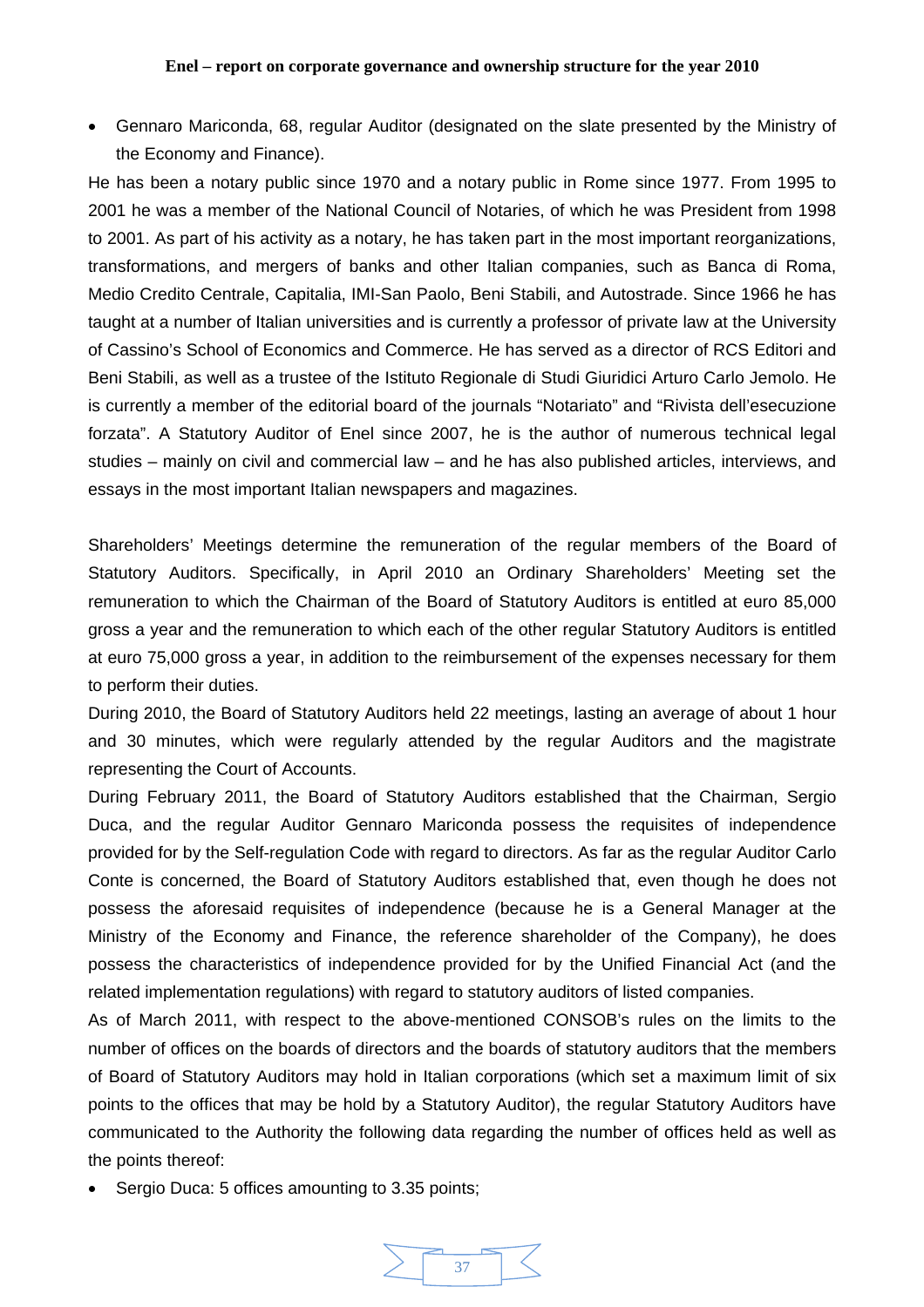- Gennaro Mariconda, 68, regular Auditor (designated on the slate presented by the Ministry of the Economy and Finance).

He has been a notary public since 1970 and a notary public in Rome since 1977. From 1995 to 2001 he was a member of the National Council of Notaries, of which he was President from 1998 to 2001. As part of his activity as a notary, he has taken part in the most important reorganizations, transformations, and mergers of banks and other Italian companies, such as Banca di Roma, Medio Credito Centrale, Capitalia, IMI-San Paolo, Beni Stabili, and Autostrade. Since 1966 he has taught at a number of Italian universities and is currently a professor of private law at the University of Cassino's School of Economics and Commerce. He has served as a director of RCS Editori and Beni Stabili, as well as a trustee of the Istituto Regionale di Studi Giuridici Arturo Carlo Jemolo. He is currently a member of the editorial board of the journals "Notariato" and "Rivista dell'esecuzione forzata". A Statutory Auditor of Enel since 2007, he is the author of numerous technical legal studies – mainly on civil and commercial law – and he has also published articles, interviews, and essays in the most important Italian newspapers and magazines.

Shareholders' Meetings determine the remuneration of the regular members of the Board of Statutory Auditors. Specifically, in April 2010 an Ordinary Shareholders' Meeting set the remuneration to which the Chairman of the Board of Statutory Auditors is entitled at euro 85,000 gross a year and the remuneration to which each of the other regular Statutory Auditors is entitled at euro 75,000 gross a year, in addition to the reimbursement of the expenses necessary for them to perform their duties.

During 2010, the Board of Statutory Auditors held 22 meetings, lasting an average of about 1 hour and 30 minutes, which were regularly attended by the regular Auditors and the magistrate representing the Court of Accounts.

During February 2011, the Board of Statutory Auditors established that the Chairman, Sergio Duca, and the regular Auditor Gennaro Mariconda possess the requisites of independence provided for by the Self-regulation Code with regard to directors. As far as the regular Auditor Carlo Conte is concerned, the Board of Statutory Auditors established that, even though he does not possess the aforesaid requisites of independence (because he is a General Manager at the Ministry of the Economy and Finance, the reference shareholder of the Company), he does possess the characteristics of independence provided for by the Unified Financial Act (and the related implementation regulations) with regard to statutory auditors of listed companies.

As of March 2011, with respect to the above-mentioned CONSOB's rules on the limits to the number of offices on the boards of directors and the boards of statutory auditors that the members of Board of Statutory Auditors may hold in Italian corporations (which set a maximum limit of six points to the offices that may be hold by a Statutory Auditor), the regular Statutory Auditors have communicated to the Authority the following data regarding the number of offices held as well as the points thereof:

- Sergio Duca: 5 offices amounting to 3.35 points;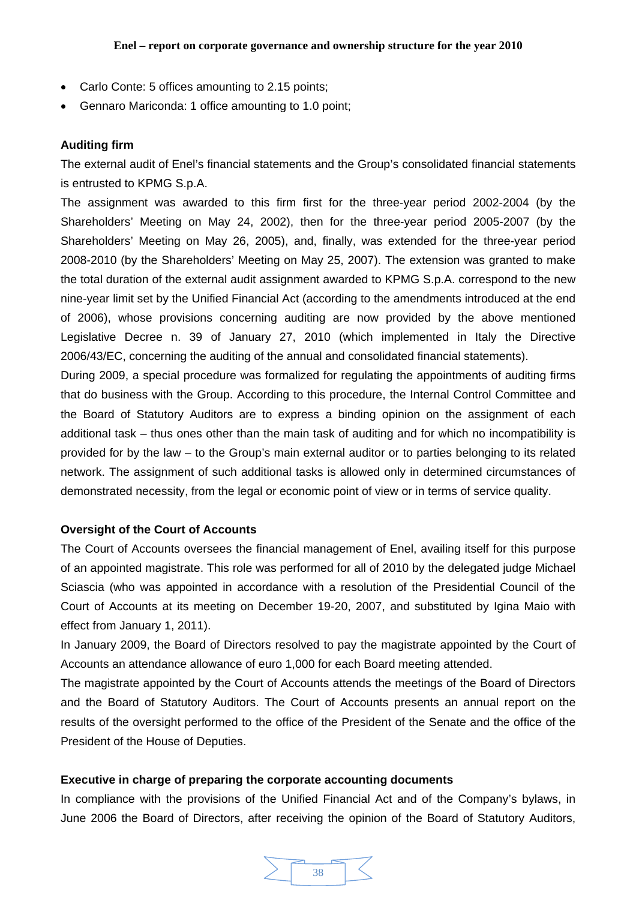- Carlo Conte: 5 offices amounting to 2.15 points;
- Gennaro Mariconda: 1 office amounting to 1.0 point;

**Auditing firm**

The external audit of Enel's financial statements and the Group's consolidated financial statements is entrusted to KPMG S.p.A.

The assignment was awarded to this firm first for the three-year period 2002-2004 (by the Shareholders' Meeting on May 24, 2002), then for the three-year period 2005-2007 (by the Shareholders' Meeting on May 26, 2005), and, finally, was extended for the three-year period 2008-2010 (by the Shareholders' Meeting on May 25, 2007). The extension was granted to make the total duration of the external audit assignment awarded to KPMG S.p.A. correspond to the new nine-year limit set by the Unified Financial Act (according to the amendments introduced at the end of 2006), whose provisions concerning auditing are now provided by the above mentioned Legislative Decree n. 39 of January 27, 2010 (which implemented in Italy the Directive 2006/43/EC, concerning the auditing of the annual and consolidated financial statements).

During 2009, a special procedure was formalized for regulating the appointments of auditing firms that do business with the Group. According to this procedure, the Internal Control Committee and the Board of Statutory Auditors are to express a binding opinion on the assignment of each additional task – thus ones other than the main task of auditing and for which no incompatibility is provided for by the law – to the Group's main external auditor or to parties belonging to its related network. The assignment of such additional tasks is allowed only in determined circumstances of demonstrated necessity, from the legal or economic point of view or in terms of service quality.

**Oversight of the Court of Accounts**

The Court of Accounts oversees the financial management of Enel, availing itself for this purpose of an appointed magistrate. This role was performed for all of 2010 by the delegated judge Michael Sciascia (who was appointed in accordance with a resolution of the Presidential Council of the Court of Accounts at its meeting on December 19-20, 2007, and substituted by Igina Maio with effect from January 1, 2011).

In January 2009, the Board of Directors resolved to pay the magistrate appointed by the Court of Accounts an attendance allowance of euro 1,000 for each Board meeting attended.

The magistrate appointed by the Court of Accounts attends the meetings of the Board of Directors and the Board of Statutory Auditors. The Court of Accounts presents an annual report on the results of the oversight performed to the office of the President of the Senate and the office of the President of the House of Deputies.

**Executive in charge of preparing the corporate accounting documents**

In compliance with the provisions of the Unified Financial Act and of the Company's bylaws, in June 2006 the Board of Directors, after receiving the opinion of the Board of Statutory Auditors,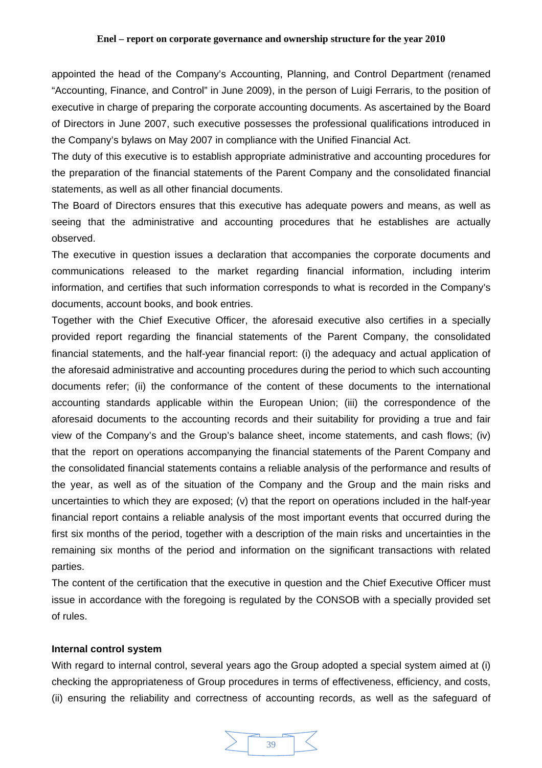appointed the head of the Company's Accounting, Planning, and Control Department (renamed "Accounting, Finance, and Control" in June 2009), in the person of Luigi Ferraris, to the position of executive in charge of preparing the corporate accounting documents. As ascertained by the Board of Directors in June 2007, such executive possesses the professional qualifications introduced in the Company's bylaws on May 2007 in compliance with the Unified Financial Act.

The duty of this executive is to establish appropriate administrative and accounting procedures for the preparation of the financial statements of the Parent Company and the consolidated financial statements, as well as all other financial documents.

The Board of Directors ensures that this executive has adequate powers and means, as well as seeing that the administrative and accounting procedures that he establishes are actually observed.

The executive in question issues a declaration that accompanies the corporate documents and communications released to the market regarding financial information, including interim information, and certifies that such information corresponds to what is recorded in the Company's documents, account books, and book entries.

Together with the Chief Executive Officer, the aforesaid executive also certifies in a specially provided report regarding the financial statements of the Parent Company, the consolidated financial statements, and the half-year financial report: (i) the adequacy and actual application of the aforesaid administrative and accounting procedures during the period to which such accounting documents refer; (ii) the conformance of the content of these documents to the international accounting standards applicable within the European Union; (iii) the correspondence of the aforesaid documents to the accounting records and their suitability for providing a true and fair view of the Company's and the Group's balance sheet, income statements, and cash flows; (iv) that the report on operations accompanying the financial statements of the Parent Company and the consolidated financial statements contains a reliable analysis of the performance and results of the year, as well as of the situation of the Company and the Group and the main risks and uncertainties to which they are exposed; (v) that the report on operations included in the half-year financial report contains a reliable analysis of the most important events that occurred during the first six months of the period, together with a description of the main risks and uncertainties in the remaining six months of the period and information on the significant transactions with related parties.

The content of the certification that the executive in question and the Chief Executive Officer must issue in accordance with the foregoing is regulated by the CONSOB with a specially provided set of rules.

**Internal control system**

With regard to internal control, several years ago the Group adopted a special system aimed at (i) checking the appropriateness of Group procedures in terms of effectiveness, efficiency, and costs, (ii) ensuring the reliability and correctness of accounting records, as well as the safeguard of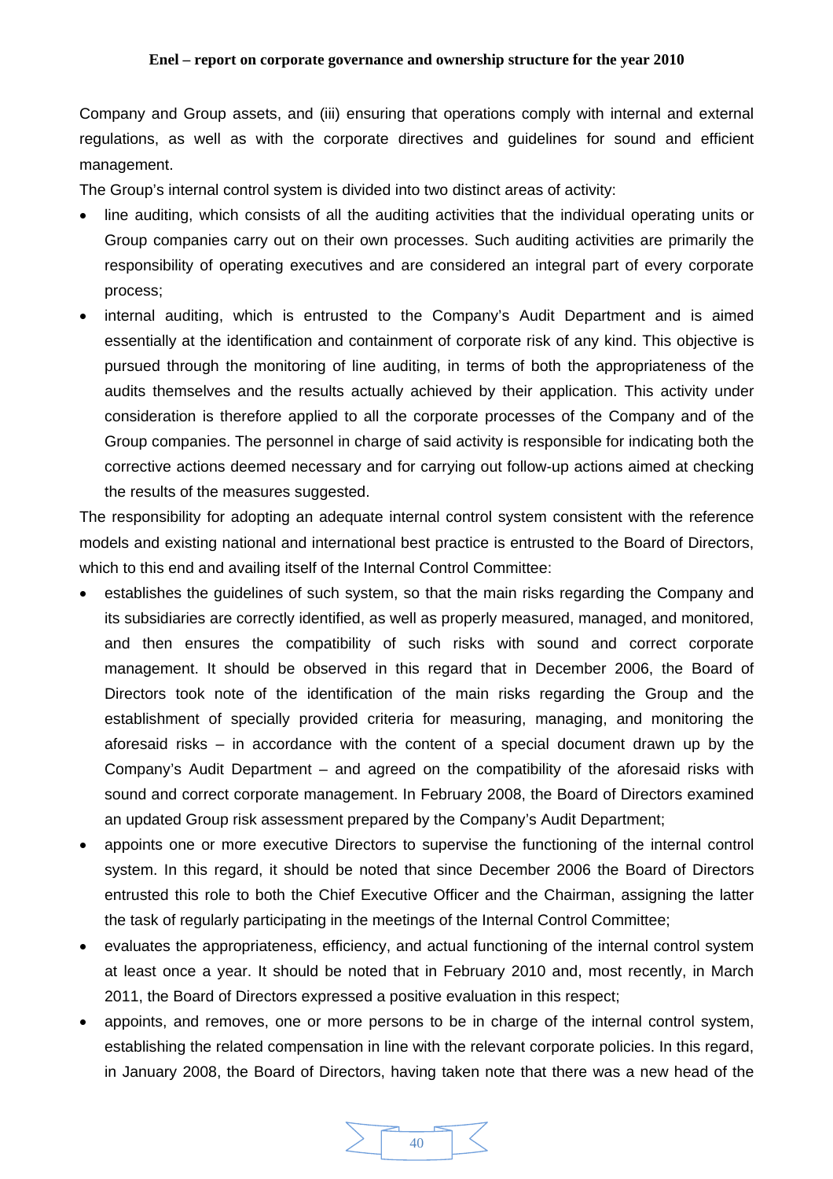Company and Group assets, and (iii) ensuring that operations comply with internal and external regulations, as well as with the corporate directives and guidelines for sound and efficient management.

The Group's internal control system is divided into two distinct areas of activity:

- line auditing, which consists of all the auditing activities that the individual operating units or Group companies carry out on their own processes. Such auditing activities are primarily the responsibility of operating executives and are considered an integral part of every corporate process;
- internal auditing, which is entrusted to the Company's Audit Department and is aimed essentially at the identification and containment of corporate risk of any kind. This objective is pursued through the monitoring of line auditing, in terms of both the appropriateness of the audits themselves and the results actually achieved by their application. This activity under consideration is therefore applied to all the corporate processes of the Company and of the Group companies. The personnel in charge of said activity is responsible for indicating both the corrective actions deemed necessary and for carrying out follow-up actions aimed at checking the results of the measures suggested.

The responsibility for adopting an adequate internal control system consistent with the reference models and existing national and international best practice is entrusted to the Board of Directors, which to this end and availing itself of the Internal Control Committee:

- establishes the guidelines of such system, so that the main risks regarding the Company and its subsidiaries are correctly identified, as well as properly measured, managed, and monitored, and then ensures the compatibility of such risks with sound and correct corporate management. It should be observed in this regard that in December 2006, the Board of Directors took note of the identification of the main risks regarding the Group and the establishment of specially provided criteria for measuring, managing, and monitoring the aforesaid risks – in accordance with the content of a special document drawn up by the Company's Audit Department – and agreed on the compatibility of the aforesaid risks with sound and correct corporate management. In February 2008, the Board of Directors examined an updated Group risk assessment prepared by the Company's Audit Department;
- appoints one or more executive Directors to supervise the functioning of the internal control system. In this regard, it should be noted that since December 2006 the Board of Directors entrusted this role to both the Chief Executive Officer and the Chairman, assigning the latter the task of regularly participating in the meetings of the Internal Control Committee;
- evaluates the appropriateness, efficiency, and actual functioning of the internal control system at least once a year. It should be noted that in February 2010 and, most recently, in March 2011, the Board of Directors expressed a positive evaluation in this respect;
- appoints, and removes, one or more persons to be in charge of the internal control system, establishing the related compensation in line with the relevant corporate policies. In this regard, in January 2008, the Board of Directors, having taken note that there was a new head of the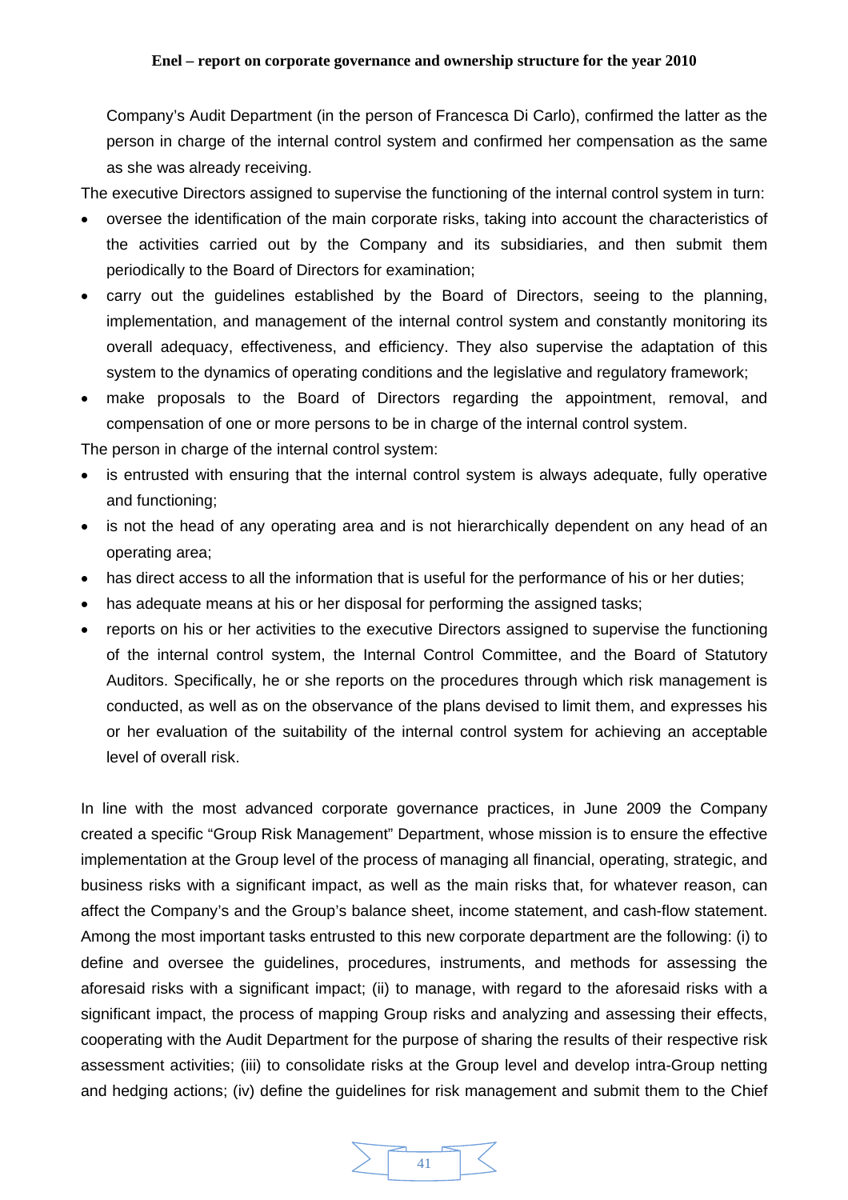Company's Audit Department (in the person of Francesca Di Carlo), confirmed the latter as the person in charge of the internal control system and confirmed her compensation as the same as she was already receiving.

The executive Directors assigned to supervise the functioning of the internal control system in turn:

- oversee the identification of the main corporate risks, taking into account the characteristics of the activities carried out by the Company and its subsidiaries, and then submit them periodically to the Board of Directors for examination;
- carry out the guidelines established by the Board of Directors, seeing to the planning, implementation, and management of the internal control system and constantly monitoring its overall adequacy, effectiveness, and efficiency. They also supervise the adaptation of this system to the dynamics of operating conditions and the legislative and regulatory framework;
- make proposals to the Board of Directors regarding the appointment, removal, and compensation of one or more persons to be in charge of the internal control system.

The person in charge of the internal control system:

- is entrusted with ensuring that the internal control system is always adequate, fully operative and functioning;
- is not the head of any operating area and is not hierarchically dependent on any head of an operating area;
- has direct access to all the information that is useful for the performance of his or her duties;
- has adequate means at his or her disposal for performing the assigned tasks;
- reports on his or her activities to the executive Directors assigned to supervise the functioning of the internal control system, the Internal Control Committee, and the Board of Statutory Auditors. Specifically, he or she reports on the procedures through which risk management is conducted, as well as on the observance of the plans devised to limit them, and expresses his or her evaluation of the suitability of the internal control system for achieving an acceptable level of overall risk.

In line with the most advanced corporate governance practices, in June 2009 the Company created a specific "Group Risk Management" Department, whose mission is to ensure the effective implementation at the Group level of the process of managing all financial, operating, strategic, and business risks with a significant impact, as well as the main risks that, for whatever reason, can affect the Company's and the Group's balance sheet, income statement, and cash-flow statement. Among the most important tasks entrusted to this new corporate department are the following: (i) to define and oversee the guidelines, procedures, instruments, and methods for assessing the aforesaid risks with a significant impact; (ii) to manage, with regard to the aforesaid risks with a significant impact, the process of mapping Group risks and analyzing and assessing their effects, cooperating with the Audit Department for the purpose of sharing the results of their respective risk assessment activities; (iii) to consolidate risks at the Group level and develop intra-Group netting and hedging actions; (iv) define the guidelines for risk management and submit them to the Chief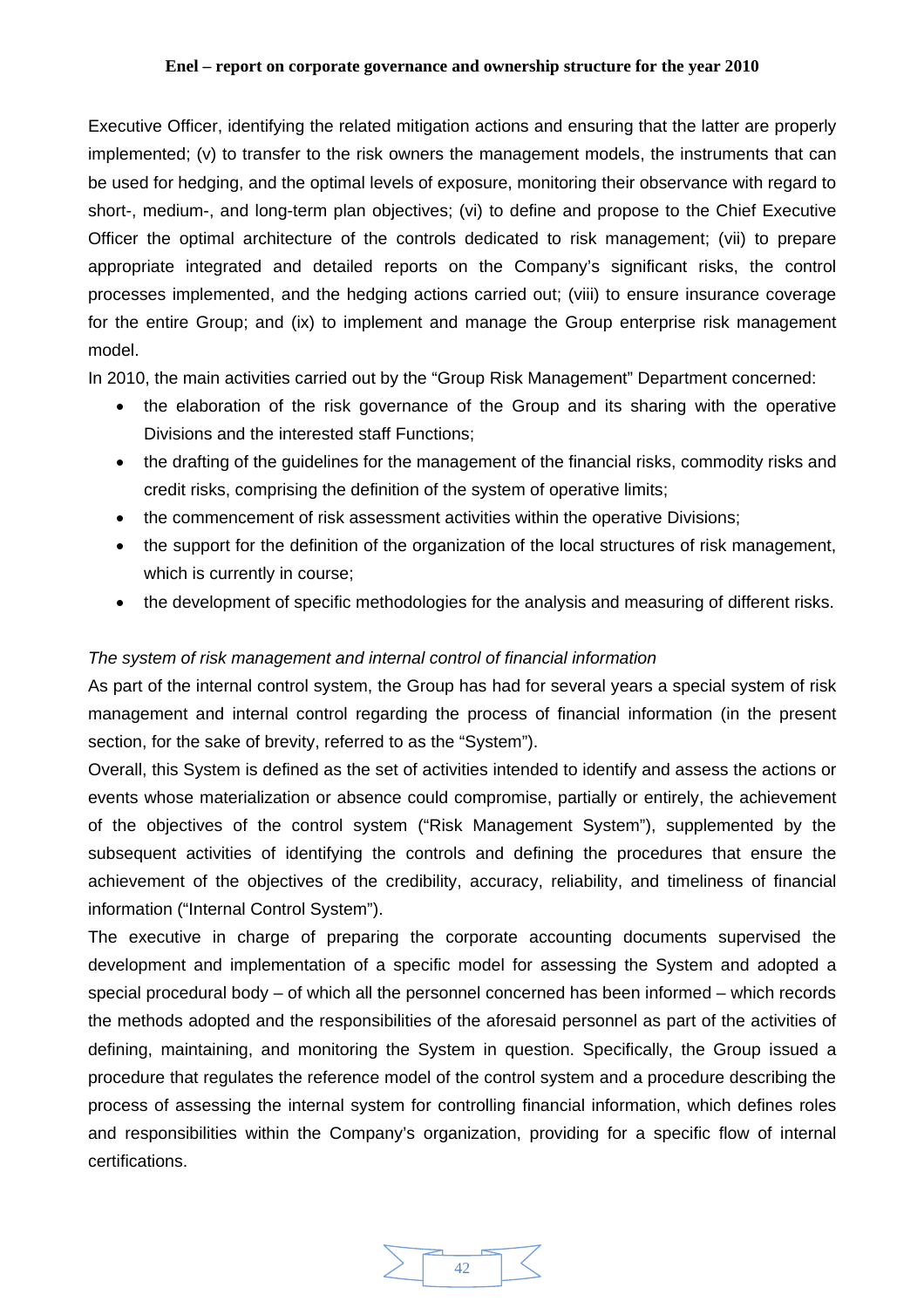Executive Officer, identifying the related mitigation actions and ensuring that the latter are properly implemented; (v) to transfer to the risk owners the management models, the instruments that can be used for hedging, and the optimal levels of exposure, monitoring their observance with regard to short-, medium-, and long-term plan objectives; (vi) to define and propose to the Chief Executive Officer the optimal architecture of the controls dedicated to risk management; (vii) to prepare appropriate integrated and detailed reports on the Company's significant risks, the control processes implemented, and the hedging actions carried out; (viii) to ensure insurance coverage for the entire Group; and (ix) to implement and manage the Group enterprise risk management model.

In 2010, the main activities carried out by the "Group Risk Management" Department concerned:

- the elaboration of the risk governance of the Group and its sharing with the operative Divisions and the interested staff Functions;
- the drafting of the guidelines for the management of the financial risks, commodity risks and credit risks, comprising the definition of the system of operative limits;
- the commencement of risk assessment activities within the operative Divisions;
- the support for the definition of the organization of the local structures of risk management, which is currently in course;
- the development of specific methodologies for the analysis and measuring of different risks.

*The system of risk management and internal control of financial information*

As part of the internal control system, the Group has had for several years a special system of risk management and internal control regarding the process of financial information (in the present section, for the sake of brevity, referred to as the "System").

Overall, this System is defined as the set of activities intended to identify and assess the actions or events whose materialization or absence could compromise, partially or entirely, the achievement of the objectives of the control system ("Risk Management System"), supplemented by the subsequent activities of identifying the controls and defining the procedures that ensure the achievement of the objectives of the credibility, accuracy, reliability, and timeliness of financial information ("Internal Control System").

The executive in charge of preparing the corporate accounting documents supervised the development and implementation of a specific model for assessing the System and adopted a special procedural body – of which all the personnel concerned has been informed – which records the methods adopted and the responsibilities of the aforesaid personnel as part of the activities of defining, maintaining, and monitoring the System in question. Specifically, the Group issued a procedure that regulates the reference model of the control system and a procedure describing the process of assessing the internal system for controlling financial information, which defines roles and responsibilities within the Company's organization, providing for a specific flow of internal certifications.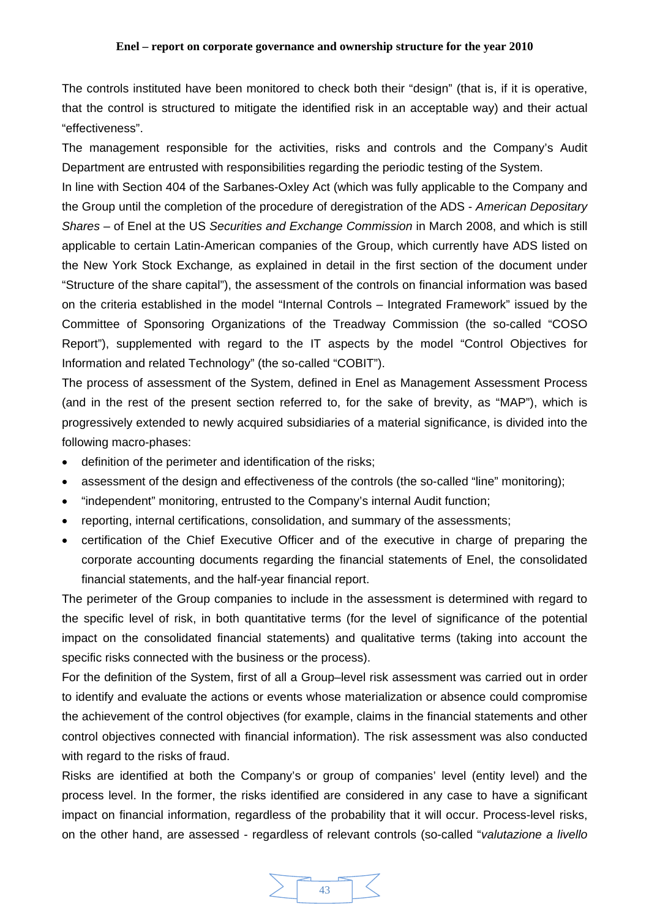The controls instituted have been monitored to check both their "design" (that is, if it is operative, that the control is structured to mitigate the identified risk in an acceptable way) and their actual "effectiveness".

The management responsible for the activities, risks and controls and the Company's Audit Department are entrusted with responsibilities regarding the periodic testing of the System.

In line with Section 404 of the Sarbanes-Oxley Act (which was fully applicable to the Company and the Group until the completion of the procedure of deregistration of the ADS - *American Depositary Shares* – of Enel at the US *Securities and Exchange Commission* in March 2008, and which is still applicable to certain Latin-American companies of the Group, which currently have ADS listed on the New York Stock Exchange*,* as explained in detail in the first section of the document under "Structure of the share capital"), the assessment of the controls on financial information was based on the criteria established in the model "Internal Controls – Integrated Framework" issued by the Committee of Sponsoring Organizations of the Treadway Commission (the so-called "COSO Report"), supplemented with regard to the IT aspects by the model "Control Objectives for Information and related Technology" (the so-called "COBIT").

The process of assessment of the System, defined in Enel as Management Assessment Process (and in the rest of the present section referred to, for the sake of brevity, as "MAP"), which is progressively extended to newly acquired subsidiaries of a material significance, is divided into the following macro-phases:

- definition of the perimeter and identification of the risks;
- assessment of the design and effectiveness of the controls (the so-called "line" monitoring);
- "independent" monitoring, entrusted to the Company's internal Audit function;
- reporting, internal certifications, consolidation, and summary of the assessments;
- certification of the Chief Executive Officer and of the executive in charge of preparing the corporate accounting documents regarding the financial statements of Enel, the consolidated financial statements, and the half-year financial report.

The perimeter of the Group companies to include in the assessment is determined with regard to the specific level of risk, in both quantitative terms (for the level of significance of the potential impact on the consolidated financial statements) and qualitative terms (taking into account the specific risks connected with the business or the process).

For the definition of the System, first of all a Group–level risk assessment was carried out in order to identify and evaluate the actions or events whose materialization or absence could compromise the achievement of the control objectives (for example, claims in the financial statements and other control objectives connected with financial information). The risk assessment was also conducted with regard to the risks of fraud.

Risks are identified at both the Company's or group of companies' level (entity level) and the process level. In the former, the risks identified are considered in any case to have a significant impact on financial information, regardless of the probability that it will occur. Process-level risks, on the other hand, are assessed - regardless of relevant controls (so-called "*valutazione a livello*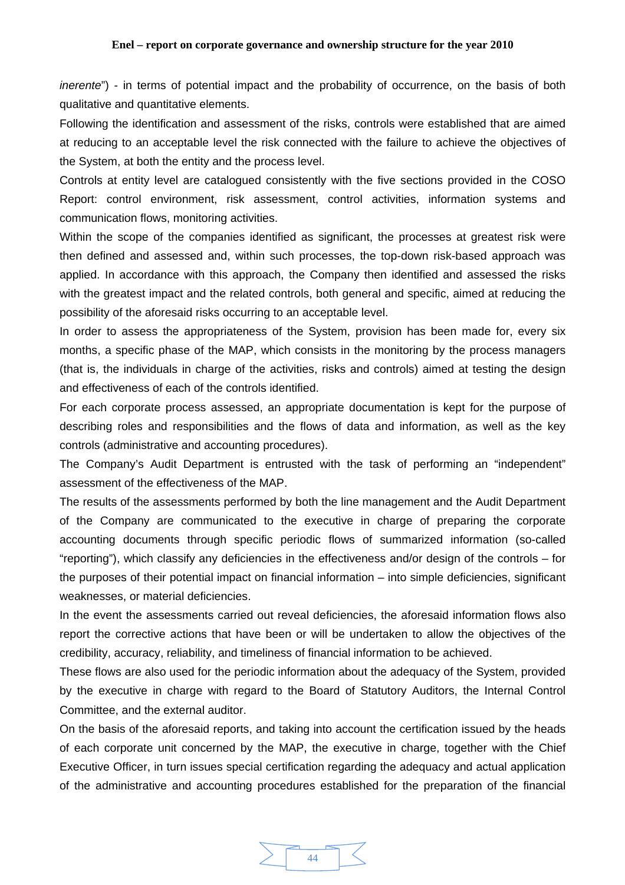*inerente*") - in terms of potential impact and the probability of occurrence, on the basis of both qualitative and quantitative elements.

Following the identification and assessment of the risks, controls were established that are aimed at reducing to an acceptable level the risk connected with the failure to achieve the objectives of the System, at both the entity and the process level.

Controls at entity level are catalogued consistently with the five sections provided in the COSO Report: control environment, risk assessment, control activities, information systems and communication flows, monitoring activities.

Within the scope of the companies identified as significant, the processes at greatest risk were then defined and assessed and, within such processes, the top-down risk-based approach was applied. In accordance with this approach, the Company then identified and assessed the risks with the greatest impact and the related controls, both general and specific, aimed at reducing the possibility of the aforesaid risks occurring to an acceptable level.

In order to assess the appropriateness of the System, provision has been made for, every six months, a specific phase of the MAP, which consists in the monitoring by the process managers (that is, the individuals in charge of the activities, risks and controls) aimed at testing the design and effectiveness of each of the controls identified.

For each corporate process assessed, an appropriate documentation is kept for the purpose of describing roles and responsibilities and the flows of data and information, as well as the key controls (administrative and accounting procedures).

The Company's Audit Department is entrusted with the task of performing an "independent" assessment of the effectiveness of the MAP.

The results of the assessments performed by both the line management and the Audit Department of the Company are communicated to the executive in charge of preparing the corporate accounting documents through specific periodic flows of summarized information (so-called "reporting"), which classify any deficiencies in the effectiveness and/or design of the controls – for the purposes of their potential impact on financial information – into simple deficiencies, significant weaknesses, or material deficiencies.

In the event the assessments carried out reveal deficiencies, the aforesaid information flows also report the corrective actions that have been or will be undertaken to allow the objectives of the credibility, accuracy, reliability, and timeliness of financial information to be achieved.

These flows are also used for the periodic information about the adequacy of the System, provided by the executive in charge with regard to the Board of Statutory Auditors, the Internal Control Committee, and the external auditor.

On the basis of the aforesaid reports, and taking into account the certification issued by the heads of each corporate unit concerned by the MAP, the executive in charge, together with the Chief Executive Officer, in turn issues special certification regarding the adequacy and actual application of the administrative and accounting procedures established for the preparation of the financial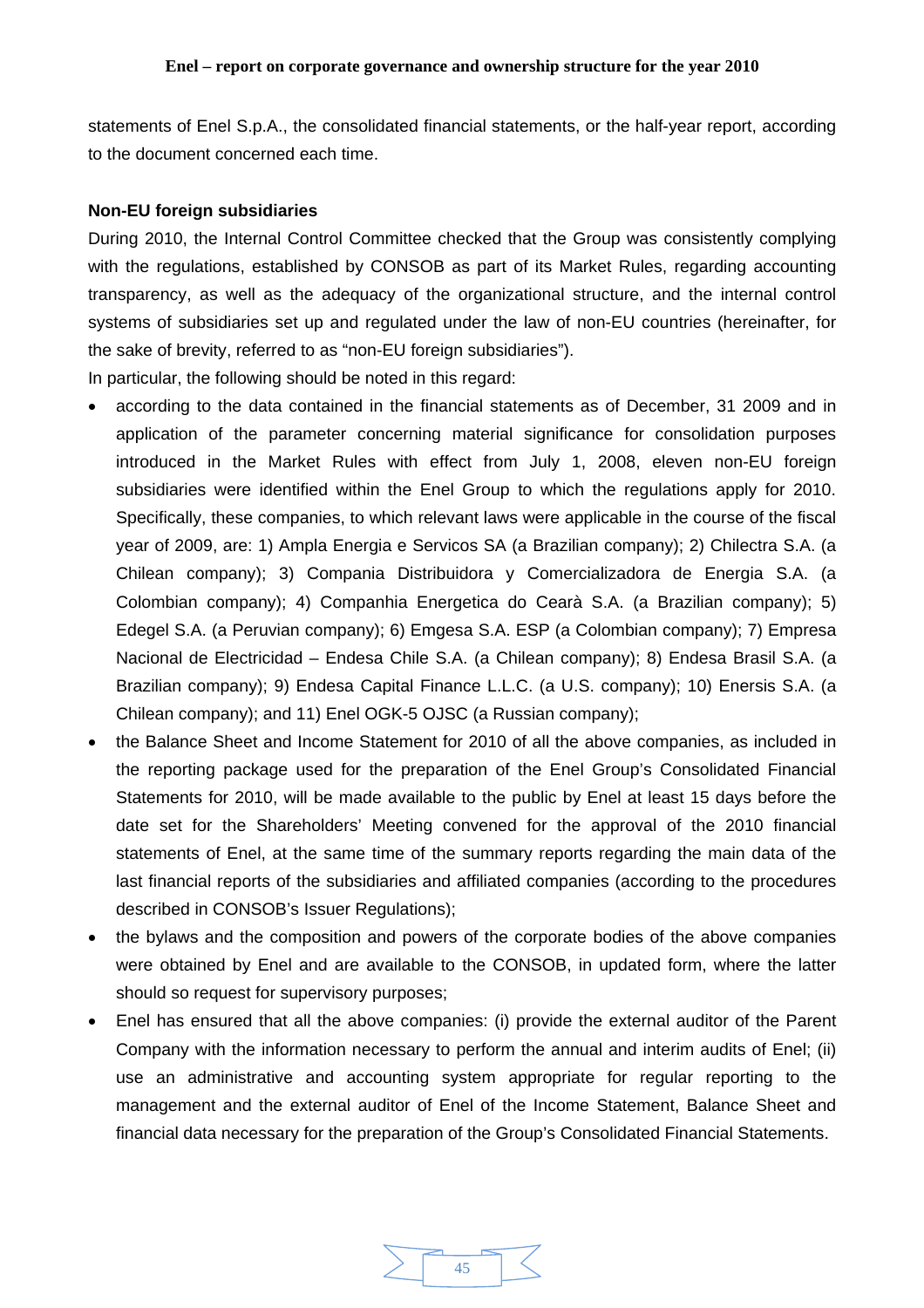statements of Enel S.p.A., the consolidated financial statements, or the half-year report, according to the document concerned each time.

**Non-EU foreign subsidiaries**

During 2010, the Internal Control Committee checked that the Group was consistently complying with the regulations, established by CONSOB as part of its Market Rules, regarding accounting transparency, as well as the adequacy of the organizational structure, and the internal control systems of subsidiaries set up and regulated under the law of non-EU countries (hereinafter, for the sake of brevity, referred to as "non-EU foreign subsidiaries").

In particular, the following should be noted in this regard:

- according to the data contained in the financial statements as of December, 31 2009 and in application of the parameter concerning material significance for consolidation purposes introduced in the Market Rules with effect from July 1, 2008, eleven non-EU foreign subsidiaries were identified within the Enel Group to which the regulations apply for 2010. Specifically, these companies, to which relevant laws were applicable in the course of the fiscal year of 2009, are: 1) Ampla Energia e Servicos SA (a Brazilian company); 2) Chilectra S.A. (a Chilean company); 3) Compania Distribuidora y Comercializadora de Energia S.A. (a Colombian company); 4) Companhia Energetica do Cearà S.A. (a Brazilian company); 5) Edegel S.A. (a Peruvian company); 6) Emgesa S.A. ESP (a Colombian company); 7) Empresa Nacional de Electricidad – Endesa Chile S.A. (a Chilean company); 8) Endesa Brasil S.A. (a Brazilian company); 9) Endesa Capital Finance L.L.C. (a U.S. company); 10) Enersis S.A. (a Chilean company); and 11) Enel OGK-5 OJSC (a Russian company);
- the Balance Sheet and Income Statement for 2010 of all the above companies, as included in the reporting package used for the preparation of the Enel Group's Consolidated Financial Statements for 2010, will be made available to the public by Enel at least 15 days before the date set for the Shareholders' Meeting convened for the approval of the 2010 financial statements of Enel, at the same time of the summary reports regarding the main data of the last financial reports of the subsidiaries and affiliated companies (according to the procedures described in CONSOB's Issuer Regulations);
- the bylaws and the composition and powers of the corporate bodies of the above companies were obtained by Enel and are available to the CONSOB, in updated form, where the latter should so request for supervisory purposes;
- Enel has ensured that all the above companies: (i) provide the external auditor of the Parent Company with the information necessary to perform the annual and interim audits of Enel; (ii) use an administrative and accounting system appropriate for regular reporting to the management and the external auditor of Enel of the Income Statement, Balance Sheet and financial data necessary for the preparation of the Group's Consolidated Financial Statements.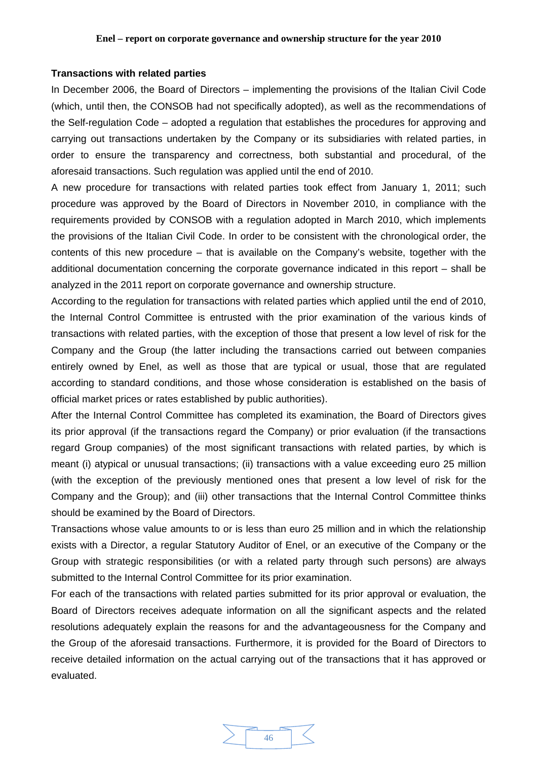**Transactions with related parties**

In December 2006, the Board of Directors – implementing the provisions of the Italian Civil Code (which, until then, the CONSOB had not specifically adopted), as well as the recommendations of the Self-regulation Code – adopted a regulation that establishes the procedures for approving and carrying out transactions undertaken by the Company or its subsidiaries with related parties, in order to ensure the transparency and correctness, both substantial and procedural, of the aforesaid transactions. Such regulation was applied until the end of 2010.

A new procedure for transactions with related parties took effect from January 1, 2011; such procedure was approved by the Board of Directors in November 2010, in compliance with the requirements provided by CONSOB with a regulation adopted in March 2010, which implements the provisions of the Italian Civil Code. In order to be consistent with the chronological order, the contents of this new procedure – that is available on the Company's website, together with the additional documentation concerning the corporate governance indicated in this report – shall be analyzed in the 2011 report on corporate governance and ownership structure.

According to the regulation for transactions with related parties which applied until the end of 2010, the Internal Control Committee is entrusted with the prior examination of the various kinds of transactions with related parties, with the exception of those that present a low level of risk for the Company and the Group (the latter including the transactions carried out between companies entirely owned by Enel, as well as those that are typical or usual, those that are regulated according to standard conditions, and those whose consideration is established on the basis of official market prices or rates established by public authorities).

After the Internal Control Committee has completed its examination, the Board of Directors gives its prior approval (if the transactions regard the Company) or prior evaluation (if the transactions regard Group companies) of the most significant transactions with related parties, by which is meant (i) atypical or unusual transactions; (ii) transactions with a value exceeding euro 25 million (with the exception of the previously mentioned ones that present a low level of risk for the Company and the Group); and (iii) other transactions that the Internal Control Committee thinks should be examined by the Board of Directors.

Transactions whose value amounts to or is less than euro 25 million and in which the relationship exists with a Director, a regular Statutory Auditor of Enel, or an executive of the Company or the Group with strategic responsibilities (or with a related party through such persons) are always submitted to the Internal Control Committee for its prior examination.

For each of the transactions with related parties submitted for its prior approval or evaluation, the Board of Directors receives adequate information on all the significant aspects and the related resolutions adequately explain the reasons for and the advantageousness for the Company and the Group of the aforesaid transactions. Furthermore, it is provided for the Board of Directors to receive detailed information on the actual carrying out of the transactions that it has approved or evaluated.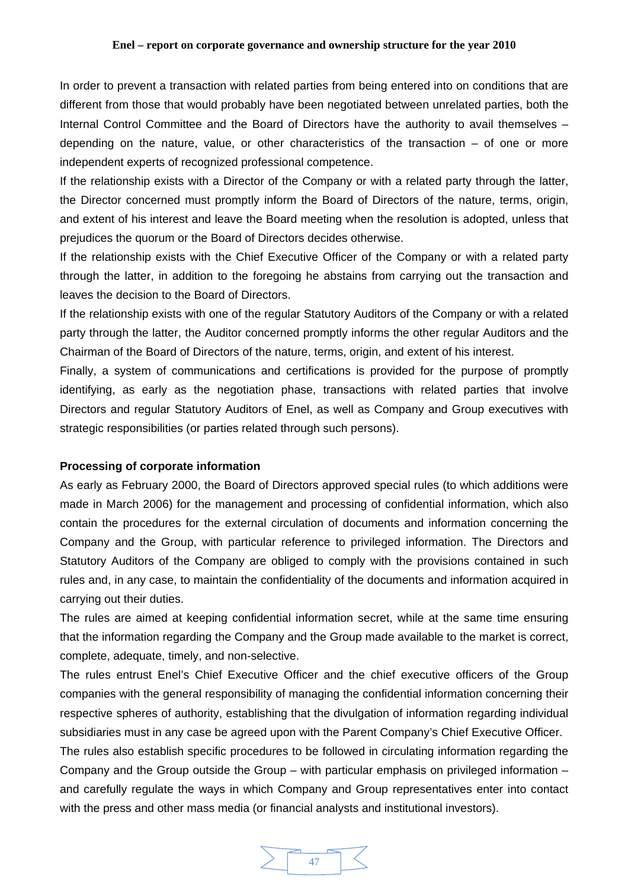In order to prevent a transaction with related parties from being entered into on conditions that are different from those that would probably have been negotiated between unrelated parties, both the Internal Control Committee and the Board of Directors have the authority to avail themselves – depending on the nature, value, or other characteristics of the transaction – of one or more independent experts of recognized professional competence.

If the relationship exists with a Director of the Company or with a related party through the latter, the Director concerned must promptly inform the Board of Directors of the nature, terms, origin, and extent of his interest and leave the Board meeting when the resolution is adopted, unless that prejudices the quorum or the Board of Directors decides otherwise.

If the relationship exists with the Chief Executive Officer of the Company or with a related party through the latter, in addition to the foregoing he abstains from carrying out the transaction and leaves the decision to the Board of Directors.

If the relationship exists with one of the regular Statutory Auditors of the Company or with a related party through the latter, the Auditor concerned promptly informs the other regular Auditors and the Chairman of the Board of Directors of the nature, terms, origin, and extent of his interest.

Finally, a system of communications and certifications is provided for the purpose of promptly identifying, as early as the negotiation phase, transactions with related parties that involve Directors and regular Statutory Auditors of Enel, as well as Company and Group executives with strategic responsibilities (or parties related through such persons).

**Processing of corporate information**

As early as February 2000, the Board of Directors approved special rules (to which additions were made in March 2006) for the management and processing of confidential information, which also contain the procedures for the external circulation of documents and information concerning the Company and the Group, with particular reference to privileged information. The Directors and Statutory Auditors of the Company are obliged to comply with the provisions contained in such rules and, in any case, to maintain the confidentiality of the documents and information acquired in carrying out their duties.

The rules are aimed at keeping confidential information secret, while at the same time ensuring that the information regarding the Company and the Group made available to the market is correct, complete, adequate, timely, and non-selective.

The rules entrust Enel's Chief Executive Officer and the chief executive officers of the Group companies with the general responsibility of managing the confidential information concerning their respective spheres of authority, establishing that the divulgation of information regarding individual subsidiaries must in any case be agreed upon with the Parent Company's Chief Executive Officer.

The rules also establish specific procedures to be followed in circulating information regarding the Company and the Group outside the Group – with particular emphasis on privileged information – and carefully regulate the ways in which Company and Group representatives enter into contact with the press and other mass media (or financial analysts and institutional investors).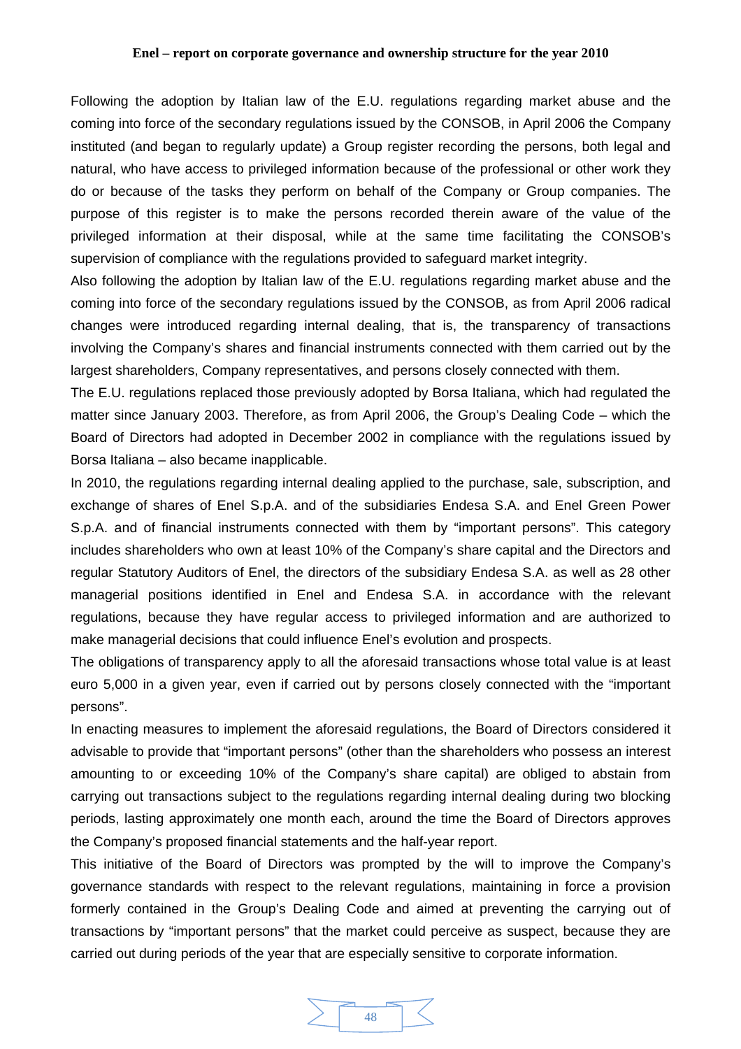Following the adoption by Italian law of the E.U. regulations regarding market abuse and the coming into force of the secondary regulations issued by the CONSOB, in April 2006 the Company instituted (and began to regularly update) a Group register recording the persons, both legal and natural, who have access to privileged information because of the professional or other work they do or because of the tasks they perform on behalf of the Company or Group companies. The purpose of this register is to make the persons recorded therein aware of the value of the privileged information at their disposal, while at the same time facilitating the CONSOB's supervision of compliance with the regulations provided to safeguard market integrity.

Also following the adoption by Italian law of the E.U. regulations regarding market abuse and the coming into force of the secondary regulations issued by the CONSOB, as from April 2006 radical changes were introduced regarding internal dealing, that is, the transparency of transactions involving the Company's shares and financial instruments connected with them carried out by the largest shareholders, Company representatives, and persons closely connected with them.

The E.U. regulations replaced those previously adopted by Borsa Italiana, which had regulated the matter since January 2003. Therefore, as from April 2006, the Group's Dealing Code – which the Board of Directors had adopted in December 2002 in compliance with the regulations issued by Borsa Italiana – also became inapplicable.

In 2010, the regulations regarding internal dealing applied to the purchase, sale, subscription, and exchange of shares of Enel S.p.A. and of the subsidiaries Endesa S.A. and Enel Green Power S.p.A. and of financial instruments connected with them by "important persons". This category includes shareholders who own at least 10% of the Company's share capital and the Directors and regular Statutory Auditors of Enel, the directors of the subsidiary Endesa S.A. as well as 28 other managerial positions identified in Enel and Endesa S.A. in accordance with the relevant regulations, because they have regular access to privileged information and are authorized to make managerial decisions that could influence Enel's evolution and prospects.

The obligations of transparency apply to all the aforesaid transactions whose total value is at least euro 5,000 in a given year, even if carried out by persons closely connected with the "important persons".

In enacting measures to implement the aforesaid regulations, the Board of Directors considered it advisable to provide that "important persons" (other than the shareholders who possess an interest amounting to or exceeding 10% of the Company's share capital) are obliged to abstain from carrying out transactions subject to the regulations regarding internal dealing during two blocking periods, lasting approximately one month each, around the time the Board of Directors approves the Company's proposed financial statements and the half-year report.

This initiative of the Board of Directors was prompted by the will to improve the Company's governance standards with respect to the relevant regulations, maintaining in force a provision formerly contained in the Group's Dealing Code and aimed at preventing the carrying out of transactions by "important persons" that the market could perceive as suspect, because they are carried out during periods of the year that are especially sensitive to corporate information.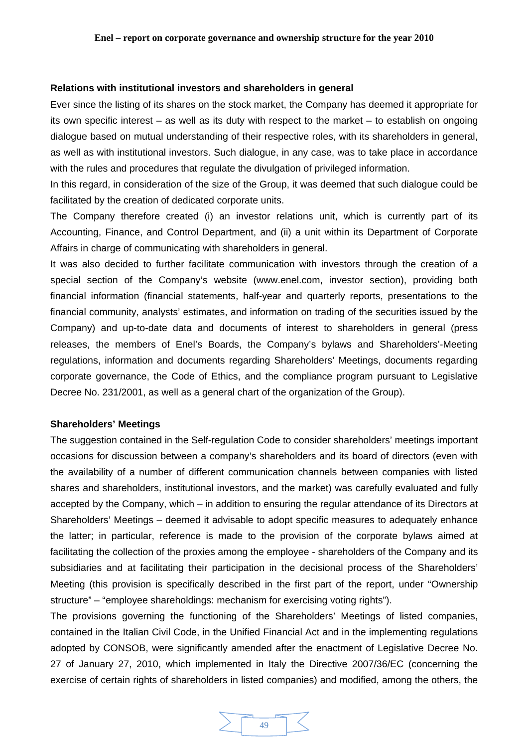### Relations with institutional investors and shareholders in general

Ever since the listing of its shares on the stock market, the Company has deemed it appropriate for its own specific interest – as well as its duty with respect to the market – to establish on ongoing dialogue based on mutual understanding of their respective roles, with its shareholders in general, as well as with institutional investors. Such dialogue, in any case, was to take place in accordance with the rules and procedures that regulate the divulgation of privileged information.

In this regard, in consideration of the size of the Group, it was deemed that such dialogue could be facilitated by the creation of dedicated corporate units.

The Company therefore created (i) an investor relations unit, which is currently part of its Accounting, Finance, and Control Department, and (ii) a unit within its Department of Corporate Affairs in charge of communicating with shareholders in general.

It was also decided to further facilitate communication with investors through the creation of a special section of the Company's website (www.enel.com, investor section), providing both financial information (financial statements, half-year and quarterly reports, presentations to the financial community, analysts' estimates, and information on trading of the securities issued by the Company) and up-to-date data and documents of interest to shareholders in general (press releases, the members of Enel's Boards, the Company's bylaws and Shareholders'-Meeting regulations, information and documents regarding Shareholders' Meetings, documents regarding corporate governance, the Code of Ethics, and the compliance program pursuant to Legislative Decree No. 231/2001, as well as a general chart of the organization of the Group).

### Shareholders' Meetings

The suggestion contained in the Self-regulation Code to consider shareholders' meetings important occasions for discussion between a company's shareholders and its board of directors (even with the availability of a number of different communication channels between companies with listed shares and shareholders, institutional investors, and the market) was carefully evaluated and fully accepted by the Company, which – in addition to ensuring the regular attendance of its Directors at Shareholders' Meetings – deemed it advisable to adopt specific measures to adequately enhance the latter; in particular, reference is made to the provision of the corporate bylaws aimed at facilitating the collection of the proxies among the employee - shareholders of the Company and its subsidiaries and at facilitating their participation in the decisional process of the Shareholders' Meeting (this provision is specifically described in the first part of the report, under "Ownership structure" – "employee shareholdings: mechanism for exercising voting rights").

The provisions governing the functioning of the Shareholders' Meetings of listed companies, contained in the Italian Civil Code, in the Unified Financial Act and in the implementing regulations adopted by CONSOB, were significantly amended after the enactment of Legislative Decree No. 27 of January 27, 2010, which implemented in Italy the Directive 2007/36/EC (concerning the exercise of certain rights of shareholders in listed companies) and modified, among the others, the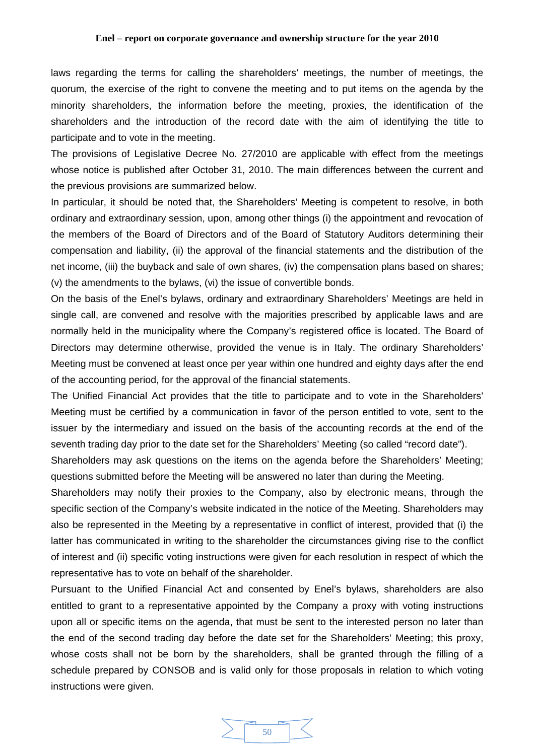laws regarding the terms for calling the shareholders' meetings, the number of meetings, the quorum, the exercise of the right to convene the meeting and to put items on the agenda by the minority shareholders, the information before the meeting, proxies, the identification of the shareholders and the introduction of the record date with the aim of identifying the title to participate and to vote in the meeting.

The provisions of Legislative Decree No. 27/2010 are applicable with effect from the meetings whose notice is published after October 31, 2010. The main differences between the current and the previous provisions are summarized below.

In particular, it should be noted that, the Shareholders' Meeting is competent to resolve, in both ordinary and extraordinary session, upon, among other things (i) the appointment and revocation of the members of the Board of Directors and of the Board of Statutory Auditors determining their compensation and liability, (ii) the approval of the financial statements and the distribution of the net income, (iii) the buyback and sale of own shares, (iv) the compensation plans based on shares; (v) the amendments to the bylaws, (vi) the issue of convertible bonds.

On the basis of the Enel's bylaws, ordinary and extraordinary Shareholders' Meetings are held in single call, are convened and resolve with the majorities prescribed by applicable laws and are normally held in the municipality where the Company's registered office is located. The Board of Directors may determine otherwise, provided the venue is in Italy. The ordinary Shareholders' Meeting must be convened at least once per year within one hundred and eighty days after the end of the accounting period, for the approval of the financial statements.

The Unified Financial Act provides that the title to participate and to vote in the Shareholders' Meeting must be certified by a communication in favor of the person entitled to vote, sent to the issuer by the intermediary and issued on the basis of the accounting records at the end of the seventh trading day prior to the date set for the Shareholders' Meeting (so called "record date").

Shareholders may ask questions on the items on the agenda before the Shareholders' Meeting; questions submitted before the Meeting will be answered no later than during the Meeting.

Shareholders may notify their proxies to the Company, also by electronic means, through the specific section of the Company's website indicated in the notice of the Meeting. Shareholders may also be represented in the Meeting by a representative in conflict of interest, provided that (i) the latter has communicated in writing to the shareholder the circumstances giving rise to the conflict of interest and (ii) specific voting instructions were given for each resolution in respect of which the representative has to vote on behalf of the shareholder.

Pursuant to the Unified Financial Act and consented by Enel's bylaws, shareholders are also entitled to grant to a representative appointed by the Company a proxy with voting instructions upon all or specific items on the agenda, that must be sent to the interested person no later than the end of the second trading day before the date set for the Shareholders' Meeting; this proxy, whose costs shall not be born by the shareholders, shall be granted through the filling of a schedule prepared by CONSOB and is valid only for those proposals in relation to which voting instructions were given.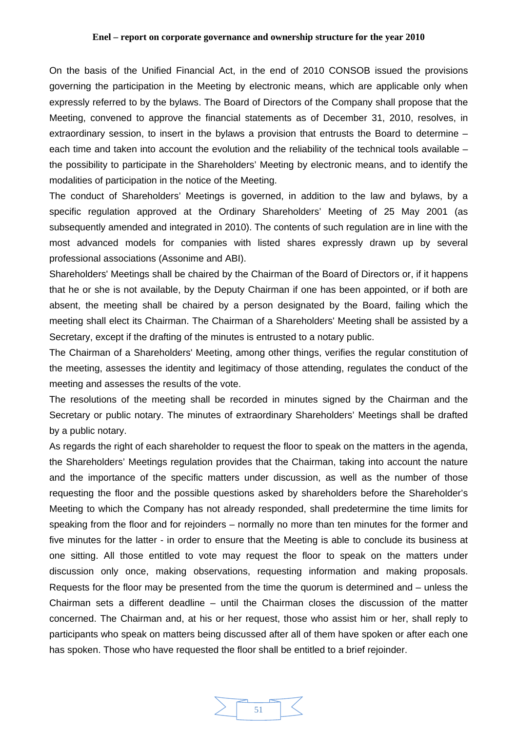On the basis of the Unified Financial Act, in the end of 2010 CONSOB issued the provisions governing the participation in the Meeting by electronic means, which are applicable only when expressly referred to by the bylaws. The Board of Directors of the Company shall propose that the Meeting, convened to approve the financial statements as of December 31, 2010, resolves, in extraordinary session, to insert in the bylaws a provision that entrusts the Board to determine – each time and taken into account the evolution and the reliability of the technical tools available – the possibility to participate in the Shareholders' Meeting by electronic means, and to identify the modalities of participation in the notice of the Meeting.

The conduct of Shareholders' Meetings is governed, in addition to the law and bylaws, by a specific regulation approved at the Ordinary Shareholders' Meeting of 25 May 2001 (as subsequently amended and integrated in 2010). The contents of such regulation are in line with the most advanced models for companies with listed shares expressly drawn up by several professional associations (Assonime and ABI).

Shareholders' Meetings shall be chaired by the Chairman of the Board of Directors or, if it happens that he or she is not available, by the Deputy Chairman if one has been appointed, or if both are absent, the meeting shall be chaired by a person designated by the Board, failing which the meeting shall elect its Chairman. The Chairman of a Shareholders' Meeting shall be assisted by a Secretary, except if the drafting of the minutes is entrusted to a notary public.

The Chairman of a Shareholders' Meeting, among other things, verifies the regular constitution of the meeting, assesses the identity and legitimacy of those attending, regulates the conduct of the meeting and assesses the results of the vote.

The resolutions of the meeting shall be recorded in minutes signed by the Chairman and the Secretary or public notary. The minutes of extraordinary Shareholders' Meetings shall be drafted by a public notary.

As regards the right of each shareholder to request the floor to speak on the matters in the agenda, the Shareholders' Meetings regulation provides that the Chairman, taking into account the nature and the importance of the specific matters under discussion, as well as the number of those requesting the floor and the possible questions asked by shareholders before the Shareholder's Meeting to which the Company has not already responded, shall predetermine the time limits for speaking from the floor and for rejoinders – normally no more than ten minutes for the former and five minutes for the latter - in order to ensure that the Meeting is able to conclude its business at one sitting. All those entitled to vote may request the floor to speak on the matters under discussion only once, making observations, requesting information and making proposals. Requests for the floor may be presented from the time the quorum is determined and – unless the Chairman sets a different deadline – until the Chairman closes the discussion of the matter concerned. The Chairman and, at his or her request, those who assist him or her, shall reply to participants who speak on matters being discussed after all of them have spoken or after each one has spoken. Those who have requested the floor shall be entitled to a brief rejoinder.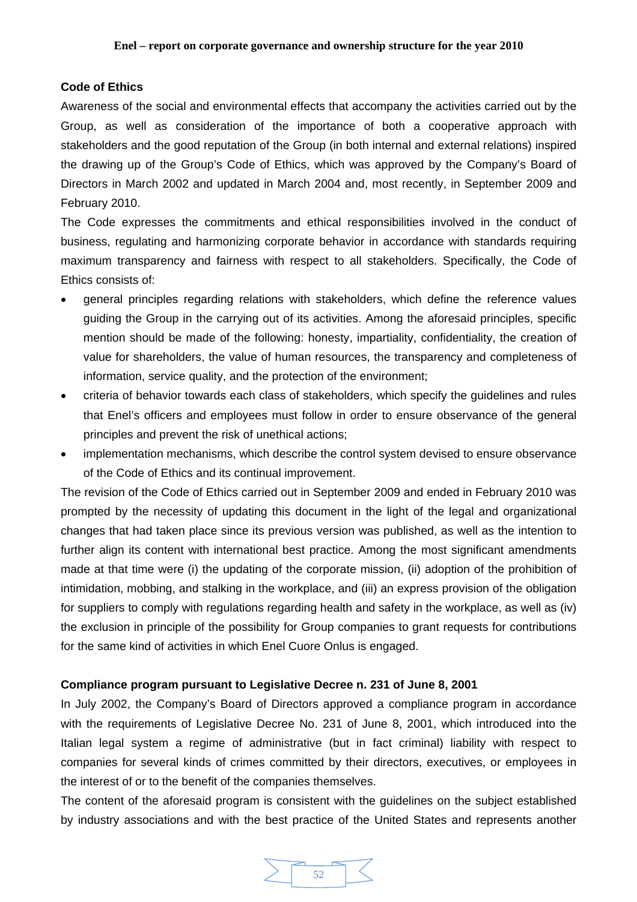### Code of Ethics

Awareness of the social and environmental effects that accompany the activities carried out by the Group, as well as consideration of the importance of both a cooperative approach with stakeholders and the good reputation of the Group (in both internal and external relations) inspired the drawing up of the Group's Code of Ethics, which was approved by the Company's Board of Directors in March 2002 and updated in March 2004 and, most recently, in September 2009 and February 2010.

The Code expresses the commitments and ethical responsibilities involved in the conduct of business, regulating and harmonizing corporate behavior in accordance with standards requiring maximum transparency and fairness with respect to all stakeholders. Specifically, the Code of Ethics consists of:

- general principles regarding relations with stakeholders, which define the reference values guiding the Group in the carrying out of its activities. Among the aforesaid principles, specific mention should be made of the following: honesty, impartiality, confidentiality, the creation of value for shareholders, the value of human resources, the transparency and completeness of information, service quality, and the protection of the environment;
- criteria of behavior towards each class of stakeholders, which specify the guidelines and rules that Enel's officers and employees must follow in order to ensure observance of the general principles and prevent the risk of unethical actions;
- implementation mechanisms, which describe the control system devised to ensure observance of the Code of Ethics and its continual improvement.

The revision of the Code of Ethics carried out in September 2009 and ended in February 2010 was prompted by the necessity of updating this document in the light of the legal and organizational changes that had taken place since its previous version was published, as well as the intention to further align its content with international best practice. Among the most significant amendments made at that time were (i) the updating of the corporate mission, (ii) adoption of the prohibition of intimidation, mobbing, and stalking in the workplace, and (iii) an express provision of the obligation for suppliers to comply with regulations regarding health and safety in the workplace, as well as (iv) the exclusion in principle of the possibility for Group companies to grant requests for contributions for the same kind of activities in which Enel Cuore Onlus is engaged.

### Compliance program pursuant to Legislative Decree n. 231 of June 8, 2001

In July 2002, the Company's Board of Directors approved a compliance program in accordance with the requirements of Legislative Decree No. 231 of June 8, 2001, which introduced into the Italian legal system a regime of administrative (but in fact criminal) liability with respect to companies for several kinds of crimes committed by their directors, executives, or employees in the interest of or to the benefit of the companies themselves.

The content of the aforesaid program is consistent with the guidelines on the subject established by industry associations and with the best practice of the United States and represents another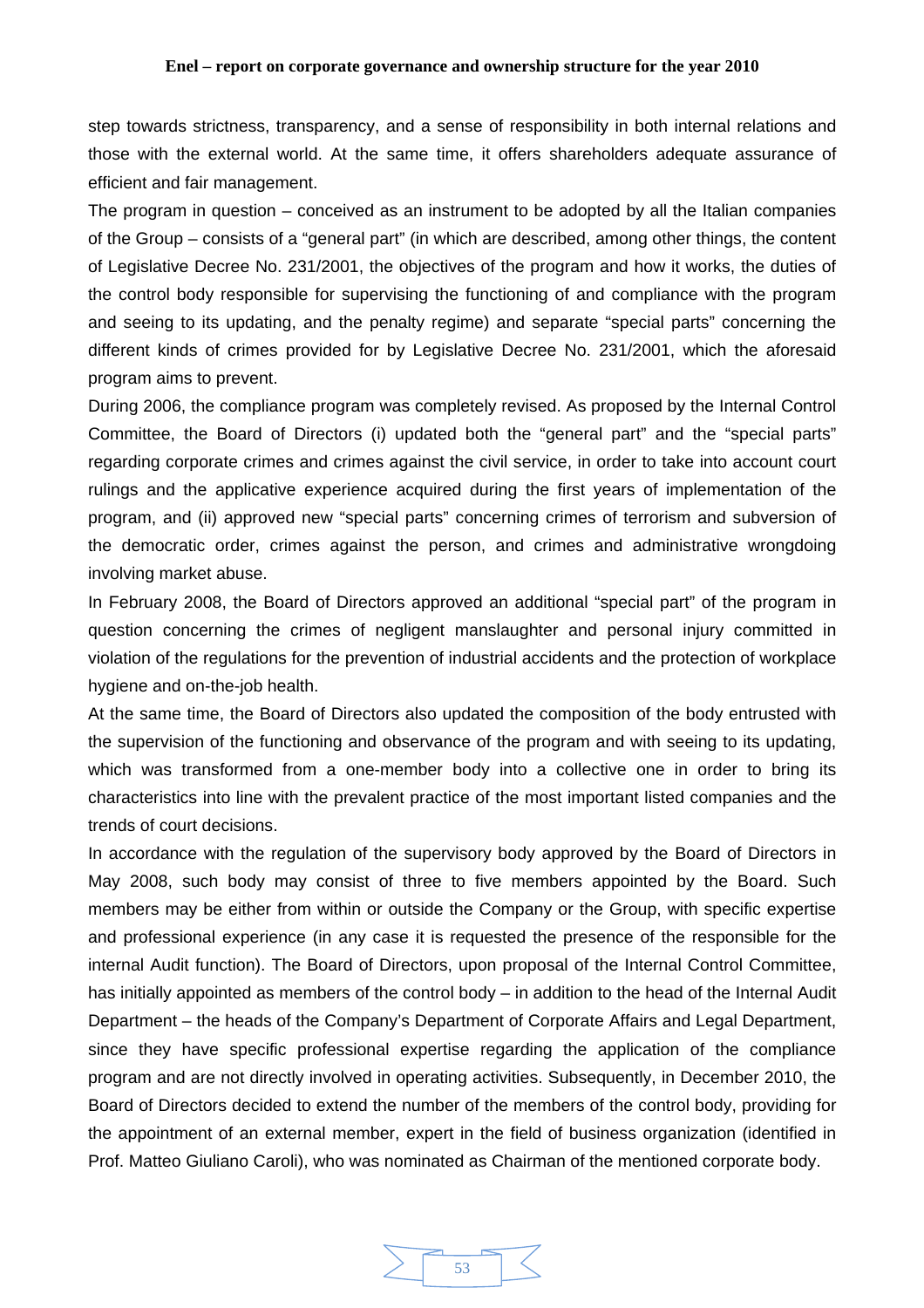step towards strictness, transparency, and a sense of responsibility in both internal relations and those with the external world. At the same time, it offers shareholders adequate assurance of efficient and fair management.

The program in question – conceived as an instrument to be adopted by all the Italian companies of the Group – consists of a "general part" (in which are described, among other things, the content of Legislative Decree No. 231/2001, the objectives of the program and how it works, the duties of the control body responsible for supervising the functioning of and compliance with the program and seeing to its updating, and the penalty regime) and separate "special parts" concerning the different kinds of crimes provided for by Legislative Decree No. 231/2001, which the aforesaid program aims to prevent.

During 2006, the compliance program was completely revised. As proposed by the Internal Control Committee, the Board of Directors (i) updated both the "general part" and the "special parts" regarding corporate crimes and crimes against the civil service, in order to take into account court rulings and the applicative experience acquired during the first years of implementation of the program, and (ii) approved new "special parts" concerning crimes of terrorism and subversion of the democratic order, crimes against the person, and crimes and administrative wrongdoing involving market abuse.

In February 2008, the Board of Directors approved an additional "special part" of the program in question concerning the crimes of negligent manslaughter and personal injury committed in violation of the regulations for the prevention of industrial accidents and the protection of workplace hygiene and on-the-job health.

At the same time, the Board of Directors also updated the composition of the body entrusted with the supervision of the functioning and observance of the program and with seeing to its updating, which was transformed from a one-member body into a collective one in order to bring its characteristics into line with the prevalent practice of the most important listed companies and the trends of court decisions.

In accordance with the regulation of the supervisory body approved by the Board of Directors in May 2008, such body may consist of three to five members appointed by the Board. Such members may be either from within or outside the Company or the Group, with specific expertise and professional experience (in any case it is requested the presence of the responsible for the internal Audit function). The Board of Directors, upon proposal of the Internal Control Committee, has initially appointed as members of the control body – in addition to the head of the Internal Audit Department – the heads of the Company's Department of Corporate Affairs and Legal Department, since they have specific professional expertise regarding the application of the compliance program and are not directly involved in operating activities. Subsequently, in December 2010, the Board of Directors decided to extend the number of the members of the control body, providing for the appointment of an external member, expert in the field of business organization (identified in Prof. Matteo Giuliano Caroli), who was nominated as Chairman of the mentioned corporate body.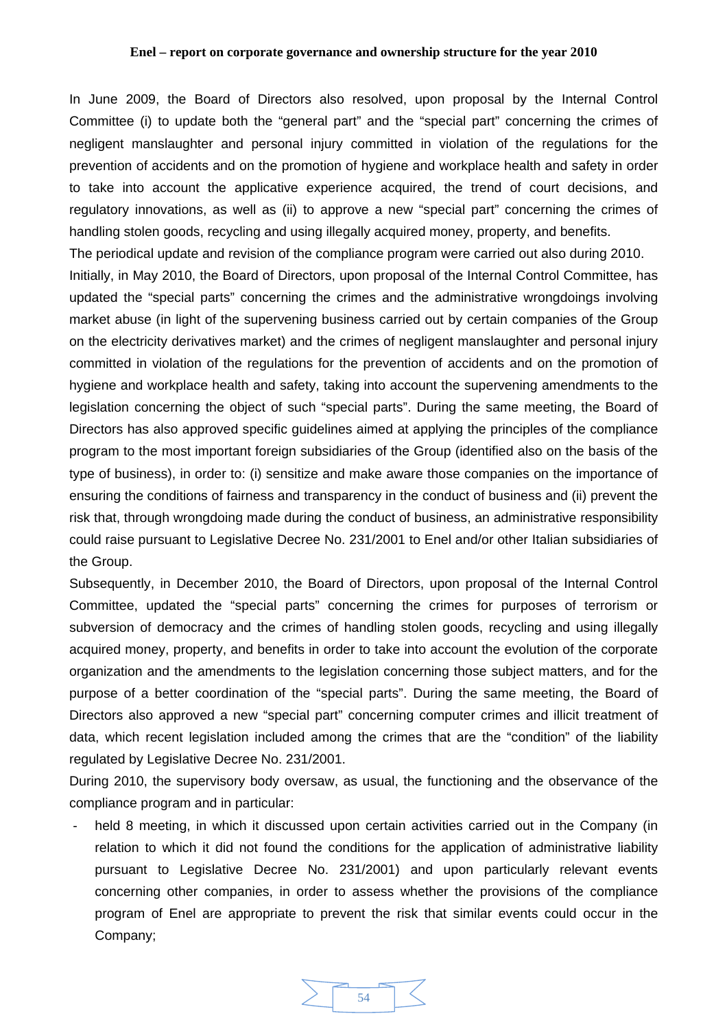In June 2009, the Board of Directors also resolved, upon proposal by the Internal Control Committee (i) to update both the "general part" and the "special part" concerning the crimes of negligent manslaughter and personal injury committed in violation of the regulations for the prevention of accidents and on the promotion of hygiene and workplace health and safety in order to take into account the applicative experience acquired, the trend of court decisions, and regulatory innovations, as well as (ii) to approve a new "special part" concerning the crimes of handling stolen goods, recycling and using illegally acquired money, property, and benefits.

The periodical update and revision of the compliance program were carried out also during 2010.

Initially, in May 2010, the Board of Directors, upon proposal of the Internal Control Committee, has updated the "special parts" concerning the crimes and the administrative wrongdoings involving market abuse (in light of the supervening business carried out by certain companies of the Group on the electricity derivatives market) and the crimes of negligent manslaughter and personal injury committed in violation of the regulations for the prevention of accidents and on the promotion of hygiene and workplace health and safety, taking into account the supervening amendments to the legislation concerning the object of such "special parts". During the same meeting, the Board of Directors has also approved specific guidelines aimed at applying the principles of the compliance program to the most important foreign subsidiaries of the Group (identified also on the basis of the type of business), in order to: (i) sensitize and make aware those companies on the importance of ensuring the conditions of fairness and transparency in the conduct of business and (ii) prevent the risk that, through wrongdoing made during the conduct of business, an administrative responsibility could raise pursuant to Legislative Decree No. 231/2001 to Enel and/or other Italian subsidiaries of the Group.

Subsequently, in December 2010, the Board of Directors, upon proposal of the Internal Control Committee, updated the "special parts" concerning the crimes for purposes of terrorism or subversion of democracy and the crimes of handling stolen goods, recycling and using illegally acquired money, property, and benefits in order to take into account the evolution of the corporate organization and the amendments to the legislation concerning those subject matters, and for the purpose of a better coordination of the "special parts". During the same meeting, the Board of Directors also approved a new "special part" concerning computer crimes and illicit treatment of data, which recent legislation included among the crimes that are the "condition" of the liability regulated by Legislative Decree No. 231/2001.

During 2010, the supervisory body oversaw, as usual, the functioning and the observance of the compliance program and in particular:

- held 8 meeting, in which it discussed upon certain activities carried out in the Company (in relation to which it did not found the conditions for the application of administrative liability pursuant to Legislative Decree No. 231/2001) and upon particularly relevant events concerning other companies, in order to assess whether the provisions of the compliance program of Enel are appropriate to prevent the risk that similar events could occur in the Company;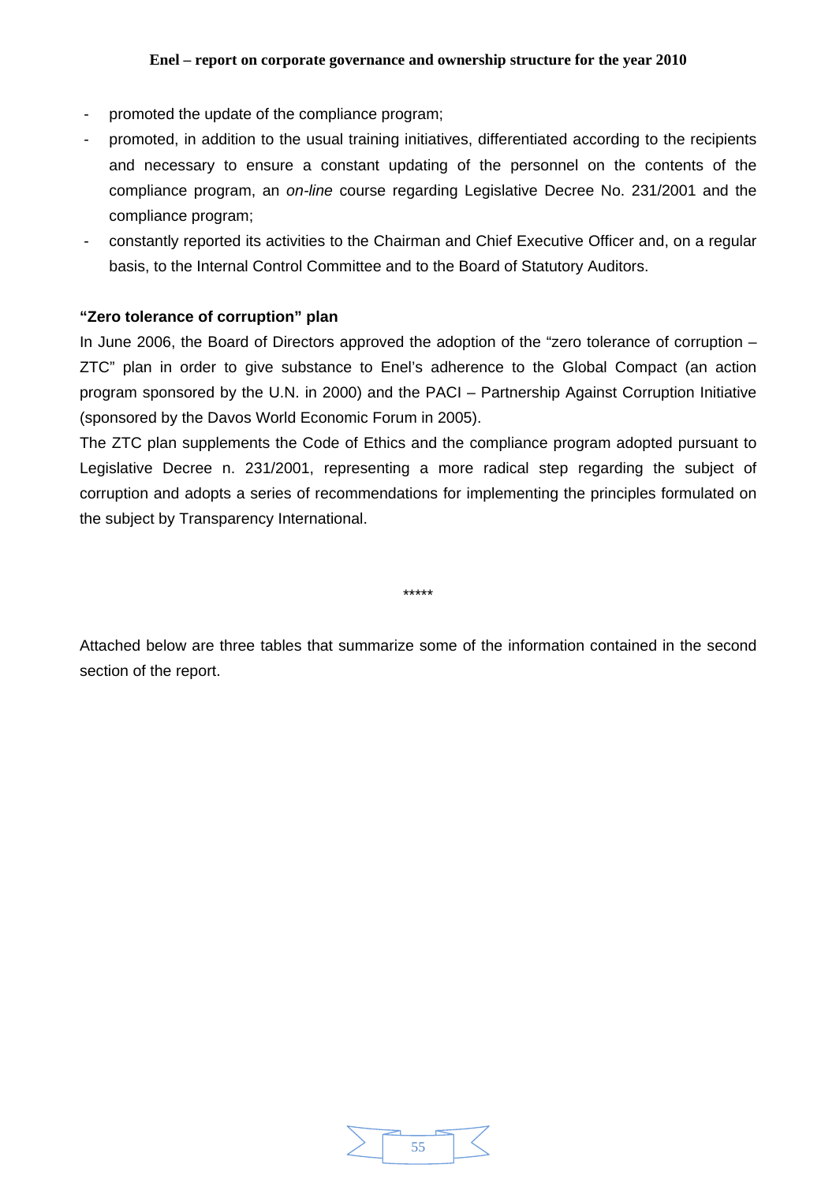- promoted the update of the compliance program;
- promoted, in addition to the usual training initiatives, differentiated according to the recipients and necessary to ensure a constant updating of the personnel on the contents of the compliance program, an *on-line* course regarding Legislative Decree No. 231/2001 and the compliance program;
- constantly reported its activities to the Chairman and Chief Executive Officer and, on a regular basis, to the Internal Control Committee and to the Board of Statutory Auditors.

**"Zero tolerance of corruption" plan**

In June 2006, the Board of Directors approved the adoption of the "zero tolerance of corruption – ZTC" plan in order to give substance to Enel's adherence to the Global Compact (an action program sponsored by the U.N. in 2000) and the PACI – Partnership Against Corruption Initiative (sponsored by the Davos World Economic Forum in 2005).

The ZTC plan supplements the Code of Ethics and the compliance program adopted pursuant to Legislative Decree n. 231/2001, representing a more radical step regarding the subject of corruption and adopts a series of recommendations for implementing the principles formulated on the subject by Transparency International.

\*\*\*\*\*

Attached below are three tables that summarize some of the information contained in the second section of the report.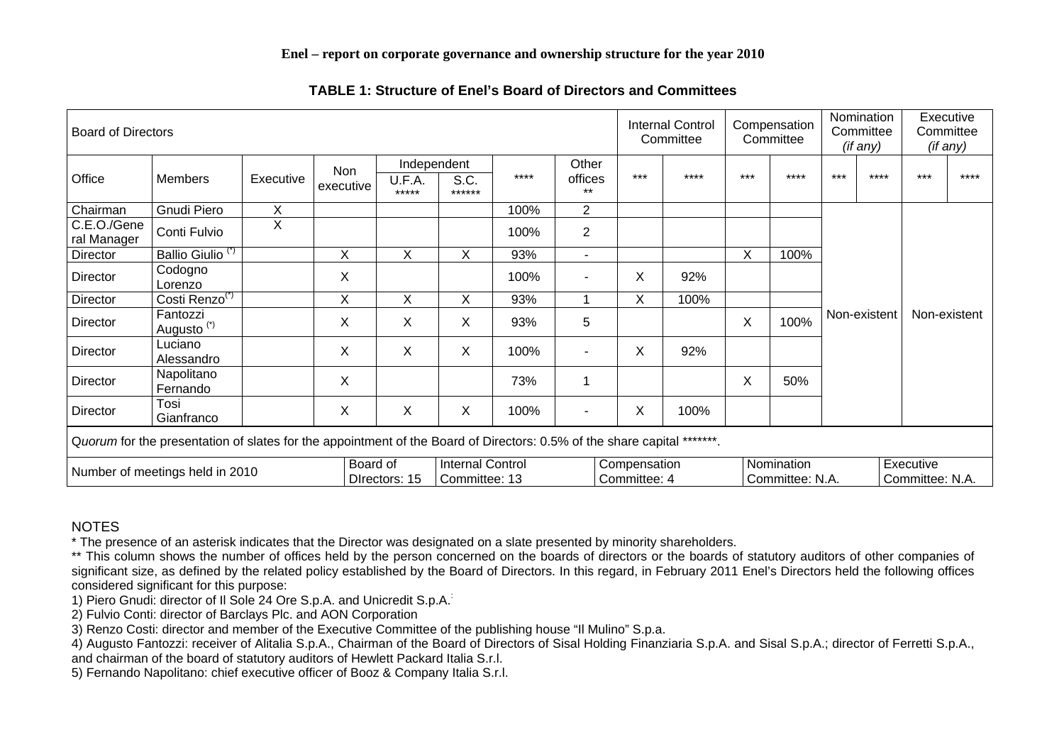**Enel – report on corporate governance and ownership structure for the year 2010**

**TABLE 1: Structure of Enel's Board of Directors and Committees**

| Board of Directors | | | | | | | | Internal Control Committee | | Compensation Committee | | Nomination Committee *(if any)* | | Executive Committee *(if any)* | |
|---|---|---|---|---|---|---|---|---|---|---|---|---|---|---|---|
| Office | Members | Executive | Non executive | Independent U.F.A. ***** | Independent S.C. ****** | **** | Other offices ** | *** | **** | *** | **** | *** | **** | *** | **** |
| Chairman | Gnudi Piero | X | | | | 100% | 2 | | | | | Non-existent | | Non-existent | |
| C.E.O./General Manager | Conti Fulvio | X | | | | 100% | 2 | | | | | | | | |
| Director | Ballio Giulio (*) | | X | X | X | 93% | - | | | X | 100% | | | | |
| Director | Codogno Lorenzo | | X | | | 100% | - | X | 92% | | | | | | |
| Director | Costi Renzo(*) | | X | X | X | 93% | 1 | X | 100% | | | | | | |
| Director | Fantozzi Augusto (*) | | X | X | X | 93% | 5 | | | X | 100% | | | | |
| Director | Luciano Alessandro | | X | X | X | 100% | - | X | 92% | | | | | | |
| Director | Napolitano Fernando | | X | | | 73% | 1 | | | X | 50% | | | | |
| Director | Tosi Gianfranco | | X | X | X | 100% | - | X | 100% | | | | | | |

*Quorum* for the presentation of slates for the appointment of the Board of Directors: 0.5% of the share capital *******.

| Number of meetings held in 2010 | Board of DIrectors: 15 | Internal Control Committee: 13 | Compensation Committee: 4 | Nomination Committee: N.A. | Executive Committee: N.A. |
|---|---|---|---|---|---|

NOTES

* The presence of an asterisk indicates that the Director was designated on a slate presented by minority shareholders.

** This column shows the number of offices held by the person concerned on the boards of directors or the boards of statutory auditors of other companies of significant size, as defined by the related policy established by the Board of Directors. In this regard, in February 2011 Enel's Directors held the following offices considered significant for this purpose:

1) Piero Gnudi: director of Il Sole 24 Ore S.p.A. and Unicredit S.p.A.

2) Fulvio Conti: director of Barclays Plc. and AON Corporation

3) Renzo Costi: director and member of the Executive Committee of the publishing house "Il Mulino" S.p.a.

4) Augusto Fantozzi: receiver of Alitalia S.p.A., Chairman of the Board of Directors of Sisal Holding Finanziaria S.p.A. and Sisal S.p.A.; director of Ferretti S.p.A., and chairman of the board of statutory auditors of Hewlett Packard Italia S.r.l.

5) Fernando Napolitano: chief executive officer of Booz & Company Italia S.r.l.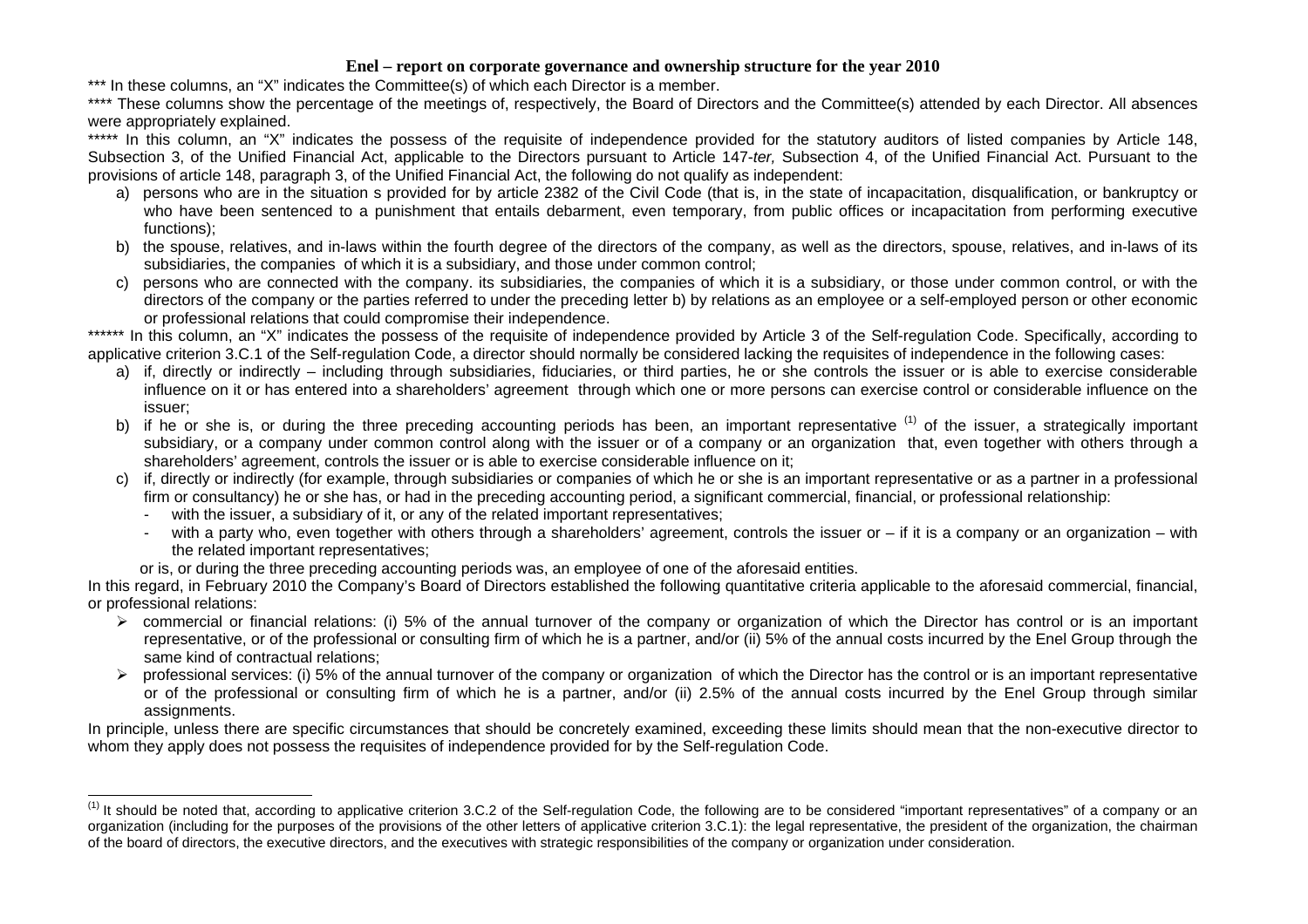**Enel – report on corporate governance and ownership structure for the year 2010**

*** In these columns, an "X" indicates the Committee(s) of which each Director is a member.

**** These columns show the percentage of the meetings of, respectively, the Board of Directors and the Committee(s) attended by each Director. All absences were appropriately explained.

***** In this column, an "X" indicates the possess of the requisite of independence provided for the statutory auditors of listed companies by Article 148, Subsection 3, of the Unified Financial Act, applicable to the Directors pursuant to Article 147-*ter,* Subsection 4, of the Unified Financial Act. Pursuant to the provisions of article 148, paragraph 3, of the Unified Financial Act, the following do not qualify as independent:

a) persons who are in the situation s provided for by article 2382 of the Civil Code (that is, in the state of incapacitation, disqualification, or bankruptcy or who have been sentenced to a punishment that entails debarment, even temporary, from public offices or incapacitation from performing executive functions);
b) the spouse, relatives, and in-laws within the fourth degree of the directors of the company, as well as the directors, spouse, relatives, and in-laws of its subsidiaries, the companies of which it is a subsidiary, and those under common control;
c) persons who are connected with the company. its subsidiaries, the companies of which it is a subsidiary, or those under common control, or with the directors of the company or the parties referred to under the preceding letter b) by relations as an employee or a self-employed person or other economic or professional relations that could compromise their independence.

****** In this column, an "X" indicates the possess of the requisite of independence provided by Article 3 of the Self-regulation Code. Specifically, according to applicative criterion 3.C.1 of the Self-regulation Code, a director should normally be considered lacking the requisites of independence in the following cases:

a) if, directly or indirectly – including through subsidiaries, fiduciaries, or third parties, he or she controls the issuer or is able to exercise considerable influence on it or has entered into a shareholders' agreement through which one or more persons can exercise control or considerable influence on the issuer;
b) if he or she is, or during the three preceding accounting periods has been, an important representative [(1)] of the issuer, a strategically important subsidiary, or a company under common control along with the issuer or of a company or an organization that, even together with others through a shareholders' agreement, controls the issuer or is able to exercise considerable influence on it;
c) if, directly or indirectly (for example, through subsidiaries or companies of which he or she is an important representative or as a partner in a professional firm or consultancy) he or she has, or had in the preceding accounting period, a significant commercial, financial, or professional relationship:
   - with the issuer, a subsidiary of it, or any of the related important representatives;
   - with a party who, even together with others through a shareholders' agreement, controls the issuer or – if it is a company or an organization – with the related important representatives;

   or is, or during the three preceding accounting periods was, an employee of one of the aforesaid entities.

In this regard, in February 2010 the Company's Board of Directors established the following quantitative criteria applicable to the aforesaid commercial, financial, or professional relations:

- commercial or financial relations: (i) 5% of the annual turnover of the company or organization of which the Director has control or is an important representative, or of the professional or consulting firm of which he is a partner, and/or (ii) 5% of the annual costs incurred by the Enel Group through the same kind of contractual relations;
- professional services: (i) 5% of the annual turnover of the company or organization of which the Director has the control or is an important representative or of the professional or consulting firm of which he is a partner, and/or (ii) 2.5% of the annual costs incurred by the Enel Group through similar assignments.

In principle, unless there are specific circumstances that should be concretely examined, exceeding these limits should mean that the non-executive director to whom they apply does not possess the requisites of independence provided for by the Self-regulation Code.

---

[(1)] It should be noted that, according to applicative criterion 3.C.2 of the Self-regulation Code, the following are to be considered "important representatives" of a company or an organization (including for the purposes of the provisions of the other letters of applicative criterion 3.C.1): the legal representative, the president of the organization, the chairman of the board of directors, the executive directors, and the executives with strategic responsibilities of the company or organization under consideration.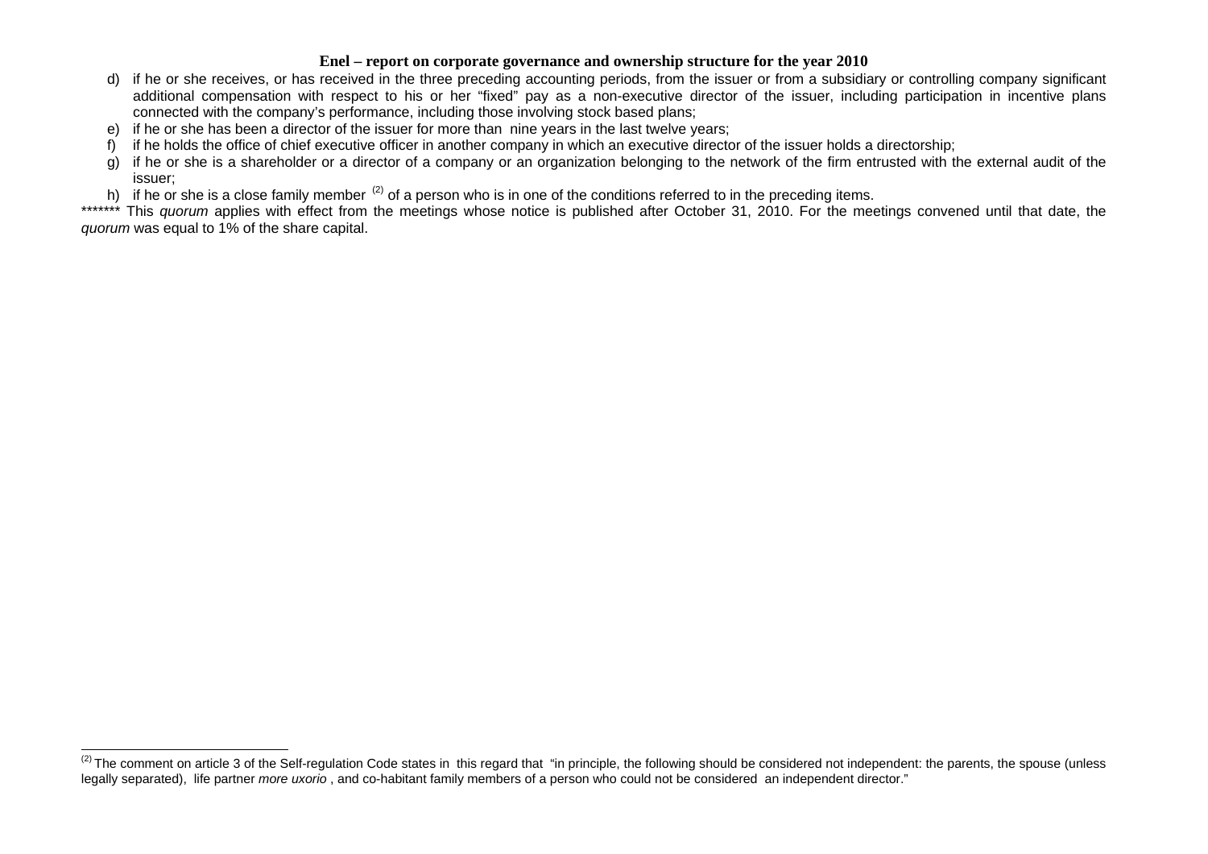d) if he or she receives, or has received in the three preceding accounting periods, from the issuer or from a subsidiary or controlling company significant additional compensation with respect to his or her "fixed" pay as a non-executive director of the issuer, including participation in incentive plans connected with the company's performance, including those involving stock based plans;
e) if he or she has been a director of the issuer for more than nine years in the last twelve years;
f) if he holds the office of chief executive officer in another company in which an executive director of the issuer holds a directorship;
g) if he or she is a shareholder or a director of a company or an organization belonging to the network of the firm entrusted with the external audit of the issuer;
h) if he or she is a close family member [(2)] of a person who is in one of the conditions referred to in the preceding items.

******* This *quorum* applies with effect from the meetings whose notice is published after October 31, 2010. For the meetings convened until that date, the *quorum* was equal to 1% of the share capital.

---

[(2)] The comment on article 3 of the Self-regulation Code states in this regard that "in principle, the following should be considered not independent: the parents, the spouse (unless legally separated), life partner *more uxorio* , and co-habitant family members of a person who could not be considered an independent director."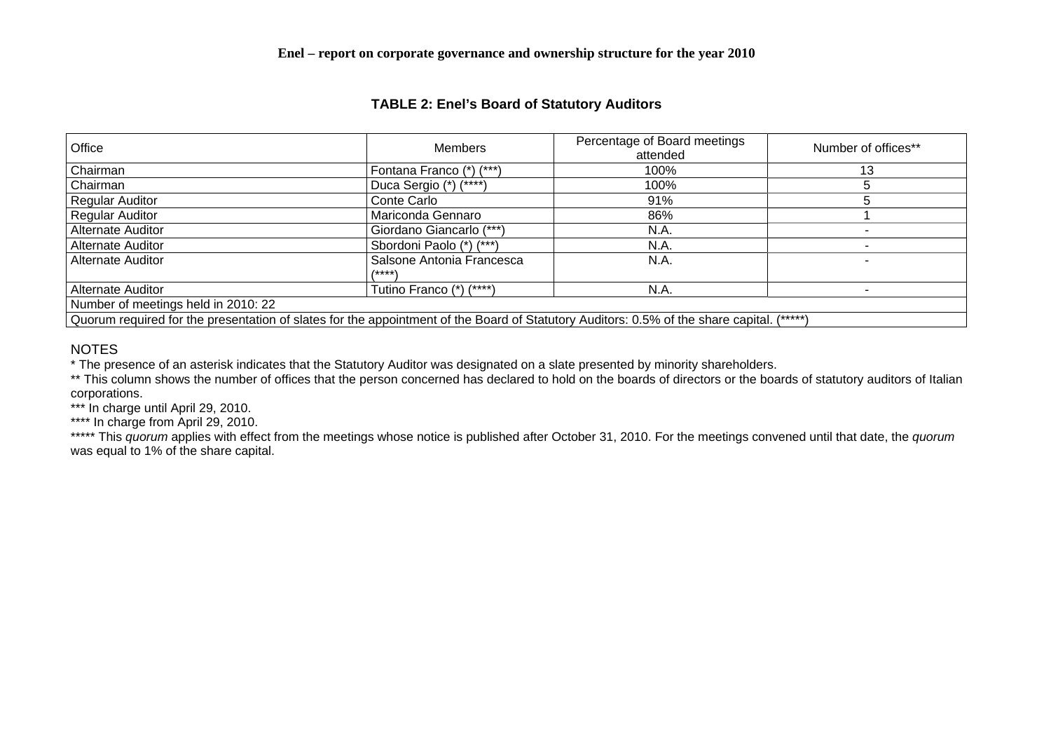**Enel – report on corporate governance and ownership structure for the year 2010**

## TABLE 2: Enel's Board of Statutory Auditors

| Office | Members | Percentage of Board meetings attended | Number of offices** |
|---|---|---|---|
| Chairman | Fontana Franco (*) (***) | 100% | 13 |
| Chairman | Duca Sergio (*) (****) | 100% | 5 |
| Regular Auditor | Conte Carlo | 91% | 5 |
| Regular Auditor | Mariconda Gennaro | 86% | 1 |
| Alternate Auditor | Giordano Giancarlo (***) | N.A. | - |
| Alternate Auditor | Sbordoni Paolo (*) (***) | N.A. | - |
| Alternate Auditor | Salsone Antonia Francesca (****) | N.A. | - |
| Alternate Auditor | Tutino Franco (*) (****) | N.A. | - |
| Number of meetings held in 2010: 22 | | | |
| Quorum required for the presentation of slates for the appointment of the Board of Statutory Auditors: 0.5% of the share capital. (*****) | | | |

NOTES

* The presence of an asterisk indicates that the Statutory Auditor was designated on a slate presented by minority shareholders.

** This column shows the number of offices that the person concerned has declared to hold on the boards of directors or the boards of statutory auditors of Italian corporations.

*** In charge until April 29, 2010.

**** In charge from April 29, 2010.

***** This *quorum* applies with effect from the meetings whose notice is published after October 31, 2010. For the meetings convened until that date, the *quorum* was equal to 1% of the share capital.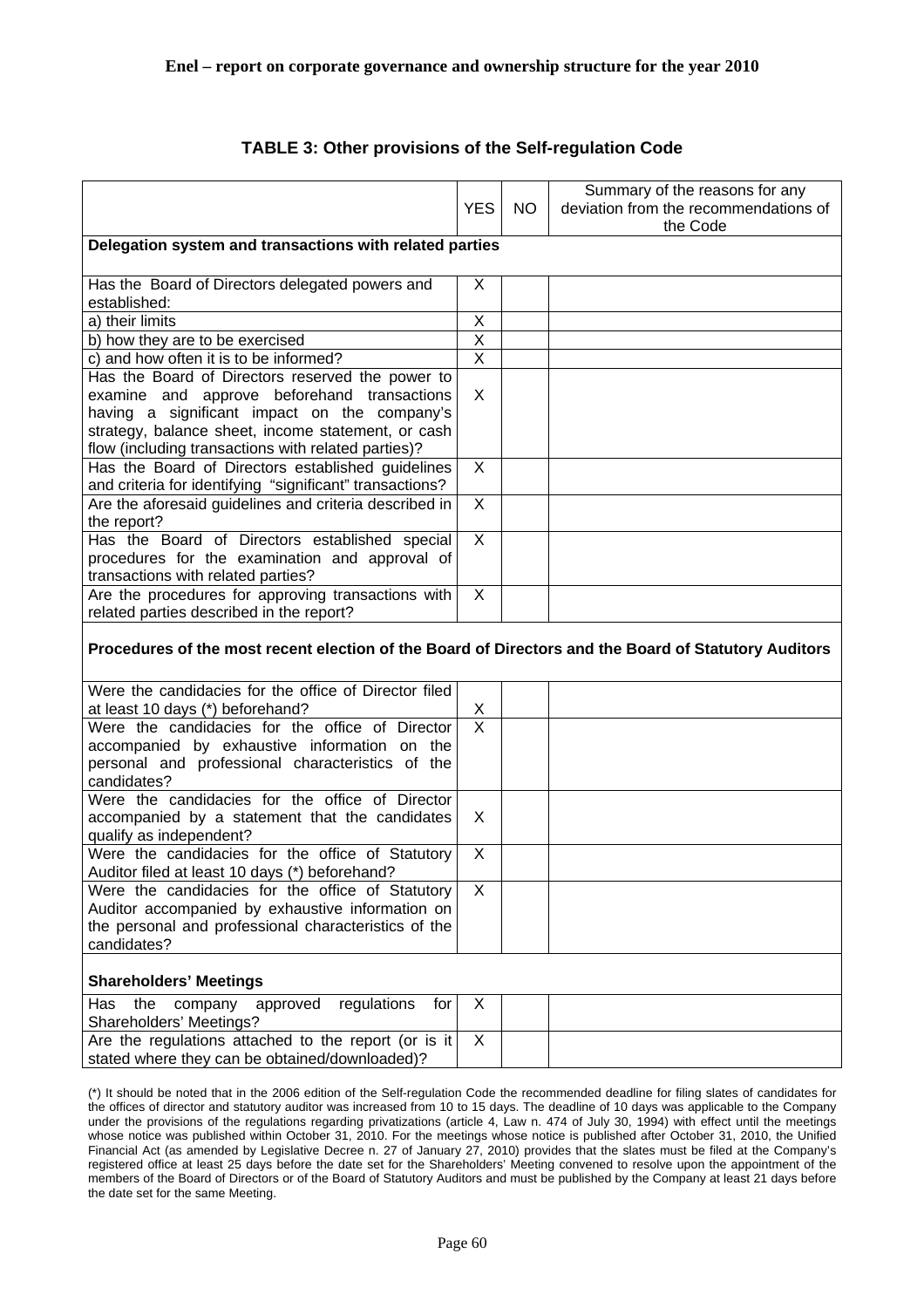## TABLE 3: Other provisions of the Self-regulation Code

| | YES | NO | Summary of the reasons for any deviation from the recommendations of the Code |
|---|---|---|---|
| **Delegation system and transactions with related parties** | | | |
| Has the Board of Directors delegated powers and established: | X | | |
| a) their limits | X | | |
| b) how they are to be exercised | X | | |
| c) and how often it is to be informed? | X | | |
| Has the Board of Directors reserved the power to examine and approve beforehand transactions having a significant impact on the company's strategy, balance sheet, income statement, or cash flow (including transactions with related parties)? | X | | |
| Has the Board of Directors established guidelines and criteria for identifying "significant" transactions? | X | | |
| Are the aforesaid guidelines and criteria described in the report? | X | | |
| Has the Board of Directors established special procedures for the examination and approval of transactions with related parties? | X | | |
| Are the procedures for approving transactions with related parties described in the report? | X | | |
| **Procedures of the most recent election of the Board of Directors and the Board of Statutory Auditors** | | | |
| Were the candidacies for the office of Director filed at least 10 days (*) beforehand? | X | | |
| Were the candidacies for the office of Director accompanied by exhaustive information on the personal and professional characteristics of the candidates? | X | | |
| Were the candidacies for the office of Director accompanied by a statement that the candidates qualify as independent? | X | | |
| Were the candidacies for the office of Statutory Auditor filed at least 10 days (*) beforehand? | X | | |
| Were the candidacies for the office of Statutory Auditor accompanied by exhaustive information on the personal and professional characteristics of the candidates? | X | | |
| **Shareholders' Meetings** | | | |
| Has the company approved regulations for Shareholders' Meetings? | X | | |
| Are the regulations attached to the report (or is it stated where they can be obtained/downloaded)? | X | | |

(*) It should be noted that in the 2006 edition of the Self-regulation Code the recommended deadline for filing slates of candidates for the offices of director and statutory auditor was increased from 10 to 15 days. The deadline of 10 days was applicable to the Company under the provisions of the regulations regarding privatizations (article 4, Law n. 474 of July 30, 1994) with effect until the meetings whose notice was published within October 31, 2010. For the meetings whose notice is published after October 31, 2010, the Unified Financial Act (as amended by Legislative Decree n. 27 of January 27, 2010) provides that the slates must be filed at the Company's registered office at least 25 days before the date set for the Shareholders' Meeting convened to resolve upon the appointment of the members of the Board of Directors or of the Board of Statutory Auditors and must be published by the Company at least 21 days before the date set for the same Meeting.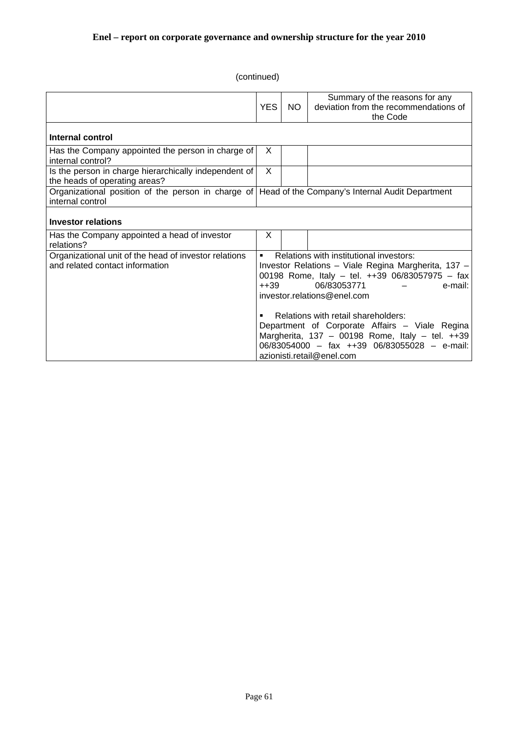(continued)

| | YES | NO | Summary of the reasons for any deviation from the recommendations of the Code |
|---|---|---|---|
| **Internal control** | | | |
| Has the Company appointed the person in charge of internal control? | X | | |
| Is the person in charge hierarchically independent of the heads of operating areas? | X | | |
| Organizational position of the person in charge of internal control | Head of the Company's Internal Audit Department | | |
| **Investor relations** | | | |
| Has the Company appointed a head of investor relations? | X | | |
| Organizational unit of the head of investor relations and related contact information | ▪ Relations with institutional investors: Investor Relations – Viale Regina Margherita, 137 – 00198 Rome, Italy – tel. ++39 06/83057975 – fax ++39 06/83053771 – e-mail: investor.relations@enel.com<br><br>▪ Relations with retail shareholders: Department of Corporate Affairs – Viale Regina Margherita, 137 – 00198 Rome, Italy – tel. ++39 06/83054000 – fax ++39 06/83055028 – e-mail: azionisti.retail@enel.com | | |